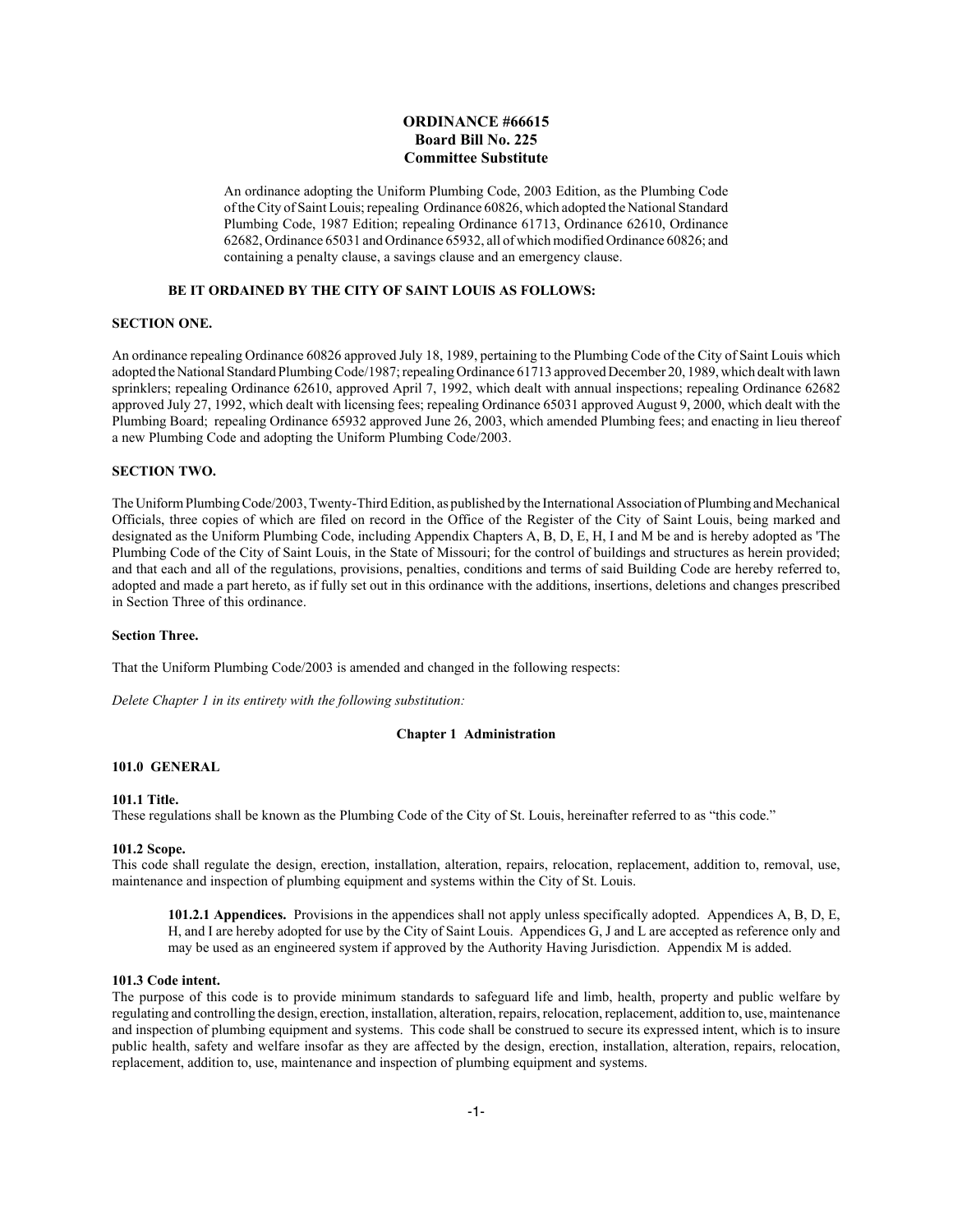# ORDINANCE #66615
## Board Bill No. 225
## Committee Substitute

An ordinance adopting the Uniform Plumbing Code, 2003 Edition, as the Plumbing Code of the City of Saint Louis; repealing Ordinance 60826, which adopted the National Standard Plumbing Code, 1987 Edition; repealing Ordinance 61713, Ordinance 62610, Ordinance 62682, Ordinance 65031 and Ordinance 65932, all of which modified Ordinance 60826; and containing a penalty clause, a savings clause and an emergency clause.

**BE IT ORDAINED BY THE CITY OF SAINT LOUIS AS FOLLOWS:**

**SECTION ONE.**

An ordinance repealing Ordinance 60826 approved July 18, 1989, pertaining to the Plumbing Code of the City of Saint Louis which adopted the National Standard Plumbing Code/1987; repealing Ordinance 61713 approved December 20, 1989, which dealt with lawn sprinklers; repealing Ordinance 62610, approved April 7, 1992, which dealt with annual inspections; repealing Ordinance 62682 approved July 27, 1992, which dealt with licensing fees; repealing Ordinance 65031 approved August 9, 2000, which dealt with the Plumbing Board; repealing Ordinance 65932 approved June 26, 2003, which amended Plumbing fees; and enacting in lieu thereof a new Plumbing Code and adopting the Uniform Plumbing Code/2003.

**SECTION TWO.**

The Uniform Plumbing Code/2003, Twenty-Third Edition, as published by the International Association of Plumbing and Mechanical Officials, three copies of which are filed on record in the Office of the Register of the City of Saint Louis, being marked and designated as the Uniform Plumbing Code, including Appendix Chapters A, B, D, E, H, I and M be and is hereby adopted as 'The Plumbing Code of the City of Saint Louis, in the State of Missouri; for the control of buildings and structures as herein provided; and that each and all of the regulations, provisions, penalties, conditions and terms of said Building Code are hereby referred to, adopted and made a part hereto, as if fully set out in this ordinance with the additions, insertions, deletions and changes prescribed in Section Three of this ordinance.

**Section Three.**

That the Uniform Plumbing Code/2003 is amended and changed in the following respects:

*Delete Chapter 1 in its entirety with the following substitution:*

## Chapter 1 Administration

### 101.0 GENERAL

**101.1 Title.**
These regulations shall be known as the Plumbing Code of the City of St. Louis, hereinafter referred to as "this code."

**101.2 Scope.**
This code shall regulate the design, erection, installation, alteration, repairs, relocation, replacement, addition to, removal, use, maintenance and inspection of plumbing equipment and systems within the City of St. Louis.

> **101.2.1 Appendices.** Provisions in the appendices shall not apply unless specifically adopted. Appendices A, B, D, E, H, and I are hereby adopted for use by the City of Saint Louis. Appendices G, J and L are accepted as reference only and may be used as an engineered system if approved by the Authority Having Jurisdiction. Appendix M is added.

**101.3 Code intent.**
The purpose of this code is to provide minimum standards to safeguard life and limb, health, property and public welfare by regulating and controlling the design, erection, installation, alteration, repairs, relocation, replacement, addition to, use, maintenance and inspection of plumbing equipment and systems. This code shall be construed to secure its expressed intent, which is to insure public health, safety and welfare insofar as they are affected by the design, erection, installation, alteration, repairs, relocation, replacement, addition to, use, maintenance and inspection of plumbing equipment and systems.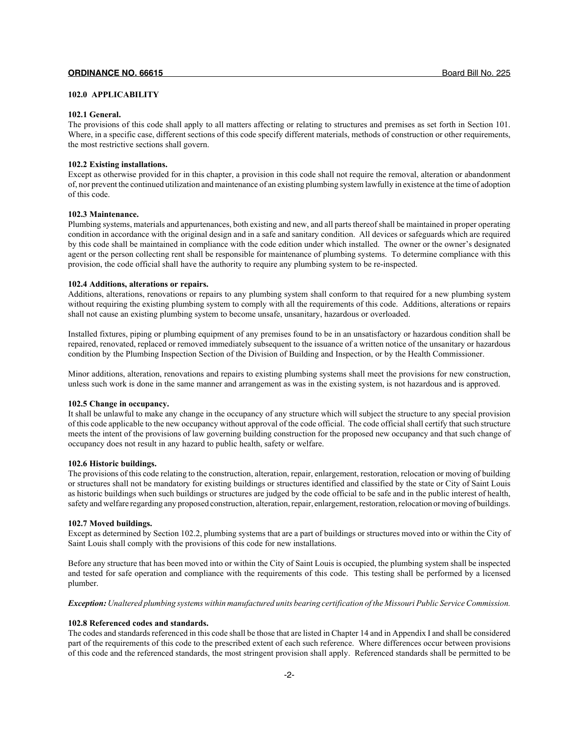### 102.0 APPLICABILITY

**102.1 General.**
The provisions of this code shall apply to all matters affecting or relating to structures and premises as set forth in Section 101. Where, in a specific case, different sections of this code specify different materials, methods of construction or other requirements, the most restrictive sections shall govern.

**102.2 Existing installations.**
Except as otherwise provided for in this chapter, a provision in this code shall not require the removal, alteration or abandonment of, nor prevent the continued utilization and maintenance of an existing plumbing system lawfully in existence at the time of adoption of this code.

**102.3 Maintenance.**
Plumbing systems, materials and appurtenances, both existing and new, and all parts thereof shall be maintained in proper operating condition in accordance with the original design and in a safe and sanitary condition. All devices or safeguards which are required by this code shall be maintained in compliance with the code edition under which installed. The owner or the owner's designated agent or the person collecting rent shall be responsible for maintenance of plumbing systems. To determine compliance with this provision, the code official shall have the authority to require any plumbing system to be re-inspected.

**102.4 Additions, alterations or repairs.**
Additions, alterations, renovations or repairs to any plumbing system shall conform to that required for a new plumbing system without requiring the existing plumbing system to comply with all the requirements of this code. Additions, alterations or repairs shall not cause an existing plumbing system to become unsafe, unsanitary, hazardous or overloaded.

Installed fixtures, piping or plumbing equipment of any premises found to be in an unsatisfactory or hazardous condition shall be repaired, renovated, replaced or removed immediately subsequent to the issuance of a written notice of the unsanitary or hazardous condition by the Plumbing Inspection Section of the Division of Building and Inspection, or by the Health Commissioner.

Minor additions, alteration, renovations and repairs to existing plumbing systems shall meet the provisions for new construction, unless such work is done in the same manner and arrangement as was in the existing system, is not hazardous and is approved.

**102.5 Change in occupancy.**
It shall be unlawful to make any change in the occupancy of any structure which will subject the structure to any special provision of this code applicable to the new occupancy without approval of the code official. The code official shall certify that such structure meets the intent of the provisions of law governing building construction for the proposed new occupancy and that such change of occupancy does not result in any hazard to public health, safety or welfare.

**102.6 Historic buildings.**
The provisions of this code relating to the construction, alteration, repair, enlargement, restoration, relocation or moving of building or structures shall not be mandatory for existing buildings or structures identified and classified by the state or City of Saint Louis as historic buildings when such buildings or structures are judged by the code official to be safe and in the public interest of health, safety and welfare regarding any proposed construction, alteration, repair, enlargement, restoration, relocation or moving of buildings.

**102.7 Moved buildings.**
Except as determined by Section 102.2, plumbing systems that are a part of buildings or structures moved into or within the City of Saint Louis shall comply with the provisions of this code for new installations.

Before any structure that has been moved into or within the City of Saint Louis is occupied, the plumbing system shall be inspected and tested for safe operation and compliance with the requirements of this code. This testing shall be performed by a licensed plumber.

***Exception:*** *Unaltered plumbing systems within manufactured units bearing certification of the Missouri Public Service Commission.*

**102.8 Referenced codes and standards.**
The codes and standards referenced in this code shall be those that are listed in Chapter 14 and in Appendix I and shall be considered part of the requirements of this code to the prescribed extent of each such reference. Where differences occur between provisions of this code and the referenced standards, the most stringent provision shall apply. Referenced standards shall be permitted to be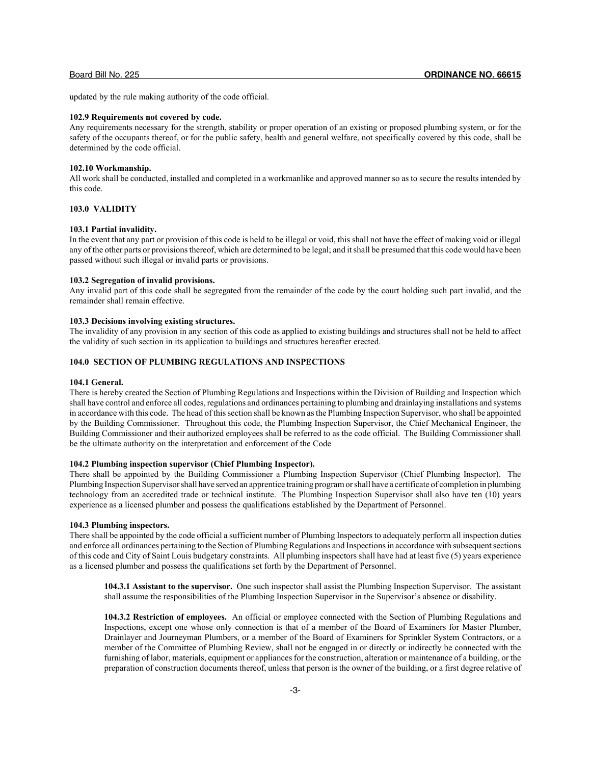updated by the rule making authority of the code official.

**102.9 Requirements not covered by code.**
Any requirements necessary for the strength, stability or proper operation of an existing or proposed plumbing system, or for the safety of the occupants thereof, or for the public safety, health and general welfare, not specifically covered by this code, shall be determined by the code official.

**102.10 Workmanship.**
All work shall be conducted, installed and completed in a workmanlike and approved manner so as to secure the results intended by this code.

**103.0 VALIDITY**

**103.1 Partial invalidity.**
In the event that any part or provision of this code is held to be illegal or void, this shall not have the effect of making void or illegal any of the other parts or provisions thereof, which are determined to be legal; and it shall be presumed that this code would have been passed without such illegal or invalid parts or provisions.

**103.2 Segregation of invalid provisions.**
Any invalid part of this code shall be segregated from the remainder of the code by the court holding such part invalid, and the remainder shall remain effective.

**103.3 Decisions involving existing structures.**
The invalidity of any provision in any section of this code as applied to existing buildings and structures shall not be held to affect the validity of such section in its application to buildings and structures hereafter erected.

**104.0 SECTION OF PLUMBING REGULATIONS AND INSPECTIONS**

**104.1 General.**
There is hereby created the Section of Plumbing Regulations and Inspections within the Division of Building and Inspection which shall have control and enforce all codes, regulations and ordinances pertaining to plumbing and drainlaying installations and systems in accordance with this code. The head of this section shall be known as the Plumbing Inspection Supervisor, who shall be appointed by the Building Commissioner. Throughout this code, the Plumbing Inspection Supervisor, the Chief Mechanical Engineer, the Building Commissioner and their authorized employees shall be referred to as the code official. The Building Commissioner shall be the ultimate authority on the interpretation and enforcement of the Code

**104.2 Plumbing inspection supervisor (Chief Plumbing Inspector).**
There shall be appointed by the Building Commissioner a Plumbing Inspection Supervisor (Chief Plumbing Inspector). The Plumbing Inspection Supervisor shall have served an apprentice training program or shall have a certificate of completion in plumbing technology from an accredited trade or technical institute. The Plumbing Inspection Supervisor shall also have ten (10) years experience as a licensed plumber and possess the qualifications established by the Department of Personnel.

**104.3 Plumbing inspectors.**
There shall be appointed by the code official a sufficient number of Plumbing Inspectors to adequately perform all inspection duties and enforce all ordinances pertaining to the Section of Plumbing Regulations and Inspections in accordance with subsequent sections of this code and City of Saint Louis budgetary constraints. All plumbing inspectors shall have had at least five (5) years experience as a licensed plumber and possess the qualifications set forth by the Department of Personnel.

> **104.3.1 Assistant to the supervisor.** One such inspector shall assist the Plumbing Inspection Supervisor. The assistant shall assume the responsibilities of the Plumbing Inspection Supervisor in the Supervisor's absence or disability.
>
> **104.3.2 Restriction of employees.** An official or employee connected with the Section of Plumbing Regulations and Inspections, except one whose only connection is that of a member of the Board of Examiners for Master Plumber, Drainlayer and Journeyman Plumbers, or a member of the Board of Examiners for Sprinkler System Contractors, or a member of the Committee of Plumbing Review, shall not be engaged in or directly or indirectly be connected with the furnishing of labor, materials, equipment or appliances for the construction, alteration or maintenance of a building, or the preparation of construction documents thereof, unless that person is the owner of the building, or a first degree relative of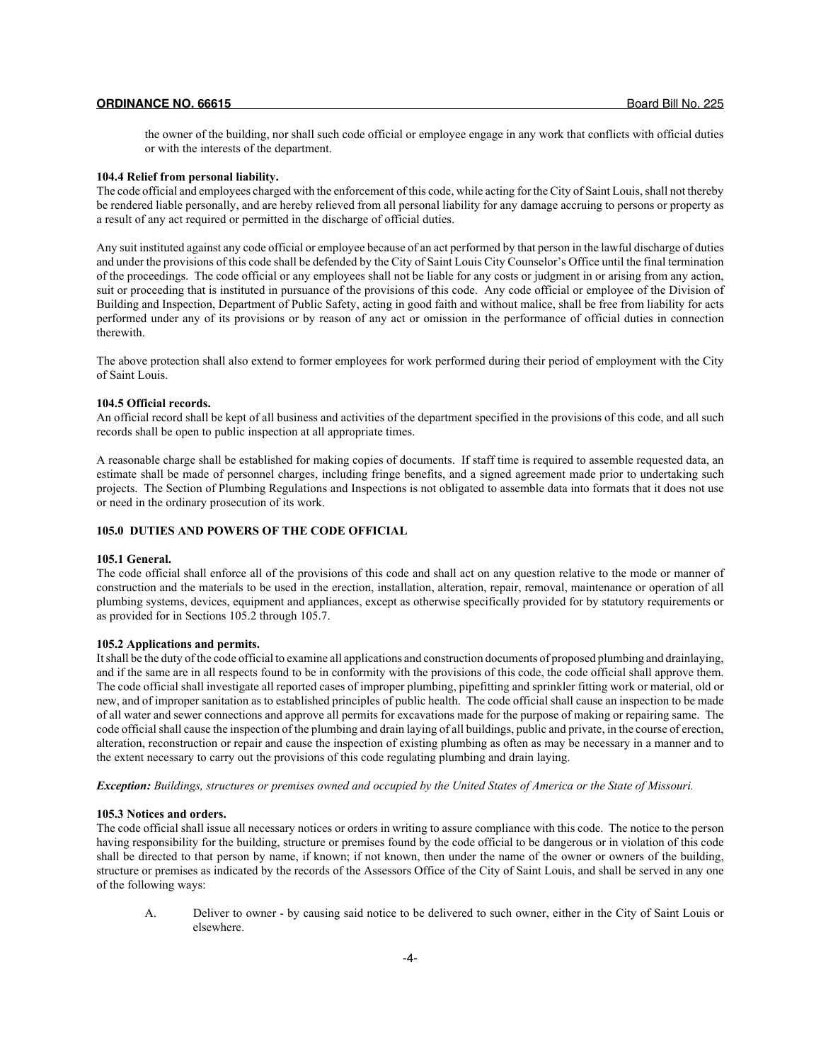the owner of the building, nor shall such code official or employee engage in any work that conflicts with official duties or with the interests of the department.

**104.4 Relief from personal liability.**
The code official and employees charged with the enforcement of this code, while acting for the City of Saint Louis, shall not thereby be rendered liable personally, and are hereby relieved from all personal liability for any damage accruing to persons or property as a result of any act required or permitted in the discharge of official duties.

Any suit instituted against any code official or employee because of an act performed by that person in the lawful discharge of duties and under the provisions of this code shall be defended by the City of Saint Louis City Counselor's Office until the final termination of the proceedings. The code official or any employees shall not be liable for any costs or judgment in or arising from any action, suit or proceeding that is instituted in pursuance of the provisions of this code. Any code official or employee of the Division of Building and Inspection, Department of Public Safety, acting in good faith and without malice, shall be free from liability for acts performed under any of its provisions or by reason of any act or omission in the performance of official duties in connection therewith.

The above protection shall also extend to former employees for work performed during their period of employment with the City of Saint Louis.

**104.5 Official records.**
An official record shall be kept of all business and activities of the department specified in the provisions of this code, and all such records shall be open to public inspection at all appropriate times.

A reasonable charge shall be established for making copies of documents. If staff time is required to assemble requested data, an estimate shall be made of personnel charges, including fringe benefits, and a signed agreement made prior to undertaking such projects. The Section of Plumbing Regulations and Inspections is not obligated to assemble data into formats that it does not use or need in the ordinary prosecution of its work.

**105.0 DUTIES AND POWERS OF THE CODE OFFICIAL**

**105.1 General.**
The code official shall enforce all of the provisions of this code and shall act on any question relative to the mode or manner of construction and the materials to be used in the erection, installation, alteration, repair, removal, maintenance or operation of all plumbing systems, devices, equipment and appliances, except as otherwise specifically provided for by statutory requirements or as provided for in Sections 105.2 through 105.7.

**105.2 Applications and permits.**
It shall be the duty of the code official to examine all applications and construction documents of proposed plumbing and drainlaying, and if the same are in all respects found to be in conformity with the provisions of this code, the code official shall approve them. The code official shall investigate all reported cases of improper plumbing, pipefitting and sprinkler fitting work or material, old or new, and of improper sanitation as to established principles of public health. The code official shall cause an inspection to be made of all water and sewer connections and approve all permits for excavations made for the purpose of making or repairing same. The code official shall cause the inspection of the plumbing and drain laying of all buildings, public and private, in the course of erection, alteration, reconstruction or repair and cause the inspection of existing plumbing as often as may be necessary in a manner and to the extent necessary to carry out the provisions of this code regulating plumbing and drain laying.

***Exception:*** *Buildings, structures or premises owned and occupied by the United States of America or the State of Missouri.*

**105.3 Notices and orders.**
The code official shall issue all necessary notices or orders in writing to assure compliance with this code. The notice to the person having responsibility for the building, structure or premises found by the code official to be dangerous or in violation of this code shall be directed to that person by name, if known; if not known, then under the name of the owner or owners of the building, structure or premises as indicated by the records of the Assessors Office of the City of Saint Louis, and shall be served in any one of the following ways:

A. Deliver to owner - by causing said notice to be delivered to such owner, either in the City of Saint Louis or elsewhere.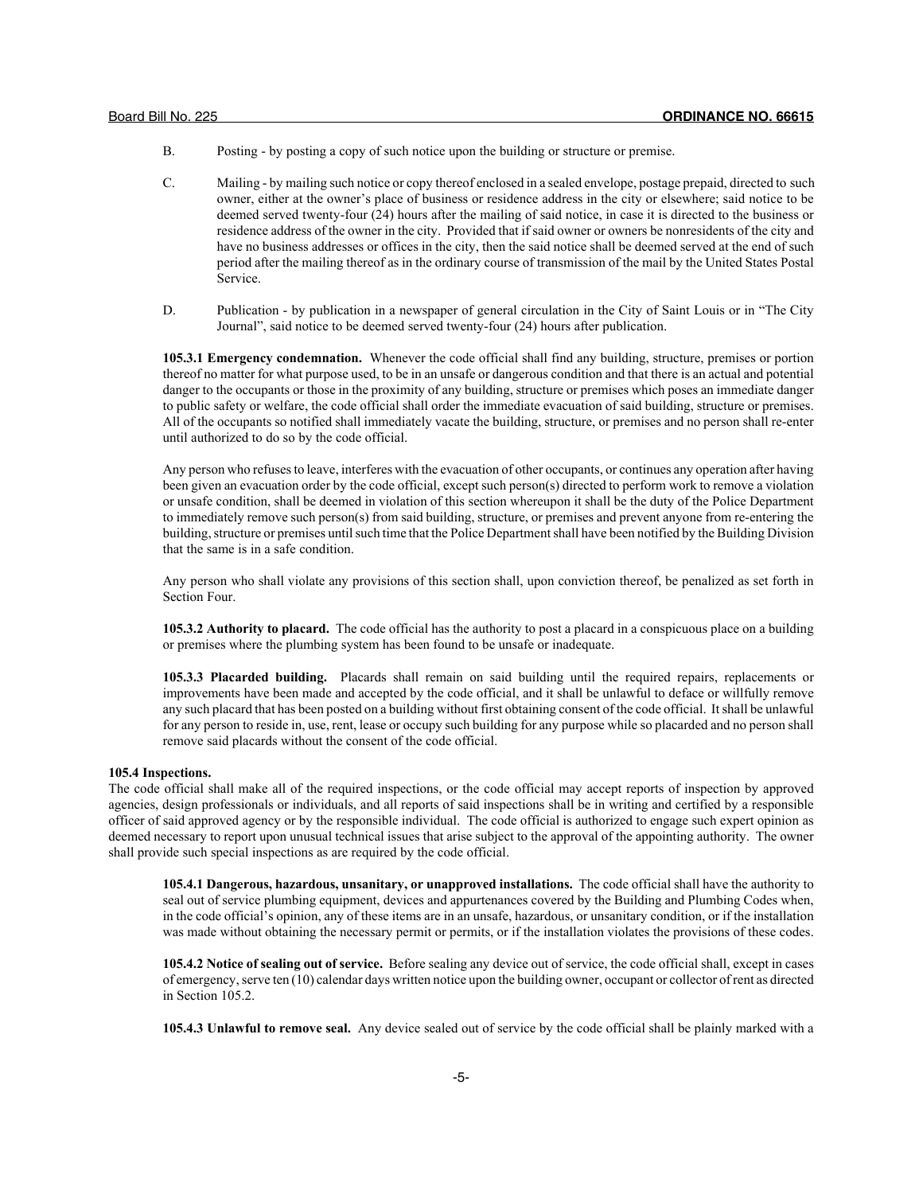B. Posting - by posting a copy of such notice upon the building or structure or premise.

C. Mailing - by mailing such notice or copy thereof enclosed in a sealed envelope, postage prepaid, directed to such owner, either at the owner's place of business or residence address in the city or elsewhere; said notice to be deemed served twenty-four (24) hours after the mailing of said notice, in case it is directed to the business or residence address of the owner in the city. Provided that if said owner or owners be nonresidents of the city and have no business addresses or offices in the city, then the said notice shall be deemed served at the end of such period after the mailing thereof as in the ordinary course of transmission of the mail by the United States Postal Service.

D. Publication - by publication in a newspaper of general circulation in the City of Saint Louis or in "The City Journal", said notice to be deemed served twenty-four (24) hours after publication.

**105.3.1 Emergency condemnation.** Whenever the code official shall find any building, structure, premises or portion thereof no matter for what purpose used, to be in an unsafe or dangerous condition and that there is an actual and potential danger to the occupants or those in the proximity of any building, structure or premises which poses an immediate danger to public safety or welfare, the code official shall order the immediate evacuation of said building, structure or premises. All of the occupants so notified shall immediately vacate the building, structure, or premises and no person shall re-enter until authorized to do so by the code official.

Any person who refuses to leave, interferes with the evacuation of other occupants, or continues any operation after having been given an evacuation order by the code official, except such person(s) directed to perform work to remove a violation or unsafe condition, shall be deemed in violation of this section whereupon it shall be the duty of the Police Department to immediately remove such person(s) from said building, structure, or premises and prevent anyone from re-entering the building, structure or premises until such time that the Police Department shall have been notified by the Building Division that the same is in a safe condition.

Any person who shall violate any provisions of this section shall, upon conviction thereof, be penalized as set forth in Section Four.

**105.3.2 Authority to placard.** The code official has the authority to post a placard in a conspicuous place on a building or premises where the plumbing system has been found to be unsafe or inadequate.

**105.3.3 Placarded building.** Placards shall remain on said building until the required repairs, replacements or improvements have been made and accepted by the code official, and it shall be unlawful to deface or willfully remove any such placard that has been posted on a building without first obtaining consent of the code official. It shall be unlawful for any person to reside in, use, rent, lease or occupy such building for any purpose while so placarded and no person shall remove said placards without the consent of the code official.

**105.4 Inspections.**
The code official shall make all of the required inspections, or the code official may accept reports of inspection by approved agencies, design professionals or individuals, and all reports of said inspections shall be in writing and certified by a responsible officer of said approved agency or by the responsible individual. The code official is authorized to engage such expert opinion as deemed necessary to report upon unusual technical issues that arise subject to the approval of the appointing authority. The owner shall provide such special inspections as are required by the code official.

**105.4.1 Dangerous, hazardous, unsanitary, or unapproved installations.** The code official shall have the authority to seal out of service plumbing equipment, devices and appurtenances covered by the Building and Plumbing Codes when, in the code official's opinion, any of these items are in an unsafe, hazardous, or unsanitary condition, or if the installation was made without obtaining the necessary permit or permits, or if the installation violates the provisions of these codes.

**105.4.2 Notice of sealing out of service.** Before sealing any device out of service, the code official shall, except in cases of emergency, serve ten (10) calendar days written notice upon the building owner, occupant or collector of rent as directed in Section 105.2.

**105.4.3 Unlawful to remove seal.** Any device sealed out of service by the code official shall be plainly marked with a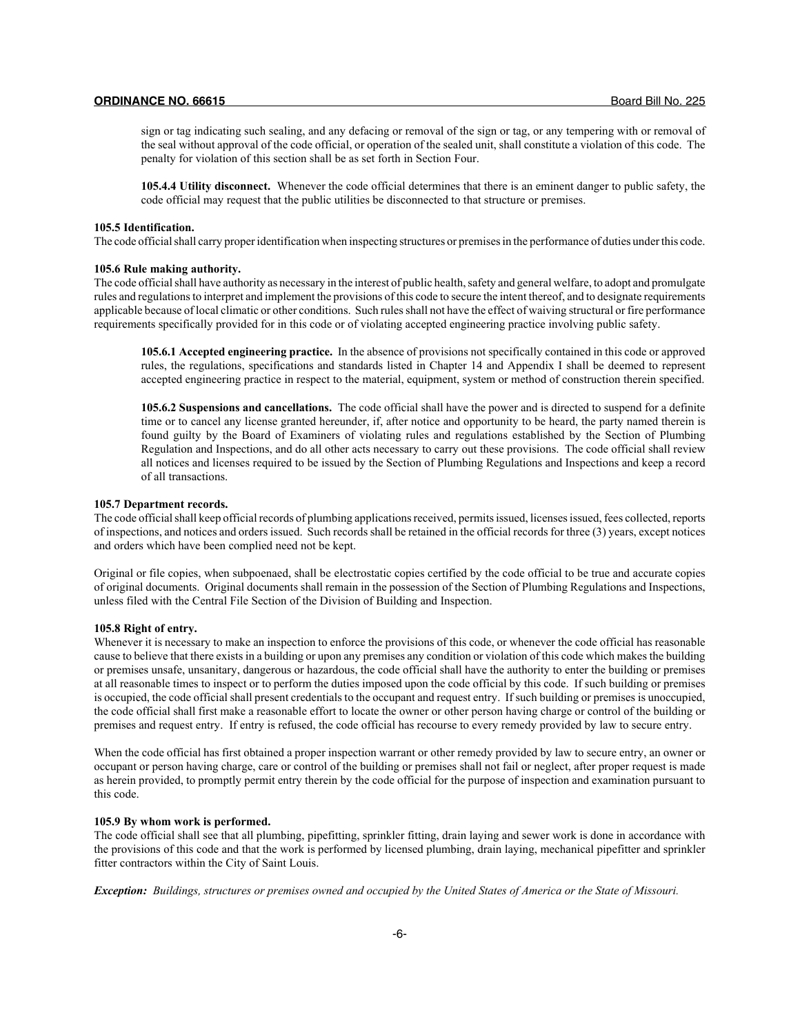sign or tag indicating such sealing, and any defacing or removal of the sign or tag, or any tempering with or removal of the seal without approval of the code official, or operation of the sealed unit, shall constitute a violation of this code. The penalty for violation of this section shall be as set forth in Section Four.

**105.4.4 Utility disconnect.** Whenever the code official determines that there is an eminent danger to public safety, the code official may request that the public utilities be disconnected to that structure or premises.

**105.5 Identification.**
The code official shall carry proper identification when inspecting structures or premises in the performance of duties under this code.

**105.6 Rule making authority.**
The code official shall have authority as necessary in the interest of public health, safety and general welfare, to adopt and promulgate rules and regulations to interpret and implement the provisions of this code to secure the intent thereof, and to designate requirements applicable because of local climatic or other conditions. Such rules shall not have the effect of waiving structural or fire performance requirements specifically provided for in this code or of violating accepted engineering practice involving public safety.

**105.6.1 Accepted engineering practice.** In the absence of provisions not specifically contained in this code or approved rules, the regulations, specifications and standards listed in Chapter 14 and Appendix I shall be deemed to represent accepted engineering practice in respect to the material, equipment, system or method of construction therein specified.

**105.6.2 Suspensions and cancellations.** The code official shall have the power and is directed to suspend for a definite time or to cancel any license granted hereunder, if, after notice and opportunity to be heard, the party named therein is found guilty by the Board of Examiners of violating rules and regulations established by the Section of Plumbing Regulation and Inspections, and do all other acts necessary to carry out these provisions. The code official shall review all notices and licenses required to be issued by the Section of Plumbing Regulations and Inspections and keep a record of all transactions.

**105.7 Department records.**
The code official shall keep official records of plumbing applications received, permits issued, licenses issued, fees collected, reports of inspections, and notices and orders issued. Such records shall be retained in the official records for three (3) years, except notices and orders which have been complied need not be kept.

Original or file copies, when subpoenaed, shall be electrostatic copies certified by the code official to be true and accurate copies of original documents. Original documents shall remain in the possession of the Section of Plumbing Regulations and Inspections, unless filed with the Central File Section of the Division of Building and Inspection.

**105.8 Right of entry.**
Whenever it is necessary to make an inspection to enforce the provisions of this code, or whenever the code official has reasonable cause to believe that there exists in a building or upon any premises any condition or violation of this code which makes the building or premises unsafe, unsanitary, dangerous or hazardous, the code official shall have the authority to enter the building or premises at all reasonable times to inspect or to perform the duties imposed upon the code official by this code. If such building or premises is occupied, the code official shall present credentials to the occupant and request entry. If such building or premises is unoccupied, the code official shall first make a reasonable effort to locate the owner or other person having charge or control of the building or premises and request entry. If entry is refused, the code official has recourse to every remedy provided by law to secure entry.

When the code official has first obtained a proper inspection warrant or other remedy provided by law to secure entry, an owner or occupant or person having charge, care or control of the building or premises shall not fail or neglect, after proper request is made as herein provided, to promptly permit entry therein by the code official for the purpose of inspection and examination pursuant to this code.

**105.9 By whom work is performed.**
The code official shall see that all plumbing, pipefitting, sprinkler fitting, drain laying and sewer work is done in accordance with the provisions of this code and that the work is performed by licensed plumbing, drain laying, mechanical pipefitter and sprinkler fitter contractors within the City of Saint Louis.

***Exception:*** *Buildings, structures or premises owned and occupied by the United States of America or the State of Missouri.*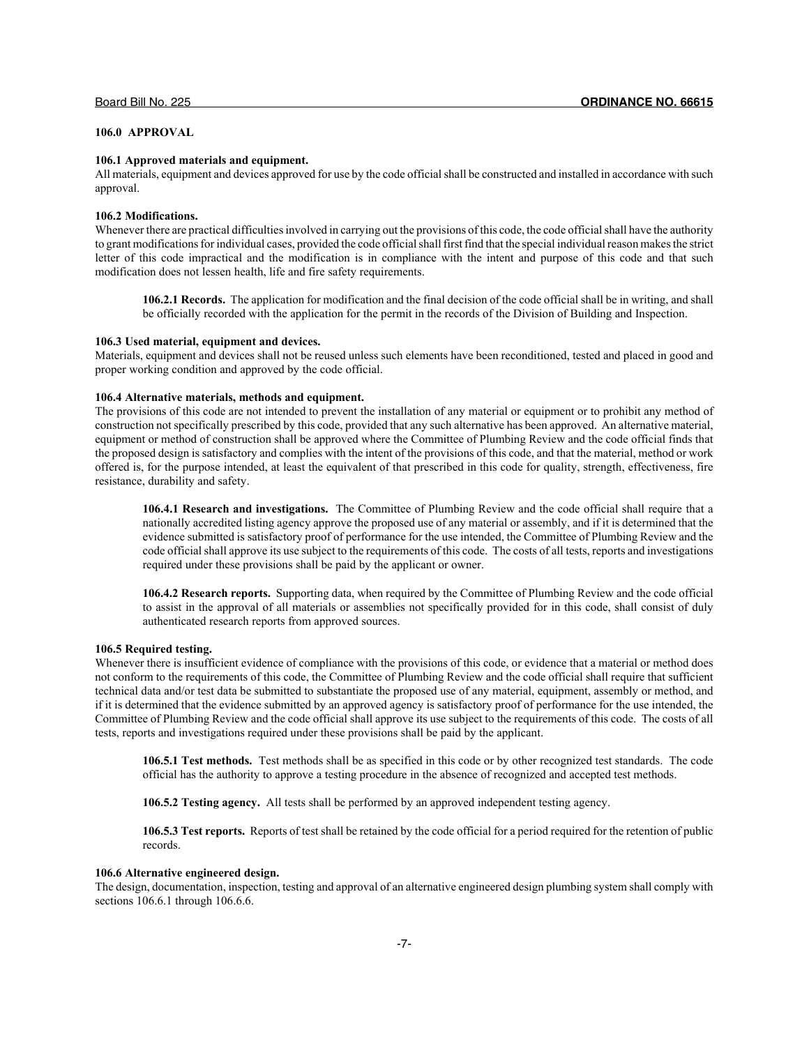## 106.0 APPROVAL

### 106.1 Approved materials and equipment.

All materials, equipment and devices approved for use by the code official shall be constructed and installed in accordance with such approval.

### 106.2 Modifications.

Whenever there are practical difficulties involved in carrying out the provisions of this code, the code official shall have the authority to grant modifications for individual cases, provided the code official shall first find that the special individual reason makes the strict letter of this code impractical and the modification is in compliance with the intent and purpose of this code and that such modification does not lessen health, life and fire safety requirements.

**106.2.1 Records.** The application for modification and the final decision of the code official shall be in writing, and shall be officially recorded with the application for the permit in the records of the Division of Building and Inspection.

### 106.3 Used material, equipment and devices.

Materials, equipment and devices shall not be reused unless such elements have been reconditioned, tested and placed in good and proper working condition and approved by the code official.

### 106.4 Alternative materials, methods and equipment.

The provisions of this code are not intended to prevent the installation of any material or equipment or to prohibit any method of construction not specifically prescribed by this code, provided that any such alternative has been approved. An alternative material, equipment or method of construction shall be approved where the Committee of Plumbing Review and the code official finds that the proposed design is satisfactory and complies with the intent of the provisions of this code, and that the material, method or work offered is, for the purpose intended, at least the equivalent of that prescribed in this code for quality, strength, effectiveness, fire resistance, durability and safety.

**106.4.1 Research and investigations.** The Committee of Plumbing Review and the code official shall require that a nationally accredited listing agency approve the proposed use of any material or assembly, and if it is determined that the evidence submitted is satisfactory proof of performance for the use intended, the Committee of Plumbing Review and the code official shall approve its use subject to the requirements of this code. The costs of all tests, reports and investigations required under these provisions shall be paid by the applicant or owner.

**106.4.2 Research reports.** Supporting data, when required by the Committee of Plumbing Review and the code official to assist in the approval of all materials or assemblies not specifically provided for in this code, shall consist of duly authenticated research reports from approved sources.

### 106.5 Required testing.

Whenever there is insufficient evidence of compliance with the provisions of this code, or evidence that a material or method does not conform to the requirements of this code, the Committee of Plumbing Review and the code official shall require that sufficient technical data and/or test data be submitted to substantiate the proposed use of any material, equipment, assembly or method, and if it is determined that the evidence submitted by an approved agency is satisfactory proof of performance for the use intended, the Committee of Plumbing Review and the code official shall approve its use subject to the requirements of this code. The costs of all tests, reports and investigations required under these provisions shall be paid by the applicant.

**106.5.1 Test methods.** Test methods shall be as specified in this code or by other recognized test standards. The code official has the authority to approve a testing procedure in the absence of recognized and accepted test methods.

**106.5.2 Testing agency.** All tests shall be performed by an approved independent testing agency.

**106.5.3 Test reports.** Reports of test shall be retained by the code official for a period required for the retention of public records.

### 106.6 Alternative engineered design.

The design, documentation, inspection, testing and approval of an alternative engineered design plumbing system shall comply with sections 106.6.1 through 106.6.6.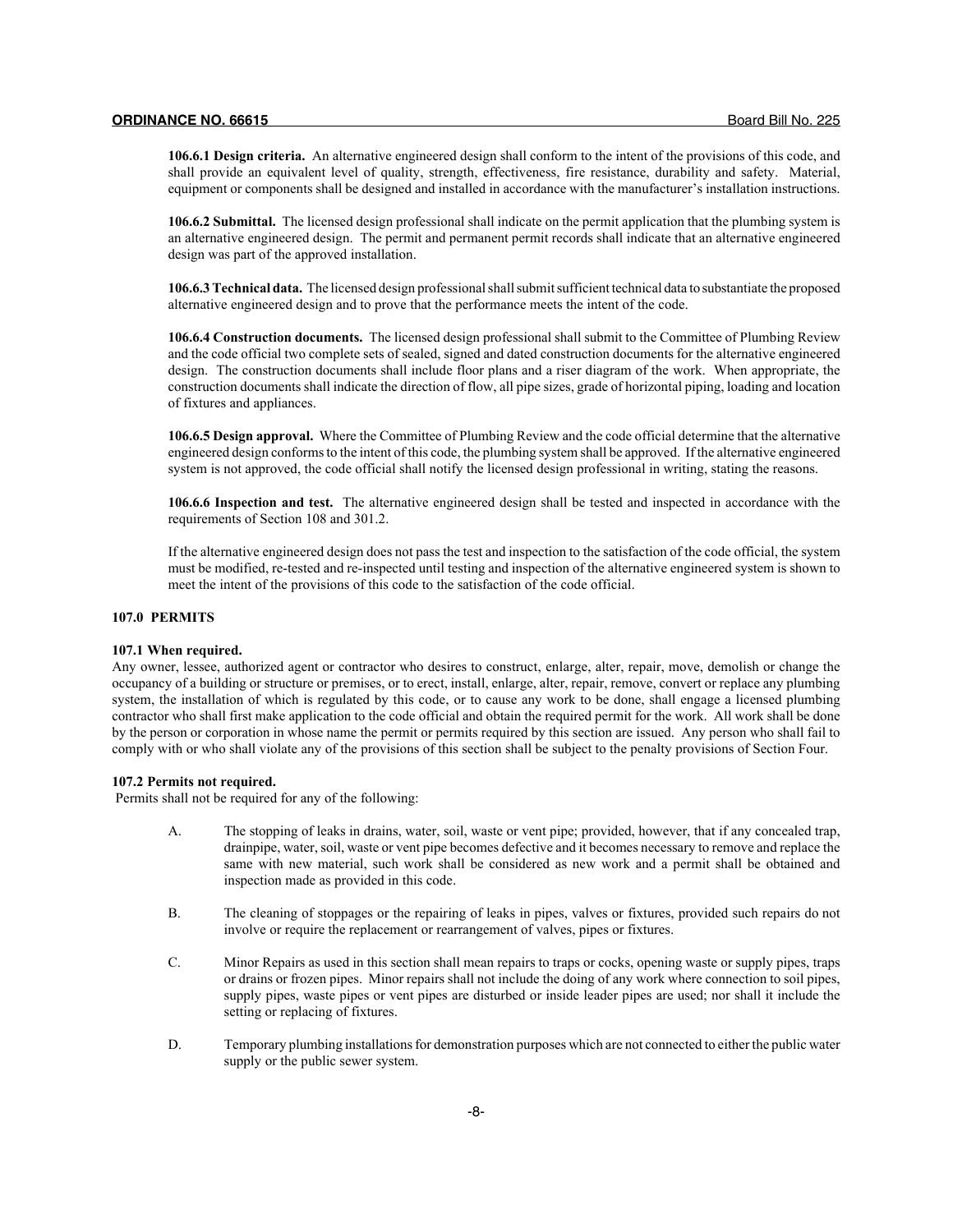**106.6.1 Design criteria.** An alternative engineered design shall conform to the intent of the provisions of this code, and shall provide an equivalent level of quality, strength, effectiveness, fire resistance, durability and safety. Material, equipment or components shall be designed and installed in accordance with the manufacturer's installation instructions.

**106.6.2 Submittal.** The licensed design professional shall indicate on the permit application that the plumbing system is an alternative engineered design. The permit and permanent permit records shall indicate that an alternative engineered design was part of the approved installation.

**106.6.3 Technical data.** The licensed design professional shall submit sufficient technical data to substantiate the proposed alternative engineered design and to prove that the performance meets the intent of the code.

**106.6.4 Construction documents.** The licensed design professional shall submit to the Committee of Plumbing Review and the code official two complete sets of sealed, signed and dated construction documents for the alternative engineered design. The construction documents shall include floor plans and a riser diagram of the work. When appropriate, the construction documents shall indicate the direction of flow, all pipe sizes, grade of horizontal piping, loading and location of fixtures and appliances.

**106.6.5 Design approval.** Where the Committee of Plumbing Review and the code official determine that the alternative engineered design conforms to the intent of this code, the plumbing system shall be approved. If the alternative engineered system is not approved, the code official shall notify the licensed design professional in writing, stating the reasons.

**106.6.6 Inspection and test.** The alternative engineered design shall be tested and inspected in accordance with the requirements of Section 108 and 301.2.

If the alternative engineered design does not pass the test and inspection to the satisfaction of the code official, the system must be modified, re-tested and re-inspected until testing and inspection of the alternative engineered system is shown to meet the intent of the provisions of this code to the satisfaction of the code official.

**107.0 PERMITS**

**107.1 When required.**

Any owner, lessee, authorized agent or contractor who desires to construct, enlarge, alter, repair, move, demolish or change the occupancy of a building or structure or premises, or to erect, install, enlarge, alter, repair, remove, convert or replace any plumbing system, the installation of which is regulated by this code, or to cause any work to be done, shall engage a licensed plumbing contractor who shall first make application to the code official and obtain the required permit for the work. All work shall be done by the person or corporation in whose name the permit or permits required by this section are issued. Any person who shall fail to comply with or who shall violate any of the provisions of this section shall be subject to the penalty provisions of Section Four.

**107.2 Permits not required.**

Permits shall not be required for any of the following:

A. The stopping of leaks in drains, water, soil, waste or vent pipe; provided, however, that if any concealed trap, drainpipe, water, soil, waste or vent pipe becomes defective and it becomes necessary to remove and replace the same with new material, such work shall be considered as new work and a permit shall be obtained and inspection made as provided in this code.

B. The cleaning of stoppages or the repairing of leaks in pipes, valves or fixtures, provided such repairs do not involve or require the replacement or rearrangement of valves, pipes or fixtures.

C. Minor Repairs as used in this section shall mean repairs to traps or cocks, opening waste or supply pipes, traps or drains or frozen pipes. Minor repairs shall not include the doing of any work where connection to soil pipes, supply pipes, waste pipes or vent pipes are disturbed or inside leader pipes are used; nor shall it include the setting or replacing of fixtures.

D. Temporary plumbing installations for demonstration purposes which are not connected to either the public water supply or the public sewer system.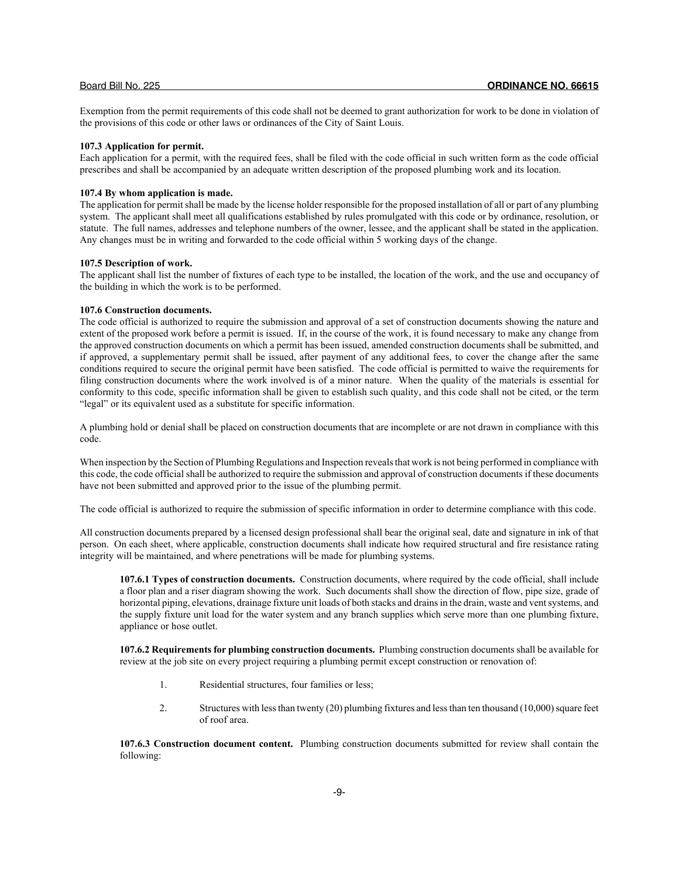Exemption from the permit requirements of this code shall not be deemed to grant authorization for work to be done in violation of the provisions of this code or other laws or ordinances of the City of Saint Louis.

**107.3 Application for permit.**

Each application for a permit, with the required fees, shall be filed with the code official in such written form as the code official prescribes and shall be accompanied by an adequate written description of the proposed plumbing work and its location.

**107.4 By whom application is made.**

The application for permit shall be made by the license holder responsible for the proposed installation of all or part of any plumbing system. The applicant shall meet all qualifications established by rules promulgated with this code or by ordinance, resolution, or statute. The full names, addresses and telephone numbers of the owner, lessee, and the applicant shall be stated in the application. Any changes must be in writing and forwarded to the code official within 5 working days of the change.

**107.5 Description of work.**

The applicant shall list the number of fixtures of each type to be installed, the location of the work, and the use and occupancy of the building in which the work is to be performed.

**107.6 Construction documents.**

The code official is authorized to require the submission and approval of a set of construction documents showing the nature and extent of the proposed work before a permit is issued. If, in the course of the work, it is found necessary to make any change from the approved construction documents on which a permit has been issued, amended construction documents shall be submitted, and if approved, a supplementary permit shall be issued, after payment of any additional fees, to cover the change after the same conditions required to secure the original permit have been satisfied. The code official is permitted to waive the requirements for filing construction documents where the work involved is of a minor nature. When the quality of the materials is essential for conformity to this code, specific information shall be given to establish such quality, and this code shall not be cited, or the term "legal" or its equivalent used as a substitute for specific information.

A plumbing hold or denial shall be placed on construction documents that are incomplete or are not drawn in compliance with this code.

When inspection by the Section of Plumbing Regulations and Inspection reveals that work is not being performed in compliance with this code, the code official shall be authorized to require the submission and approval of construction documents if these documents have not been submitted and approved prior to the issue of the plumbing permit.

The code official is authorized to require the submission of specific information in order to determine compliance with this code.

All construction documents prepared by a licensed design professional shall bear the original seal, date and signature in ink of that person. On each sheet, where applicable, construction documents shall indicate how required structural and fire resistance rating integrity will be maintained, and where penetrations will be made for plumbing systems.

**107.6.1 Types of construction documents.** Construction documents, where required by the code official, shall include a floor plan and a riser diagram showing the work. Such documents shall show the direction of flow, pipe size, grade of horizontal piping, elevations, drainage fixture unit loads of both stacks and drains in the drain, waste and vent systems, and the supply fixture unit load for the water system and any branch supplies which serve more than one plumbing fixture, appliance or hose outlet.

**107.6.2 Requirements for plumbing construction documents.** Plumbing construction documents shall be available for review at the job site on every project requiring a plumbing permit except construction or renovation of:

1. Residential structures, four families or less;
2. Structures with less than twenty (20) plumbing fixtures and less than ten thousand (10,000) square feet of roof area.

**107.6.3 Construction document content.** Plumbing construction documents submitted for review shall contain the following: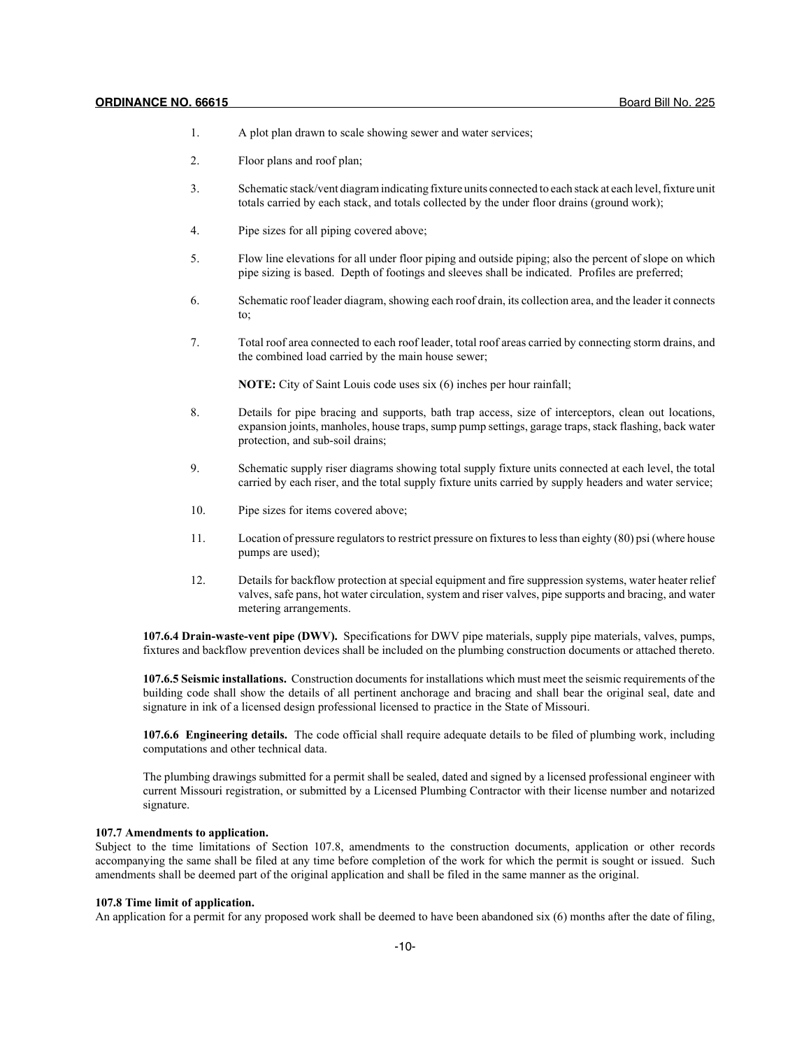1. A plot plan drawn to scale showing sewer and water services;

2. Floor plans and roof plan;

3. Schematic stack/vent diagram indicating fixture units connected to each stack at each level, fixture unit totals carried by each stack, and totals collected by the under floor drains (ground work);

4. Pipe sizes for all piping covered above;

5. Flow line elevations for all under floor piping and outside piping; also the percent of slope on which pipe sizing is based. Depth of footings and sleeves shall be indicated. Profiles are preferred;

6. Schematic roof leader diagram, showing each roof drain, its collection area, and the leader it connects to;

7. Total roof area connected to each roof leader, total roof areas carried by connecting storm drains, and the combined load carried by the main house sewer;

   **NOTE:** City of Saint Louis code uses six (6) inches per hour rainfall;

8. Details for pipe bracing and supports, bath trap access, size of interceptors, clean out locations, expansion joints, manholes, house traps, sump pump settings, garage traps, stack flashing, back water protection, and sub-soil drains;

9. Schematic supply riser diagrams showing total supply fixture units connected at each level, the total carried by each riser, and the total supply fixture units carried by supply headers and water service;

10. Pipe sizes for items covered above;

11. Location of pressure regulators to restrict pressure on fixtures to less than eighty (80) psi (where house pumps are used);

12. Details for backflow protection at special equipment and fire suppression systems, water heater relief valves, safe pans, hot water circulation, system and riser valves, pipe supports and bracing, and water metering arrangements.

**107.6.4 Drain-waste-vent pipe (DWV).** Specifications for DWV pipe materials, supply pipe materials, valves, pumps, fixtures and backflow prevention devices shall be included on the plumbing construction documents or attached thereto.

**107.6.5 Seismic installations.** Construction documents for installations which must meet the seismic requirements of the building code shall show the details of all pertinent anchorage and bracing and shall bear the original seal, date and signature in ink of a licensed design professional licensed to practice in the State of Missouri.

**107.6.6 Engineering details.** The code official shall require adequate details to be filed of plumbing work, including computations and other technical data.

The plumbing drawings submitted for a permit shall be sealed, dated and signed by a licensed professional engineer with current Missouri registration, or submitted by a Licensed Plumbing Contractor with their license number and notarized signature.

**107.7 Amendments to application.**

Subject to the time limitations of Section 107.8, amendments to the construction documents, application or other records accompanying the same shall be filed at any time before completion of the work for which the permit is sought or issued. Such amendments shall be deemed part of the original application and shall be filed in the same manner as the original.

**107.8 Time limit of application.**

An application for a permit for any proposed work shall be deemed to have been abandoned six (6) months after the date of filing,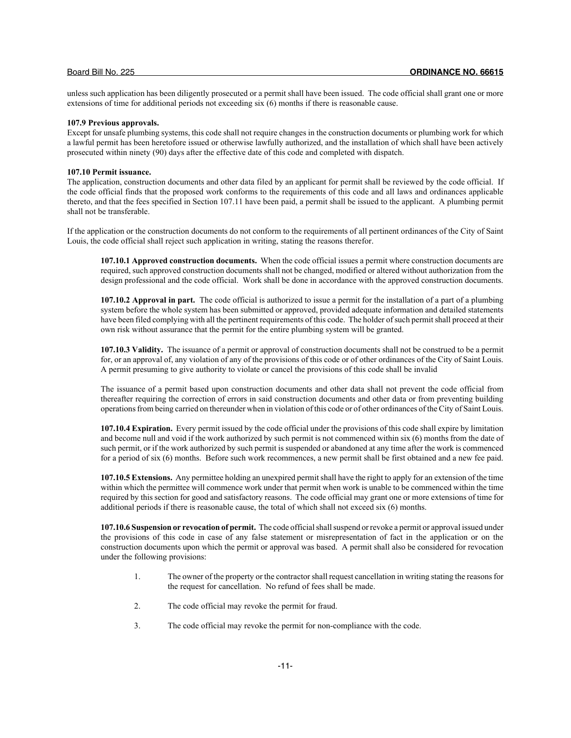unless such application has been diligently prosecuted or a permit shall have been issued. The code official shall grant one or more extensions of time for additional periods not exceeding six (6) months if there is reasonable cause.

**107.9 Previous approvals.**
Except for unsafe plumbing systems, this code shall not require changes in the construction documents or plumbing work for which a lawful permit has been heretofore issued or otherwise lawfully authorized, and the installation of which shall have been actively prosecuted within ninety (90) days after the effective date of this code and completed with dispatch.

**107.10 Permit issuance.**
The application, construction documents and other data filed by an applicant for permit shall be reviewed by the code official. If the code official finds that the proposed work conforms to the requirements of this code and all laws and ordinances applicable thereto, and that the fees specified in Section 107.11 have been paid, a permit shall be issued to the applicant. A plumbing permit shall not be transferable.

If the application or the construction documents do not conform to the requirements of all pertinent ordinances of the City of Saint Louis, the code official shall reject such application in writing, stating the reasons therefor.

**107.10.1 Approved construction documents.** When the code official issues a permit where construction documents are required, such approved construction documents shall not be changed, modified or altered without authorization from the design professional and the code official. Work shall be done in accordance with the approved construction documents.

**107.10.2 Approval in part.** The code official is authorized to issue a permit for the installation of a part of a plumbing system before the whole system has been submitted or approved, provided adequate information and detailed statements have been filed complying with all the pertinent requirements of this code. The holder of such permit shall proceed at their own risk without assurance that the permit for the entire plumbing system will be granted.

**107.10.3 Validity.** The issuance of a permit or approval of construction documents shall not be construed to be a permit for, or an approval of, any violation of any of the provisions of this code or of other ordinances of the City of Saint Louis. A permit presuming to give authority to violate or cancel the provisions of this code shall be invalid

The issuance of a permit based upon construction documents and other data shall not prevent the code official from thereafter requiring the correction of errors in said construction documents and other data or from preventing building operations from being carried on thereunder when in violation of this code or of other ordinances of the City of Saint Louis.

**107.10.4 Expiration.** Every permit issued by the code official under the provisions of this code shall expire by limitation and become null and void if the work authorized by such permit is not commenced within six (6) months from the date of such permit, or if the work authorized by such permit is suspended or abandoned at any time after the work is commenced for a period of six (6) months. Before such work recommences, a new permit shall be first obtained and a new fee paid.

**107.10.5 Extensions.** Any permittee holding an unexpired permit shall have the right to apply for an extension of the time within which the permittee will commence work under that permit when work is unable to be commenced within the time required by this section for good and satisfactory reasons. The code official may grant one or more extensions of time for additional periods if there is reasonable cause, the total of which shall not exceed six (6) months.

**107.10.6 Suspension or revocation of permit.** The code official shall suspend or revoke a permit or approval issued under the provisions of this code in case of any false statement or misrepresentation of fact in the application or on the construction documents upon which the permit or approval was based. A permit shall also be considered for revocation under the following provisions:

1. The owner of the property or the contractor shall request cancellation in writing stating the reasons for the request for cancellation. No refund of fees shall be made.

2. The code official may revoke the permit for fraud.

3. The code official may revoke the permit for non-compliance with the code.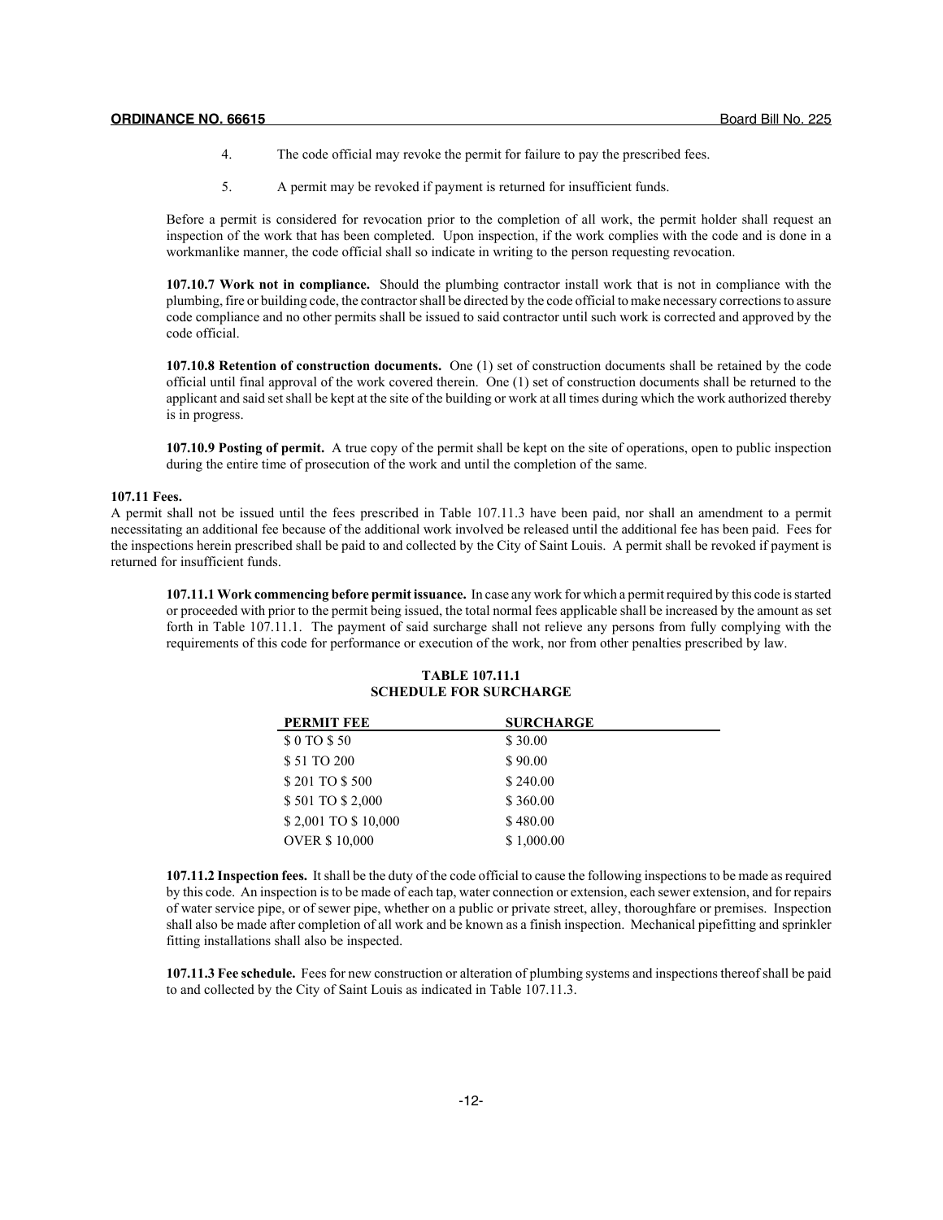4. The code official may revoke the permit for failure to pay the prescribed fees.

5. A permit may be revoked if payment is returned for insufficient funds.

Before a permit is considered for revocation prior to the completion of all work, the permit holder shall request an inspection of the work that has been completed. Upon inspection, if the work complies with the code and is done in a workmanlike manner, the code official shall so indicate in writing to the person requesting revocation.

**107.10.7 Work not in compliance.** Should the plumbing contractor install work that is not in compliance with the plumbing, fire or building code, the contractor shall be directed by the code official to make necessary corrections to assure code compliance and no other permits shall be issued to said contractor until such work is corrected and approved by the code official.

**107.10.8 Retention of construction documents.** One (1) set of construction documents shall be retained by the code official until final approval of the work covered therein. One (1) set of construction documents shall be returned to the applicant and said set shall be kept at the site of the building or work at all times during which the work authorized thereby is in progress.

**107.10.9 Posting of permit.** A true copy of the permit shall be kept on the site of operations, open to public inspection during the entire time of prosecution of the work and until the completion of the same.

**107.11 Fees.**
A permit shall not be issued until the fees prescribed in Table 107.11.3 have been paid, nor shall an amendment to a permit necessitating an additional fee because of the additional work involved be released until the additional fee has been paid. Fees for the inspections herein prescribed shall be paid to and collected by the City of Saint Louis. A permit shall be revoked if payment is returned for insufficient funds.

**107.11.1 Work commencing before permit issuance.** In case any work for which a permit required by this code is started or proceeded with prior to the permit being issued, the total normal fees applicable shall be increased by the amount as set forth in Table 107.11.1. The payment of said surcharge shall not relieve any persons from fully complying with the requirements of this code for performance or execution of the work, nor from other penalties prescribed by law.

**TABLE 107.11.1**
**SCHEDULE FOR SURCHARGE**

| PERMIT FEE | SURCHARGE |
|---|---|
| $ 0 TO $ 50 | $ 30.00 |
| $ 51 TO 200 | $ 90.00 |
| $ 201 TO $ 500 | $ 240.00 |
| $ 501 TO $ 2,000 | $ 360.00 |
| $ 2,001 TO $ 10,000 | $ 480.00 |
| OVER $ 10,000 | $ 1,000.00 |

**107.11.2 Inspection fees.** It shall be the duty of the code official to cause the following inspections to be made as required by this code. An inspection is to be made of each tap, water connection or extension, each sewer extension, and for repairs of water service pipe, or of sewer pipe, whether on a public or private street, alley, thoroughfare or premises. Inspection shall also be made after completion of all work and be known as a finish inspection. Mechanical pipefitting and sprinkler fitting installations shall also be inspected.

**107.11.3 Fee schedule.** Fees for new construction or alteration of plumbing systems and inspections thereof shall be paid to and collected by the City of Saint Louis as indicated in Table 107.11.3.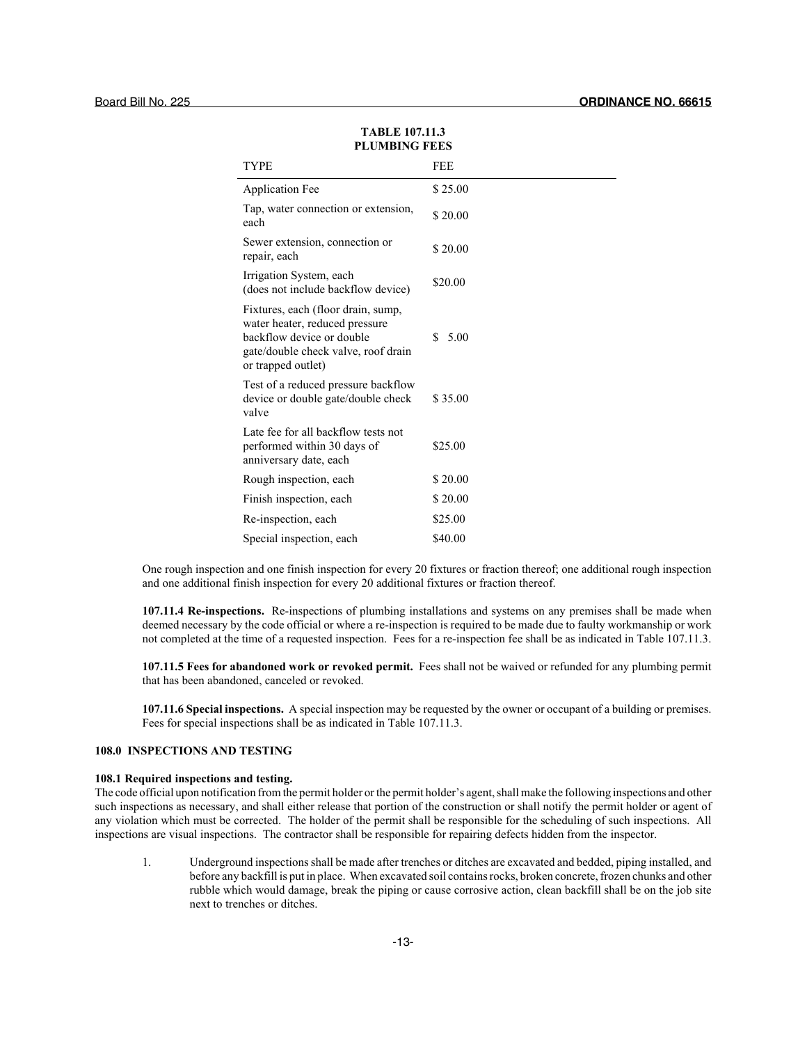**TABLE 107.11.3**
**PLUMBING FEES**

| TYPE | FEE |
|---|---|
| Application Fee | $ 25.00 |
| Tap, water connection or extension, each | $ 20.00 |
| Sewer extension, connection or repair, each | $ 20.00 |
| Irrigation System, each (does not include backflow device) | $20.00 |
| Fixtures, each (floor drain, sump, water heater, reduced pressure backflow device or double gate/double check valve, roof drain or trapped outlet) | $ 5.00 |
| Test of a reduced pressure backflow device or double gate/double check valve | $ 35.00 |
| Late fee for all backflow tests not performed within 30 days of anniversary date, each | $25.00 |
| Rough inspection, each | $ 20.00 |
| Finish inspection, each | $ 20.00 |
| Re-inspection, each | $25.00 |
| Special inspection, each | $40.00 |

One rough inspection and one finish inspection for every 20 fixtures or fraction thereof; one additional rough inspection and one additional finish inspection for every 20 additional fixtures or fraction thereof.

**107.11.4 Re-inspections.** Re-inspections of plumbing installations and systems on any premises shall be made when deemed necessary by the code official or where a re-inspection is required to be made due to faulty workmanship or work not completed at the time of a requested inspection. Fees for a re-inspection fee shall be as indicated in Table 107.11.3.

**107.11.5 Fees for abandoned work or revoked permit.** Fees shall not be waived or refunded for any plumbing permit that has been abandoned, canceled or revoked.

**107.11.6 Special inspections.** A special inspection may be requested by the owner or occupant of a building or premises. Fees for special inspections shall be as indicated in Table 107.11.3.

## 108.0 INSPECTIONS AND TESTING

### 108.1 Required inspections and testing.

The code official upon notification from the permit holder or the permit holder's agent, shall make the following inspections and other such inspections as necessary, and shall either release that portion of the construction or shall notify the permit holder or agent of any violation which must be corrected. The holder of the permit shall be responsible for the scheduling of such inspections. All inspections are visual inspections. The contractor shall be responsible for repairing defects hidden from the inspector.

1. Underground inspections shall be made after trenches or ditches are excavated and bedded, piping installed, and before any backfill is put in place. When excavated soil contains rocks, broken concrete, frozen chunks and other rubble which would damage, break the piping or cause corrosive action, clean backfill shall be on the job site next to trenches or ditches.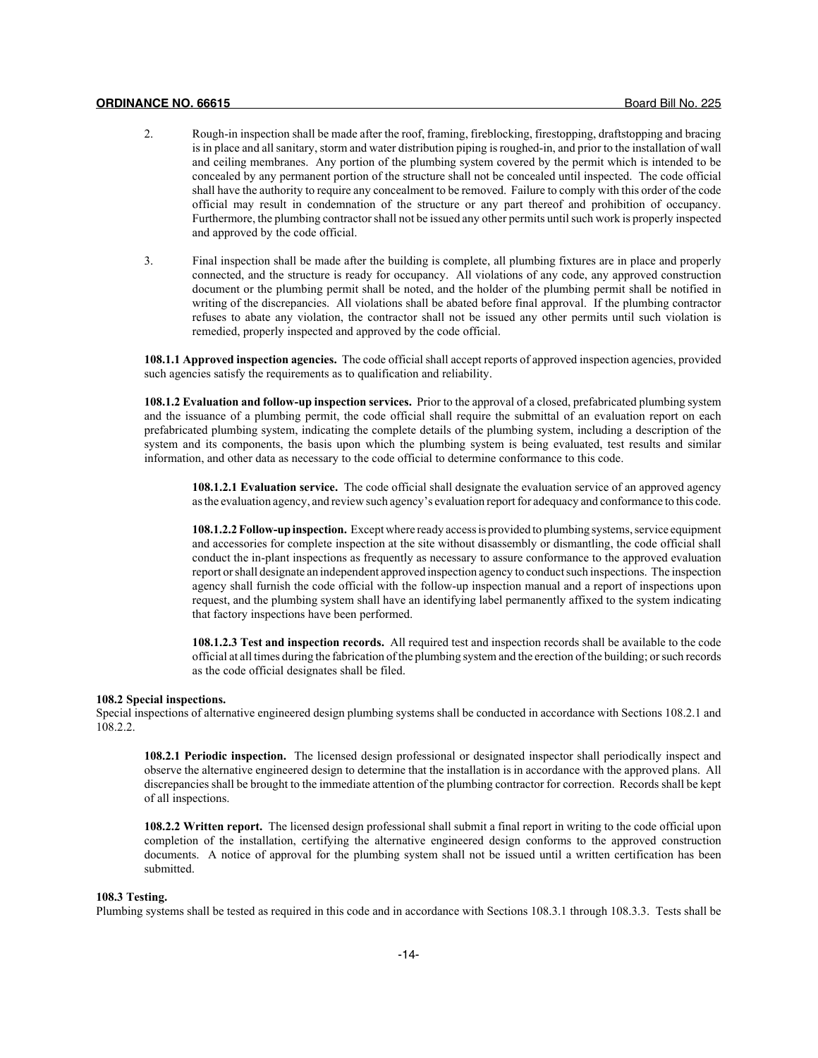2. Rough-in inspection shall be made after the roof, framing, fireblocking, firestopping, draftstopping and bracing is in place and all sanitary, storm and water distribution piping is roughed-in, and prior to the installation of wall and ceiling membranes. Any portion of the plumbing system covered by the permit which is intended to be concealed by any permanent portion of the structure shall not be concealed until inspected. The code official shall have the authority to require any concealment to be removed. Failure to comply with this order of the code official may result in condemnation of the structure or any part thereof and prohibition of occupancy. Furthermore, the plumbing contractor shall not be issued any other permits until such work is properly inspected and approved by the code official.

3. Final inspection shall be made after the building is complete, all plumbing fixtures are in place and properly connected, and the structure is ready for occupancy. All violations of any code, any approved construction document or the plumbing permit shall be noted, and the holder of the plumbing permit shall be notified in writing of the discrepancies. All violations shall be abated before final approval. If the plumbing contractor refuses to abate any violation, the contractor shall not be issued any other permits until such violation is remedied, properly inspected and approved by the code official.

**108.1.1 Approved inspection agencies.** The code official shall accept reports of approved inspection agencies, provided such agencies satisfy the requirements as to qualification and reliability.

**108.1.2 Evaluation and follow-up inspection services.** Prior to the approval of a closed, prefabricated plumbing system and the issuance of a plumbing permit, the code official shall require the submittal of an evaluation report on each prefabricated plumbing system, indicating the complete details of the plumbing system, including a description of the system and its components, the basis upon which the plumbing system is being evaluated, test results and similar information, and other data as necessary to the code official to determine conformance to this code.

**108.1.2.1 Evaluation service.** The code official shall designate the evaluation service of an approved agency as the evaluation agency, and review such agency's evaluation report for adequacy and conformance to this code.

**108.1.2.2 Follow-up inspection.** Except where ready access is provided to plumbing systems, service equipment and accessories for complete inspection at the site without disassembly or dismantling, the code official shall conduct the in-plant inspections as frequently as necessary to assure conformance to the approved evaluation report or shall designate an independent approved inspection agency to conduct such inspections. The inspection agency shall furnish the code official with the follow-up inspection manual and a report of inspections upon request, and the plumbing system shall have an identifying label permanently affixed to the system indicating that factory inspections have been performed.

**108.1.2.3 Test and inspection records.** All required test and inspection records shall be available to the code official at all times during the fabrication of the plumbing system and the erection of the building; or such records as the code official designates shall be filed.

**108.2 Special inspections.**
Special inspections of alternative engineered design plumbing systems shall be conducted in accordance with Sections 108.2.1 and 108.2.2.

**108.2.1 Periodic inspection.** The licensed design professional or designated inspector shall periodically inspect and observe the alternative engineered design to determine that the installation is in accordance with the approved plans. All discrepancies shall be brought to the immediate attention of the plumbing contractor for correction. Records shall be kept of all inspections.

**108.2.2 Written report.** The licensed design professional shall submit a final report in writing to the code official upon completion of the installation, certifying the alternative engineered design conforms to the approved construction documents. A notice of approval for the plumbing system shall not be issued until a written certification has been submitted.

**108.3 Testing.**
Plumbing systems shall be tested as required in this code and in accordance with Sections 108.3.1 through 108.3.3. Tests shall be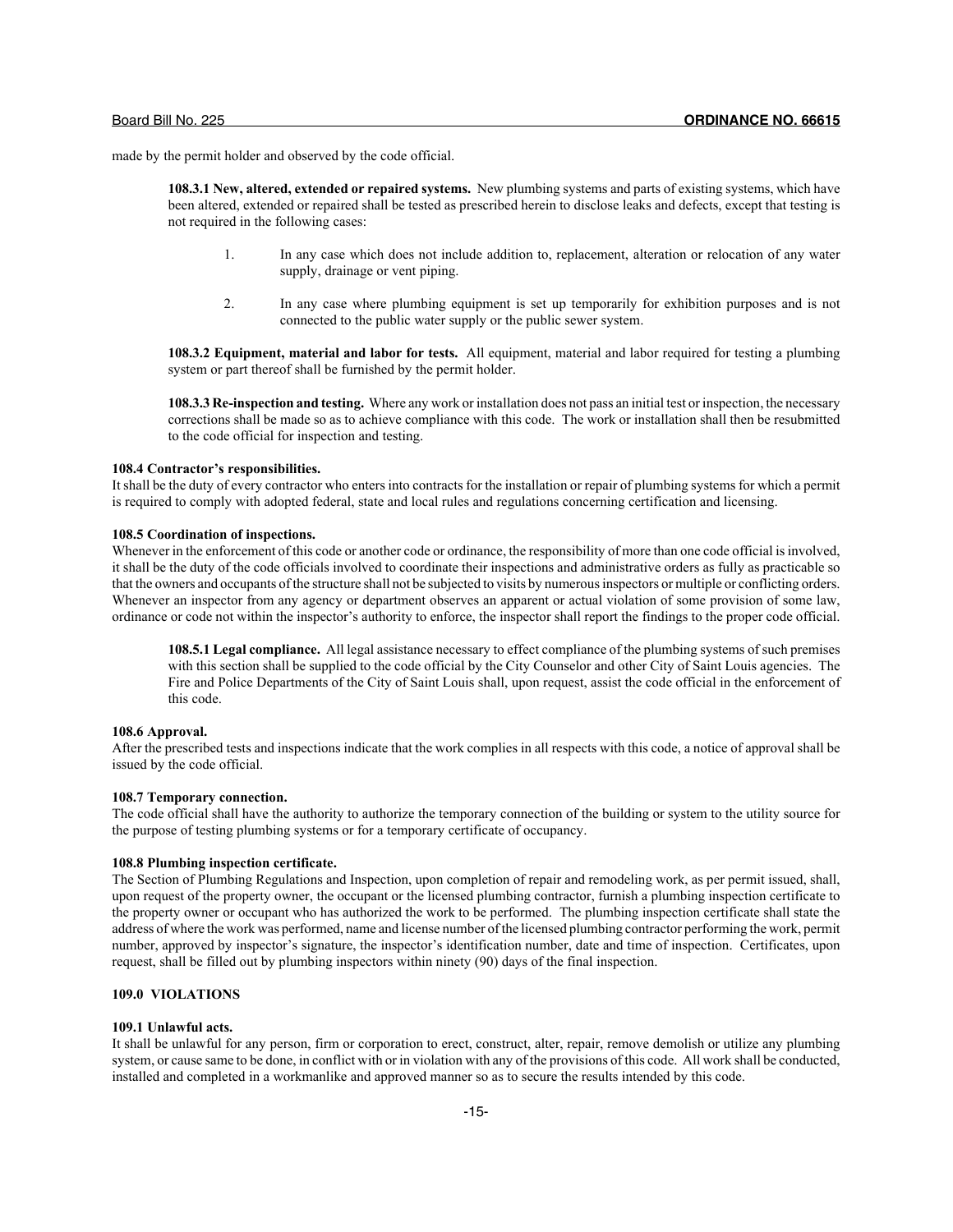made by the permit holder and observed by the code official.

**108.3.1 New, altered, extended or repaired systems.** New plumbing systems and parts of existing systems, which have been altered, extended or repaired shall be tested as prescribed herein to disclose leaks and defects, except that testing is not required in the following cases:

1. In any case which does not include addition to, replacement, alteration or relocation of any water supply, drainage or vent piping.

2. In any case where plumbing equipment is set up temporarily for exhibition purposes and is not connected to the public water supply or the public sewer system.

**108.3.2 Equipment, material and labor for tests.** All equipment, material and labor required for testing a plumbing system or part thereof shall be furnished by the permit holder.

**108.3.3 Re-inspection and testing.** Where any work or installation does not pass an initial test or inspection, the necessary corrections shall be made so as to achieve compliance with this code. The work or installation shall then be resubmitted to the code official for inspection and testing.

**108.4 Contractor's responsibilities.**

It shall be the duty of every contractor who enters into contracts for the installation or repair of plumbing systems for which a permit is required to comply with adopted federal, state and local rules and regulations concerning certification and licensing.

**108.5 Coordination of inspections.**

Whenever in the enforcement of this code or another code or ordinance, the responsibility of more than one code official is involved, it shall be the duty of the code officials involved to coordinate their inspections and administrative orders as fully as practicable so that the owners and occupants of the structure shall not be subjected to visits by numerous inspectors or multiple or conflicting orders. Whenever an inspector from any agency or department observes an apparent or actual violation of some provision of some law, ordinance or code not within the inspector's authority to enforce, the inspector shall report the findings to the proper code official.

**108.5.1 Legal compliance.** All legal assistance necessary to effect compliance of the plumbing systems of such premises with this section shall be supplied to the code official by the City Counselor and other City of Saint Louis agencies. The Fire and Police Departments of the City of Saint Louis shall, upon request, assist the code official in the enforcement of this code.

**108.6 Approval.**

After the prescribed tests and inspections indicate that the work complies in all respects with this code, a notice of approval shall be issued by the code official.

**108.7 Temporary connection.**

The code official shall have the authority to authorize the temporary connection of the building or system to the utility source for the purpose of testing plumbing systems or for a temporary certificate of occupancy.

**108.8 Plumbing inspection certificate.**

The Section of Plumbing Regulations and Inspection, upon completion of repair and remodeling work, as per permit issued, shall, upon request of the property owner, the occupant or the licensed plumbing contractor, furnish a plumbing inspection certificate to the property owner or occupant who has authorized the work to be performed. The plumbing inspection certificate shall state the address of where the work was performed, name and license number of the licensed plumbing contractor performing the work, permit number, approved by inspector's signature, the inspector's identification number, date and time of inspection. Certificates, upon request, shall be filled out by plumbing inspectors within ninety (90) days of the final inspection.

**109.0 VIOLATIONS**

**109.1 Unlawful acts.**

It shall be unlawful for any person, firm or corporation to erect, construct, alter, repair, remove demolish or utilize any plumbing system, or cause same to be done, in conflict with or in violation with any of the provisions of this code. All work shall be conducted, installed and completed in a workmanlike and approved manner so as to secure the results intended by this code.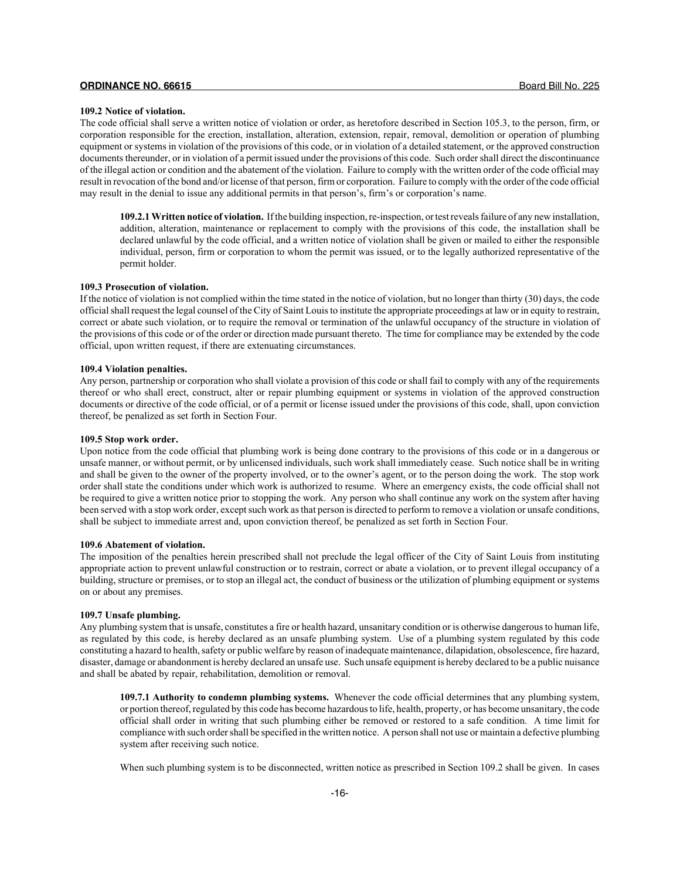**109.2 Notice of violation.**
The code official shall serve a written notice of violation or order, as heretofore described in Section 105.3, to the person, firm, or corporation responsible for the erection, installation, alteration, extension, repair, removal, demolition or operation of plumbing equipment or systems in violation of the provisions of this code, or in violation of a detailed statement, or the approved construction documents thereunder, or in violation of a permit issued under the provisions of this code. Such order shall direct the discontinuance of the illegal action or condition and the abatement of the violation. Failure to comply with the written order of the code official may result in revocation of the bond and/or license of that person, firm or corporation. Failure to comply with the order of the code official may result in the denial to issue any additional permits in that person's, firm's or corporation's name.

> **109.2.1 Written notice of violation.** If the building inspection, re-inspection, or test reveals failure of any new installation, addition, alteration, maintenance or replacement to comply with the provisions of this code, the installation shall be declared unlawful by the code official, and a written notice of violation shall be given or mailed to either the responsible individual, person, firm or corporation to whom the permit was issued, or to the legally authorized representative of the permit holder.

**109.3 Prosecution of violation.**
If the notice of violation is not complied within the time stated in the notice of violation, but no longer than thirty (30) days, the code official shall request the legal counsel of the City of Saint Louis to institute the appropriate proceedings at law or in equity to restrain, correct or abate such violation, or to require the removal or termination of the unlawful occupancy of the structure in violation of the provisions of this code or of the order or direction made pursuant thereto. The time for compliance may be extended by the code official, upon written request, if there are extenuating circumstances.

**109.4 Violation penalties.**
Any person, partnership or corporation who shall violate a provision of this code or shall fail to comply with any of the requirements thereof or who shall erect, construct, alter or repair plumbing equipment or systems in violation of the approved construction documents or directive of the code official, or of a permit or license issued under the provisions of this code, shall, upon conviction thereof, be penalized as set forth in Section Four.

**109.5 Stop work order.**
Upon notice from the code official that plumbing work is being done contrary to the provisions of this code or in a dangerous or unsafe manner, or without permit, or by unlicensed individuals, such work shall immediately cease. Such notice shall be in writing and shall be given to the owner of the property involved, or to the owner's agent, or to the person doing the work. The stop work order shall state the conditions under which work is authorized to resume. Where an emergency exists, the code official shall not be required to give a written notice prior to stopping the work. Any person who shall continue any work on the system after having been served with a stop work order, except such work as that person is directed to perform to remove a violation or unsafe conditions, shall be subject to immediate arrest and, upon conviction thereof, be penalized as set forth in Section Four.

**109.6 Abatement of violation.**
The imposition of the penalties herein prescribed shall not preclude the legal officer of the City of Saint Louis from instituting appropriate action to prevent unlawful construction or to restrain, correct or abate a violation, or to prevent illegal occupancy of a building, structure or premises, or to stop an illegal act, the conduct of business or the utilization of plumbing equipment or systems on or about any premises.

**109.7 Unsafe plumbing.**
Any plumbing system that is unsafe, constitutes a fire or health hazard, unsanitary condition or is otherwise dangerous to human life, as regulated by this code, is hereby declared as an unsafe plumbing system. Use of a plumbing system regulated by this code constituting a hazard to health, safety or public welfare by reason of inadequate maintenance, dilapidation, obsolescence, fire hazard, disaster, damage or abandonment is hereby declared an unsafe use. Such unsafe equipment is hereby declared to be a public nuisance and shall be abated by repair, rehabilitation, demolition or removal.

> **109.7.1 Authority to condemn plumbing systems.** Whenever the code official determines that any plumbing system, or portion thereof, regulated by this code has become hazardous to life, health, property, or has become unsanitary, the code official shall order in writing that such plumbing either be removed or restored to a safe condition. A time limit for compliance with such order shall be specified in the written notice. A person shall not use or maintain a defective plumbing system after receiving such notice.
>
> When such plumbing system is to be disconnected, written notice as prescribed in Section 109.2 shall be given. In cases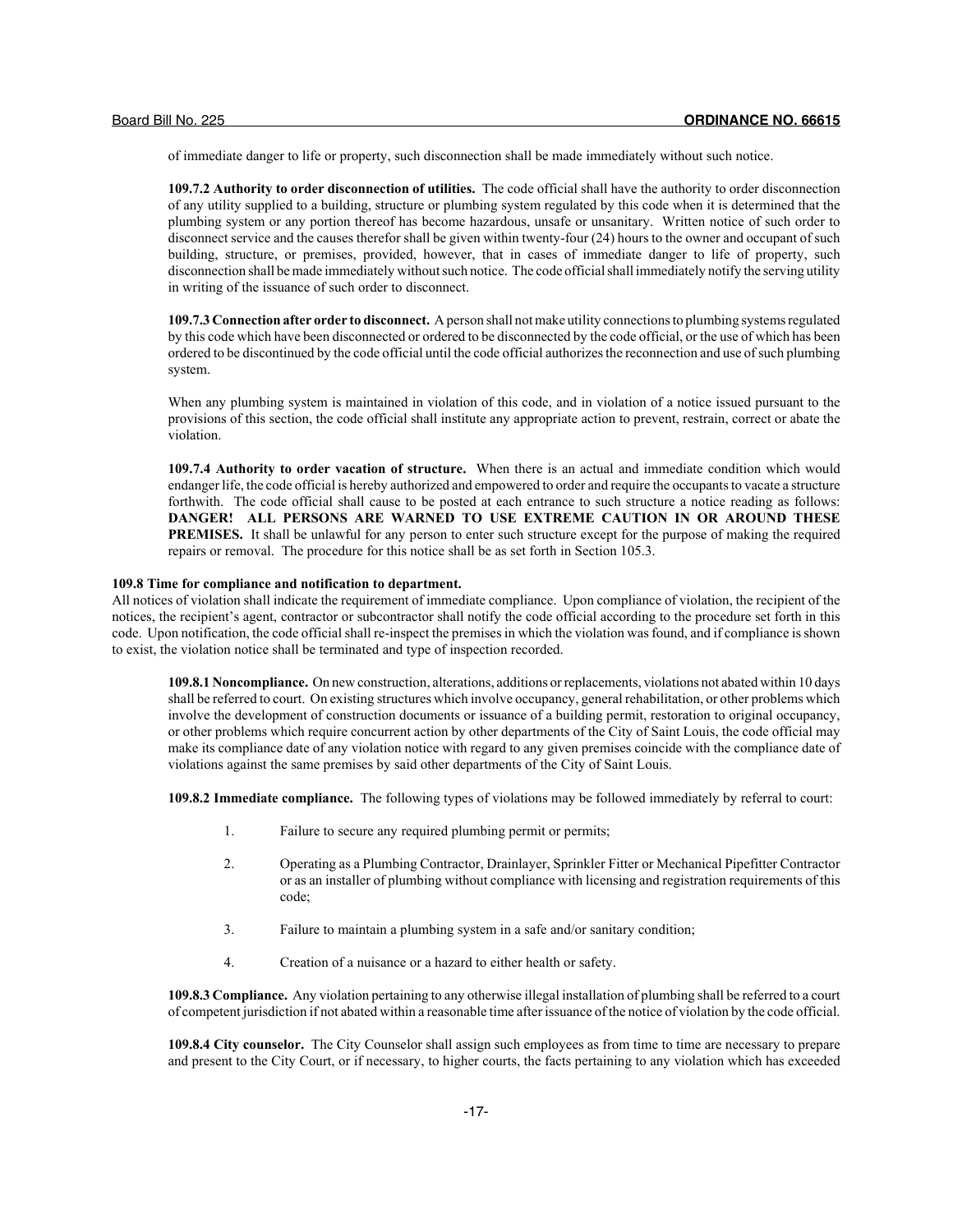of immediate danger to life or property, such disconnection shall be made immediately without such notice.

**109.7.2 Authority to order disconnection of utilities.** The code official shall have the authority to order disconnection of any utility supplied to a building, structure or plumbing system regulated by this code when it is determined that the plumbing system or any portion thereof has become hazardous, unsafe or unsanitary. Written notice of such order to disconnect service and the causes therefor shall be given within twenty-four (24) hours to the owner and occupant of such building, structure, or premises, provided, however, that in cases of immediate danger to life of property, such disconnection shall be made immediately without such notice. The code official shall immediately notify the serving utility in writing of the issuance of such order to disconnect.

**109.7.3 Connection after order to disconnect.** A person shall not make utility connections to plumbing systems regulated by this code which have been disconnected or ordered to be disconnected by the code official, or the use of which has been ordered to be discontinued by the code official until the code official authorizes the reconnection and use of such plumbing system.

When any plumbing system is maintained in violation of this code, and in violation of a notice issued pursuant to the provisions of this section, the code official shall institute any appropriate action to prevent, restrain, correct or abate the violation.

**109.7.4 Authority to order vacation of structure.** When there is an actual and immediate condition which would endanger life, the code official is hereby authorized and empowered to order and require the occupants to vacate a structure forthwith. The code official shall cause to be posted at each entrance to such structure a notice reading as follows: **DANGER! ALL PERSONS ARE WARNED TO USE EXTREME CAUTION IN OR AROUND THESE PREMISES.** It shall be unlawful for any person to enter such structure except for the purpose of making the required repairs or removal. The procedure for this notice shall be as set forth in Section 105.3.

**109.8 Time for compliance and notification to department.**

All notices of violation shall indicate the requirement of immediate compliance. Upon compliance of violation, the recipient of the notices, the recipient's agent, contractor or subcontractor shall notify the code official according to the procedure set forth in this code. Upon notification, the code official shall re-inspect the premises in which the violation was found, and if compliance is shown to exist, the violation notice shall be terminated and type of inspection recorded.

**109.8.1 Noncompliance.** On new construction, alterations, additions or replacements, violations not abated within 10 days shall be referred to court. On existing structures which involve occupancy, general rehabilitation, or other problems which involve the development of construction documents or issuance of a building permit, restoration to original occupancy, or other problems which require concurrent action by other departments of the City of Saint Louis, the code official may make its compliance date of any violation notice with regard to any given premises coincide with the compliance date of violations against the same premises by said other departments of the City of Saint Louis.

**109.8.2 Immediate compliance.** The following types of violations may be followed immediately by referral to court:

1. Failure to secure any required plumbing permit or permits;
2. Operating as a Plumbing Contractor, Drainlayer, Sprinkler Fitter or Mechanical Pipefitter Contractor or as an installer of plumbing without compliance with licensing and registration requirements of this code;
3. Failure to maintain a plumbing system in a safe and/or sanitary condition;
4. Creation of a nuisance or a hazard to either health or safety.

**109.8.3 Compliance.** Any violation pertaining to any otherwise illegal installation of plumbing shall be referred to a court of competent jurisdiction if not abated within a reasonable time after issuance of the notice of violation by the code official.

**109.8.4 City counselor.** The City Counselor shall assign such employees as from time to time are necessary to prepare and present to the City Court, or if necessary, to higher courts, the facts pertaining to any violation which has exceeded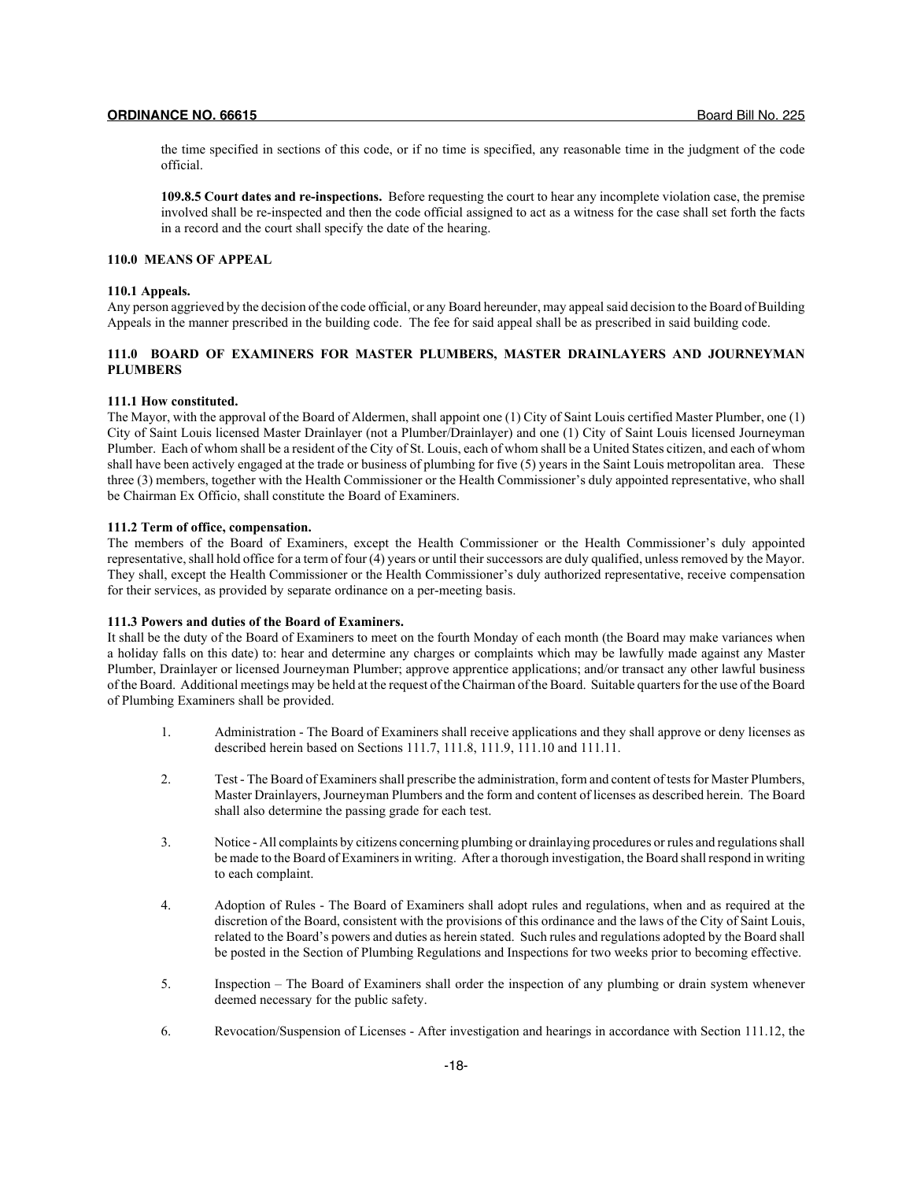the time specified in sections of this code, or if no time is specified, any reasonable time in the judgment of the code official.

**109.8.5 Court dates and re-inspections.** Before requesting the court to hear any incomplete violation case, the premise involved shall be re-inspected and then the code official assigned to act as a witness for the case shall set forth the facts in a record and the court shall specify the date of the hearing.

### 110.0 MEANS OF APPEAL

**110.1 Appeals.**
Any person aggrieved by the decision of the code official, or any Board hereunder, may appeal said decision to the Board of Building Appeals in the manner prescribed in the building code. The fee for said appeal shall be as prescribed in said building code.

### 111.0 BOARD OF EXAMINERS FOR MASTER PLUMBERS, MASTER DRAINLAYERS AND JOURNEYMAN PLUMBERS

**111.1 How constituted.**
The Mayor, with the approval of the Board of Aldermen, shall appoint one (1) City of Saint Louis certified Master Plumber, one (1) City of Saint Louis licensed Master Drainlayer (not a Plumber/Drainlayer) and one (1) City of Saint Louis licensed Journeyman Plumber. Each of whom shall be a resident of the City of St. Louis, each of whom shall be a United States citizen, and each of whom shall have been actively engaged at the trade or business of plumbing for five (5) years in the Saint Louis metropolitan area. These three (3) members, together with the Health Commissioner or the Health Commissioner's duly appointed representative, who shall be Chairman Ex Officio, shall constitute the Board of Examiners.

**111.2 Term of office, compensation.**
The members of the Board of Examiners, except the Health Commissioner or the Health Commissioner's duly appointed representative, shall hold office for a term of four (4) years or until their successors are duly qualified, unless removed by the Mayor. They shall, except the Health Commissioner or the Health Commissioner's duly authorized representative, receive compensation for their services, as provided by separate ordinance on a per-meeting basis.

**111.3 Powers and duties of the Board of Examiners.**
It shall be the duty of the Board of Examiners to meet on the fourth Monday of each month (the Board may make variances when a holiday falls on this date) to: hear and determine any charges or complaints which may be lawfully made against any Master Plumber, Drainlayer or licensed Journeyman Plumber; approve apprentice applications; and/or transact any other lawful business of the Board. Additional meetings may be held at the request of the Chairman of the Board. Suitable quarters for the use of the Board of Plumbing Examiners shall be provided.

1. Administration - The Board of Examiners shall receive applications and they shall approve or deny licenses as described herein based on Sections 111.7, 111.8, 111.9, 111.10 and 111.11.

2. Test - The Board of Examiners shall prescribe the administration, form and content of tests for Master Plumbers, Master Drainlayers, Journeyman Plumbers and the form and content of licenses as described herein. The Board shall also determine the passing grade for each test.

3. Notice - All complaints by citizens concerning plumbing or drainlaying procedures or rules and regulations shall be made to the Board of Examiners in writing. After a thorough investigation, the Board shall respond in writing to each complaint.

4. Adoption of Rules - The Board of Examiners shall adopt rules and regulations, when and as required at the discretion of the Board, consistent with the provisions of this ordinance and the laws of the City of Saint Louis, related to the Board's powers and duties as herein stated. Such rules and regulations adopted by the Board shall be posted in the Section of Plumbing Regulations and Inspections for two weeks prior to becoming effective.

5. Inspection – The Board of Examiners shall order the inspection of any plumbing or drain system whenever deemed necessary for the public safety.

6. Revocation/Suspension of Licenses - After investigation and hearings in accordance with Section 111.12, the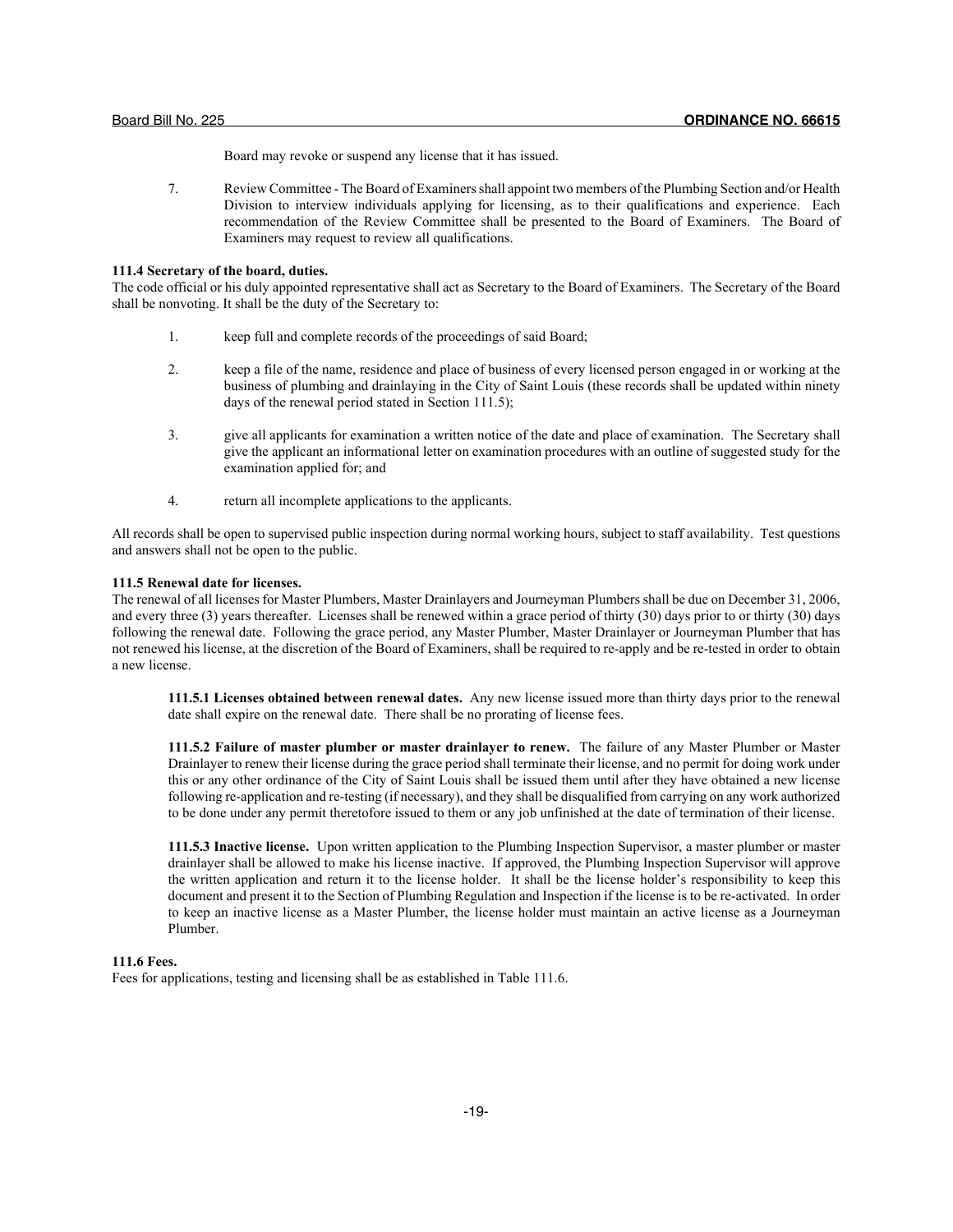Board may revoke or suspend any license that it has issued.

7. Review Committee - The Board of Examiners shall appoint two members of the Plumbing Section and/or Health Division to interview individuals applying for licensing, as to their qualifications and experience. Each recommendation of the Review Committee shall be presented to the Board of Examiners. The Board of Examiners may request to review all qualifications.

**111.4 Secretary of the board, duties.**
The code official or his duly appointed representative shall act as Secretary to the Board of Examiners. The Secretary of the Board shall be nonvoting. It shall be the duty of the Secretary to:

1. keep full and complete records of the proceedings of said Board;

2. keep a file of the name, residence and place of business of every licensed person engaged in or working at the business of plumbing and drainlaying in the City of Saint Louis (these records shall be updated within ninety days of the renewal period stated in Section 111.5);

3. give all applicants for examination a written notice of the date and place of examination. The Secretary shall give the applicant an informational letter on examination procedures with an outline of suggested study for the examination applied for; and

4. return all incomplete applications to the applicants.

All records shall be open to supervised public inspection during normal working hours, subject to staff availability. Test questions and answers shall not be open to the public.

**111.5 Renewal date for licenses.**
The renewal of all licenses for Master Plumbers, Master Drainlayers and Journeyman Plumbers shall be due on December 31, 2006, and every three (3) years thereafter. Licenses shall be renewed within a grace period of thirty (30) days prior to or thirty (30) days following the renewal date. Following the grace period, any Master Plumber, Master Drainlayer or Journeyman Plumber that has not renewed his license, at the discretion of the Board of Examiners, shall be required to re-apply and be re-tested in order to obtain a new license.

**111.5.1 Licenses obtained between renewal dates.** Any new license issued more than thirty days prior to the renewal date shall expire on the renewal date. There shall be no prorating of license fees.

**111.5.2 Failure of master plumber or master drainlayer to renew.** The failure of any Master Plumber or Master Drainlayer to renew their license during the grace period shall terminate their license, and no permit for doing work under this or any other ordinance of the City of Saint Louis shall be issued them until after they have obtained a new license following re-application and re-testing (if necessary), and they shall be disqualified from carrying on any work authorized to be done under any permit theretofore issued to them or any job unfinished at the date of termination of their license.

**111.5.3 Inactive license.** Upon written application to the Plumbing Inspection Supervisor, a master plumber or master drainlayer shall be allowed to make his license inactive. If approved, the Plumbing Inspection Supervisor will approve the written application and return it to the license holder. It shall be the license holder's responsibility to keep this document and present it to the Section of Plumbing Regulation and Inspection if the license is to be re-activated. In order to keep an inactive license as a Master Plumber, the license holder must maintain an active license as a Journeyman Plumber.

**111.6 Fees.**
Fees for applications, testing and licensing shall be as established in Table 111.6.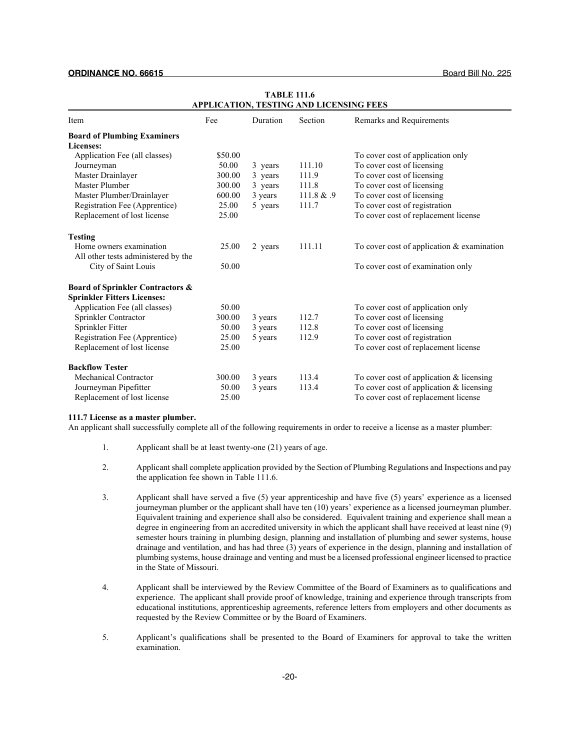**TABLE 111.6**
**APPLICATION, TESTING AND LICENSING FEES**

| Item | Fee | Duration | Section | Remarks and Requirements |
|---|---|---|---|---|
| **Board of Plumbing Examiners Licenses:** | | | | |
| Application Fee (all classes) | $50.00 | | | To cover cost of application only |
| Journeyman | 50.00 | 3 years | 111.10 | To cover cost of licensing |
| Master Drainlayer | 300.00 | 3 years | 111.9 | To cover cost of licensing |
| Master Plumber | 300.00 | 3 years | 111.8 | To cover cost of licensing |
| Master Plumber/Drainlayer | 600.00 | 3 years | 111.8 & .9 | To cover cost of licensing |
| Registration Fee (Apprentice) | 25.00 | 5 years | 111.7 | To cover cost of registration |
| Replacement of lost license | 25.00 | | | To cover cost of replacement license |
| **Testing** | | | | |
| Home owners examination | 25.00 | 2 years | 111.11 | To cover cost of application & examination |
| All other tests administered by the City of Saint Louis | 50.00 | | | To cover cost of examination only |
| **Board of Sprinkler Contractors & Sprinkler Fitters Licenses:** | | | | |
| Application Fee (all classes) | 50.00 | | | To cover cost of application only |
| Sprinkler Contractor | 300.00 | 3 years | 112.7 | To cover cost of licensing |
| Sprinkler Fitter | 50.00 | 3 years | 112.8 | To cover cost of licensing |
| Registration Fee (Apprentice) | 25.00 | 5 years | 112.9 | To cover cost of registration |
| Replacement of lost license | 25.00 | | | To cover cost of replacement license |
| **Backflow Tester** | | | | |
| Mechanical Contractor | 300.00 | 3 years | 113.4 | To cover cost of application & licensing |
| Journeyman Pipefitter | 50.00 | 3 years | 113.4 | To cover cost of application & licensing |
| Replacement of lost license | 25.00 | | | To cover cost of replacement license |

**111.7 License as a master plumber.**
An applicant shall successfully complete all of the following requirements in order to receive a license as a master plumber:

1. Applicant shall be at least twenty-one (21) years of age.

2. Applicant shall complete application provided by the Section of Plumbing Regulations and Inspections and pay the application fee shown in Table 111.6.

3. Applicant shall have served a five (5) year apprenticeship and have five (5) years' experience as a licensed journeyman plumber or the applicant shall have ten (10) years' experience as a licensed journeyman plumber. Equivalent training and experience shall also be considered. Equivalent training and experience shall mean a degree in engineering from an accredited university in which the applicant shall have received at least nine (9) semester hours training in plumbing design, planning and installation of plumbing and sewer systems, house drainage and ventilation, and has had three (3) years of experience in the design, planning and installation of plumbing systems, house drainage and venting and must be a licensed professional engineer licensed to practice in the State of Missouri.

4. Applicant shall be interviewed by the Review Committee of the Board of Examiners as to qualifications and experience. The applicant shall provide proof of knowledge, training and experience through transcripts from educational institutions, apprenticeship agreements, reference letters from employers and other documents as requested by the Review Committee or by the Board of Examiners.

5. Applicant's qualifications shall be presented to the Board of Examiners for approval to take the written examination.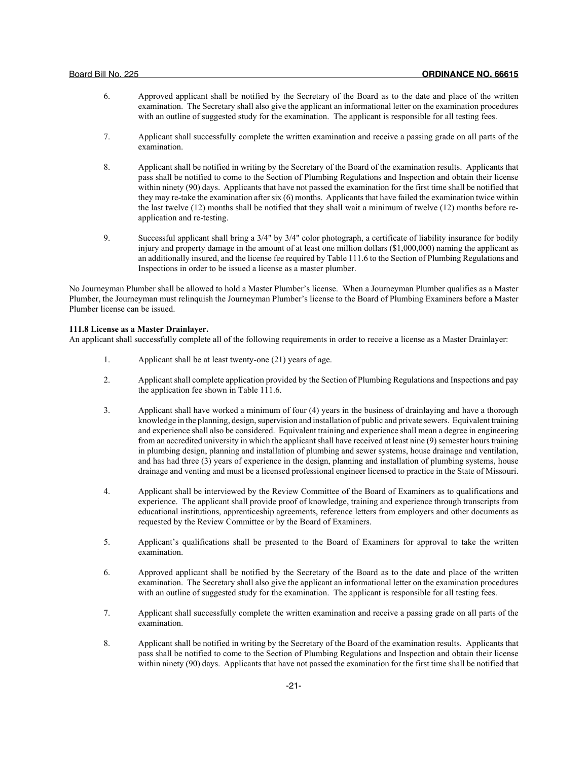6. Approved applicant shall be notified by the Secretary of the Board as to the date and place of the written examination. The Secretary shall also give the applicant an informational letter on the examination procedures with an outline of suggested study for the examination. The applicant is responsible for all testing fees.

7. Applicant shall successfully complete the written examination and receive a passing grade on all parts of the examination.

8. Applicant shall be notified in writing by the Secretary of the Board of the examination results. Applicants that pass shall be notified to come to the Section of Plumbing Regulations and Inspection and obtain their license within ninety (90) days. Applicants that have not passed the examination for the first time shall be notified that they may re-take the examination after six (6) months. Applicants that have failed the examination twice within the last twelve (12) months shall be notified that they shall wait a minimum of twelve (12) months before re-application and re-testing.

9. Successful applicant shall bring a 3/4" by 3/4" color photograph, a certificate of liability insurance for bodily injury and property damage in the amount of at least one million dollars ($1,000,000) naming the applicant as an additionally insured, and the license fee required by Table 111.6 to the Section of Plumbing Regulations and Inspections in order to be issued a license as a master plumber.

No Journeyman Plumber shall be allowed to hold a Master Plumber's license. When a Journeyman Plumber qualifies as a Master Plumber, the Journeyman must relinquish the Journeyman Plumber's license to the Board of Plumbing Examiners before a Master Plumber license can be issued.

**111.8 License as a Master Drainlayer.**
An applicant shall successfully complete all of the following requirements in order to receive a license as a Master Drainlayer:

1. Applicant shall be at least twenty-one (21) years of age.

2. Applicant shall complete application provided by the Section of Plumbing Regulations and Inspections and pay the application fee shown in Table 111.6.

3. Applicant shall have worked a minimum of four (4) years in the business of drainlaying and have a thorough knowledge in the planning, design, supervision and installation of public and private sewers. Equivalent training and experience shall also be considered. Equivalent training and experience shall mean a degree in engineering from an accredited university in which the applicant shall have received at least nine (9) semester hours training in plumbing design, planning and installation of plumbing and sewer systems, house drainage and ventilation, and has had three (3) years of experience in the design, planning and installation of plumbing systems, house drainage and venting and must be a licensed professional engineer licensed to practice in the State of Missouri.

4. Applicant shall be interviewed by the Review Committee of the Board of Examiners as to qualifications and experience. The applicant shall provide proof of knowledge, training and experience through transcripts from educational institutions, apprenticeship agreements, reference letters from employers and other documents as requested by the Review Committee or by the Board of Examiners.

5. Applicant's qualifications shall be presented to the Board of Examiners for approval to take the written examination.

6. Approved applicant shall be notified by the Secretary of the Board as to the date and place of the written examination. The Secretary shall also give the applicant an informational letter on the examination procedures with an outline of suggested study for the examination. The applicant is responsible for all testing fees.

7. Applicant shall successfully complete the written examination and receive a passing grade on all parts of the examination.

8. Applicant shall be notified in writing by the Secretary of the Board of the examination results. Applicants that pass shall be notified to come to the Section of Plumbing Regulations and Inspection and obtain their license within ninety (90) days. Applicants that have not passed the examination for the first time shall be notified that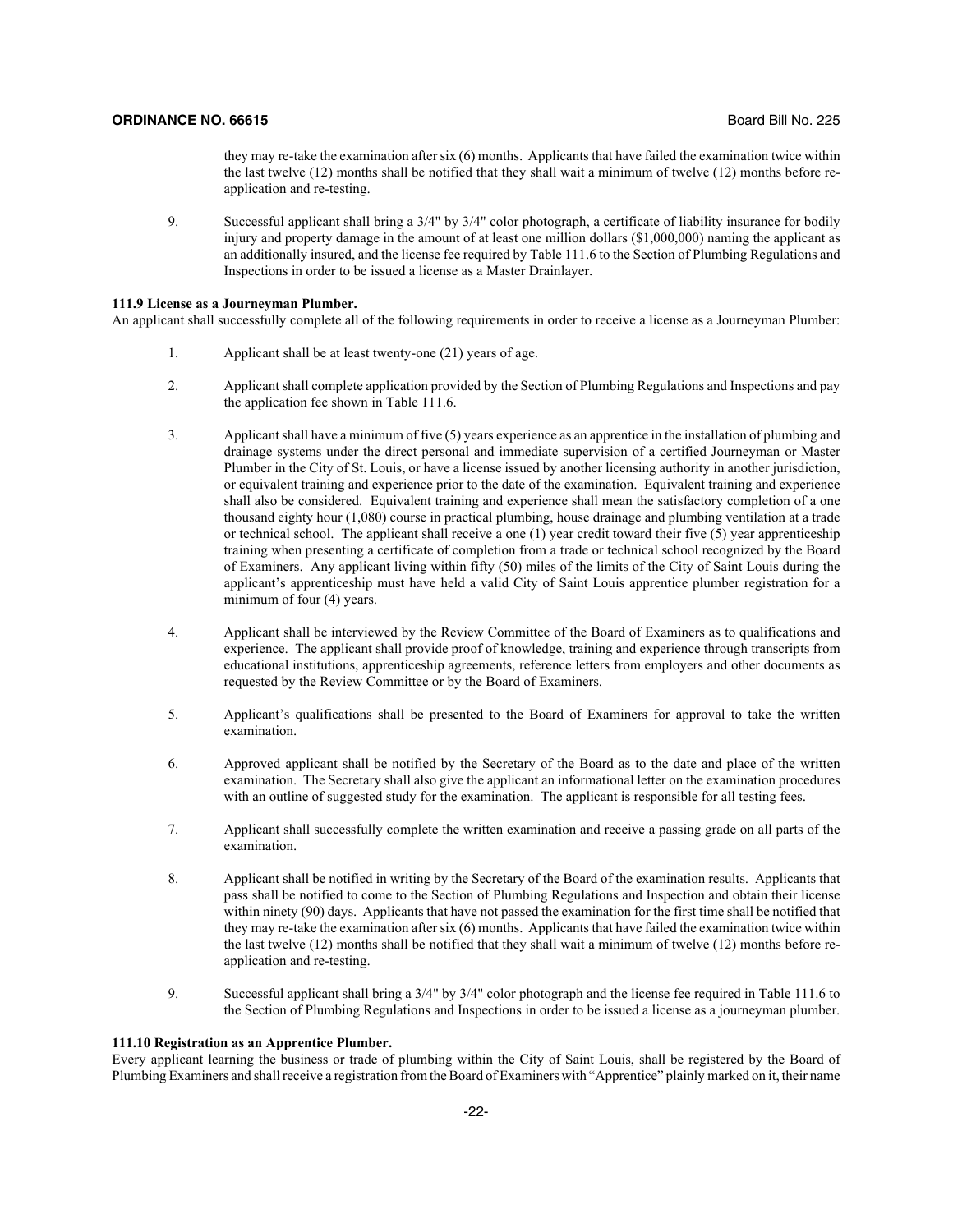they may re-take the examination after six (6) months. Applicants that have failed the examination twice within the last twelve (12) months shall be notified that they shall wait a minimum of twelve (12) months before re-application and re-testing.

9. Successful applicant shall bring a 3/4" by 3/4" color photograph, a certificate of liability insurance for bodily injury and property damage in the amount of at least one million dollars ($1,000,000) naming the applicant as an additionally insured, and the license fee required by Table 111.6 to the Section of Plumbing Regulations and Inspections in order to be issued a license as a Master Drainlayer.

**111.9 License as a Journeyman Plumber.**
An applicant shall successfully complete all of the following requirements in order to receive a license as a Journeyman Plumber:

1. Applicant shall be at least twenty-one (21) years of age.

2. Applicant shall complete application provided by the Section of Plumbing Regulations and Inspections and pay the application fee shown in Table 111.6.

3. Applicant shall have a minimum of five (5) years experience as an apprentice in the installation of plumbing and drainage systems under the direct personal and immediate supervision of a certified Journeyman or Master Plumber in the City of St. Louis, or have a license issued by another licensing authority in another jurisdiction, or equivalent training and experience prior to the date of the examination. Equivalent training and experience shall also be considered. Equivalent training and experience shall mean the satisfactory completion of a one thousand eighty hour (1,080) course in practical plumbing, house drainage and plumbing ventilation at a trade or technical school. The applicant shall receive a one (1) year credit toward their five (5) year apprenticeship training when presenting a certificate of completion from a trade or technical school recognized by the Board of Examiners. Any applicant living within fifty (50) miles of the limits of the City of Saint Louis during the applicant's apprenticeship must have held a valid City of Saint Louis apprentice plumber registration for a minimum of four (4) years.

4. Applicant shall be interviewed by the Review Committee of the Board of Examiners as to qualifications and experience. The applicant shall provide proof of knowledge, training and experience through transcripts from educational institutions, apprenticeship agreements, reference letters from employers and other documents as requested by the Review Committee or by the Board of Examiners.

5. Applicant's qualifications shall be presented to the Board of Examiners for approval to take the written examination.

6. Approved applicant shall be notified by the Secretary of the Board as to the date and place of the written examination. The Secretary shall also give the applicant an informational letter on the examination procedures with an outline of suggested study for the examination. The applicant is responsible for all testing fees.

7. Applicant shall successfully complete the written examination and receive a passing grade on all parts of the examination.

8. Applicant shall be notified in writing by the Secretary of the Board of the examination results. Applicants that pass shall be notified to come to the Section of Plumbing Regulations and Inspection and obtain their license within ninety (90) days. Applicants that have not passed the examination for the first time shall be notified that they may re-take the examination after six (6) months. Applicants that have failed the examination twice within the last twelve (12) months shall be notified that they shall wait a minimum of twelve (12) months before re-application and re-testing.

9. Successful applicant shall bring a 3/4" by 3/4" color photograph and the license fee required in Table 111.6 to the Section of Plumbing Regulations and Inspections in order to be issued a license as a journeyman plumber.

**111.10 Registration as an Apprentice Plumber.**
Every applicant learning the business or trade of plumbing within the City of Saint Louis, shall be registered by the Board of Plumbing Examiners and shall receive a registration from the Board of Examiners with "Apprentice" plainly marked on it, their name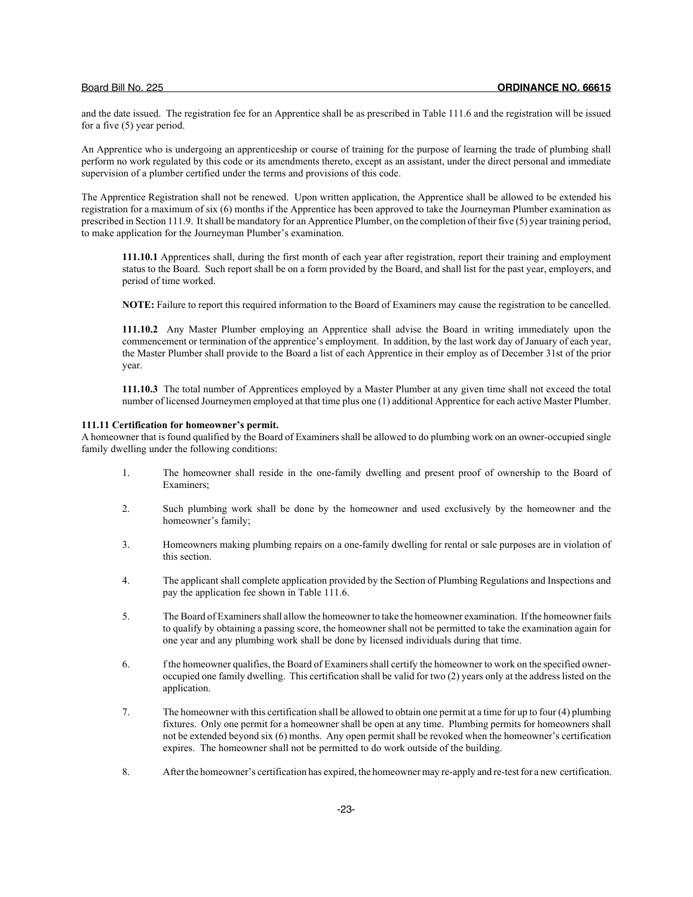and the date issued. The registration fee for an Apprentice shall be as prescribed in Table 111.6 and the registration will be issued for a five (5) year period.

An Apprentice who is undergoing an apprenticeship or course of training for the purpose of learning the trade of plumbing shall perform no work regulated by this code or its amendments thereto, except as an assistant, under the direct personal and immediate supervision of a plumber certified under the terms and provisions of this code.

The Apprentice Registration shall not be renewed. Upon written application, the Apprentice shall be allowed to be extended his registration for a maximum of six (6) months if the Apprentice has been approved to take the Journeyman Plumber examination as prescribed in Section 111.9. It shall be mandatory for an Apprentice Plumber, on the completion of their five (5) year training period, to make application for the Journeyman Plumber's examination.

> **111.10.1** Apprentices shall, during the first month of each year after registration, report their training and employment status to the Board. Such report shall be on a form provided by the Board, and shall list for the past year, employers, and period of time worked.
>
> **NOTE:** Failure to report this required information to the Board of Examiners may cause the registration to be cancelled.
>
> **111.10.2** Any Master Plumber employing an Apprentice shall advise the Board in writing immediately upon the commencement or termination of the apprentice's employment. In addition, by the last work day of January of each year, the Master Plumber shall provide to the Board a list of each Apprentice in their employ as of December 31st of the prior year.
>
> **111.10.3** The total number of Apprentices employed by a Master Plumber at any given time shall not exceed the total number of licensed Journeymen employed at that time plus one (1) additional Apprentice for each active Master Plumber.

**111.11 Certification for homeowner's permit.**
A homeowner that is found qualified by the Board of Examiners shall be allowed to do plumbing work on an owner-occupied single family dwelling under the following conditions:

1. The homeowner shall reside in the one-family dwelling and present proof of ownership to the Board of Examiners;
2. Such plumbing work shall be done by the homeowner and used exclusively by the homeowner and the homeowner's family;
3. Homeowners making plumbing repairs on a one-family dwelling for rental or sale purposes are in violation of this section.
4. The applicant shall complete application provided by the Section of Plumbing Regulations and Inspections and pay the application fee shown in Table 111.6.
5. The Board of Examiners shall allow the homeowner to take the homeowner examination. If the homeowner fails to qualify by obtaining a passing score, the homeowner shall not be permitted to take the examination again for one year and any plumbing work shall be done by licensed individuals during that time.
6. f the homeowner qualifies, the Board of Examiners shall certify the homeowner to work on the specified owner-occupied one family dwelling. This certification shall be valid for two (2) years only at the address listed on the application.
7. The homeowner with this certification shall be allowed to obtain one permit at a time for up to four (4) plumbing fixtures. Only one permit for a homeowner shall be open at any time. Plumbing permits for homeowners shall not be extended beyond six (6) months. Any open permit shall be revoked when the homeowner's certification expires. The homeowner shall not be permitted to do work outside of the building.
8. After the homeowner's certification has expired, the homeowner may re-apply and re-test for a new certification.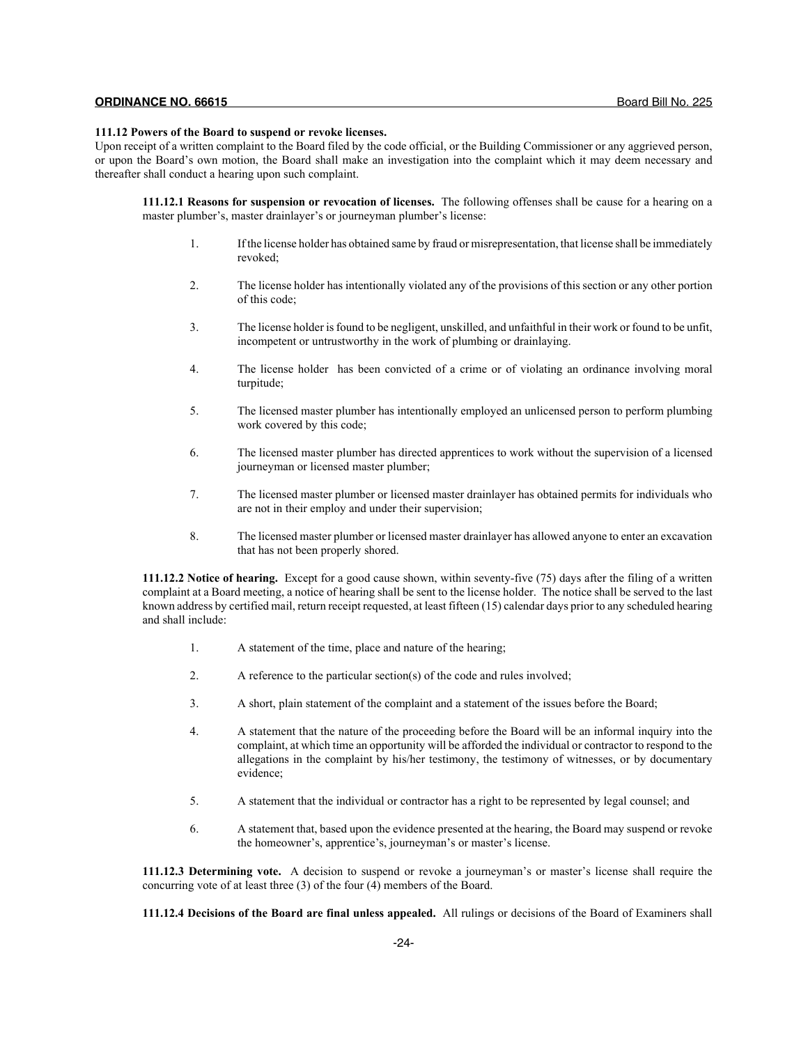**111.12 Powers of the Board to suspend or revoke licenses.**
Upon receipt of a written complaint to the Board filed by the code official, or the Building Commissioner or any aggrieved person, or upon the Board's own motion, the Board shall make an investigation into the complaint which it may deem necessary and thereafter shall conduct a hearing upon such complaint.

**111.12.1 Reasons for suspension or revocation of licenses.** The following offenses shall be cause for a hearing on a master plumber's, master drainlayer's or journeyman plumber's license:

1. If the license holder has obtained same by fraud or misrepresentation, that license shall be immediately revoked;
2. The license holder has intentionally violated any of the provisions of this section or any other portion of this code;
3. The license holder is found to be negligent, unskilled, and unfaithful in their work or found to be unfit, incompetent or untrustworthy in the work of plumbing or drainlaying.
4. The license holder has been convicted of a crime or of violating an ordinance involving moral turpitude;
5. The licensed master plumber has intentionally employed an unlicensed person to perform plumbing work covered by this code;
6. The licensed master plumber has directed apprentices to work without the supervision of a licensed journeyman or licensed master plumber;
7. The licensed master plumber or licensed master drainlayer has obtained permits for individuals who are not in their employ and under their supervision;
8. The licensed master plumber or licensed master drainlayer has allowed anyone to enter an excavation that has not been properly shored.

**111.12.2 Notice of hearing.** Except for a good cause shown, within seventy-five (75) days after the filing of a written complaint at a Board meeting, a notice of hearing shall be sent to the license holder. The notice shall be served to the last known address by certified mail, return receipt requested, at least fifteen (15) calendar days prior to any scheduled hearing and shall include:

1. A statement of the time, place and nature of the hearing;
2. A reference to the particular section(s) of the code and rules involved;
3. A short, plain statement of the complaint and a statement of the issues before the Board;
4. A statement that the nature of the proceeding before the Board will be an informal inquiry into the complaint, at which time an opportunity will be afforded the individual or contractor to respond to the allegations in the complaint by his/her testimony, the testimony of witnesses, or by documentary evidence;
5. A statement that the individual or contractor has a right to be represented by legal counsel; and
6. A statement that, based upon the evidence presented at the hearing, the Board may suspend or revoke the homeowner's, apprentice's, journeyman's or master's license.

**111.12.3 Determining vote.** A decision to suspend or revoke a journeyman's or master's license shall require the concurring vote of at least three (3) of the four (4) members of the Board.

**111.12.4 Decisions of the Board are final unless appealed.** All rulings or decisions of the Board of Examiners shall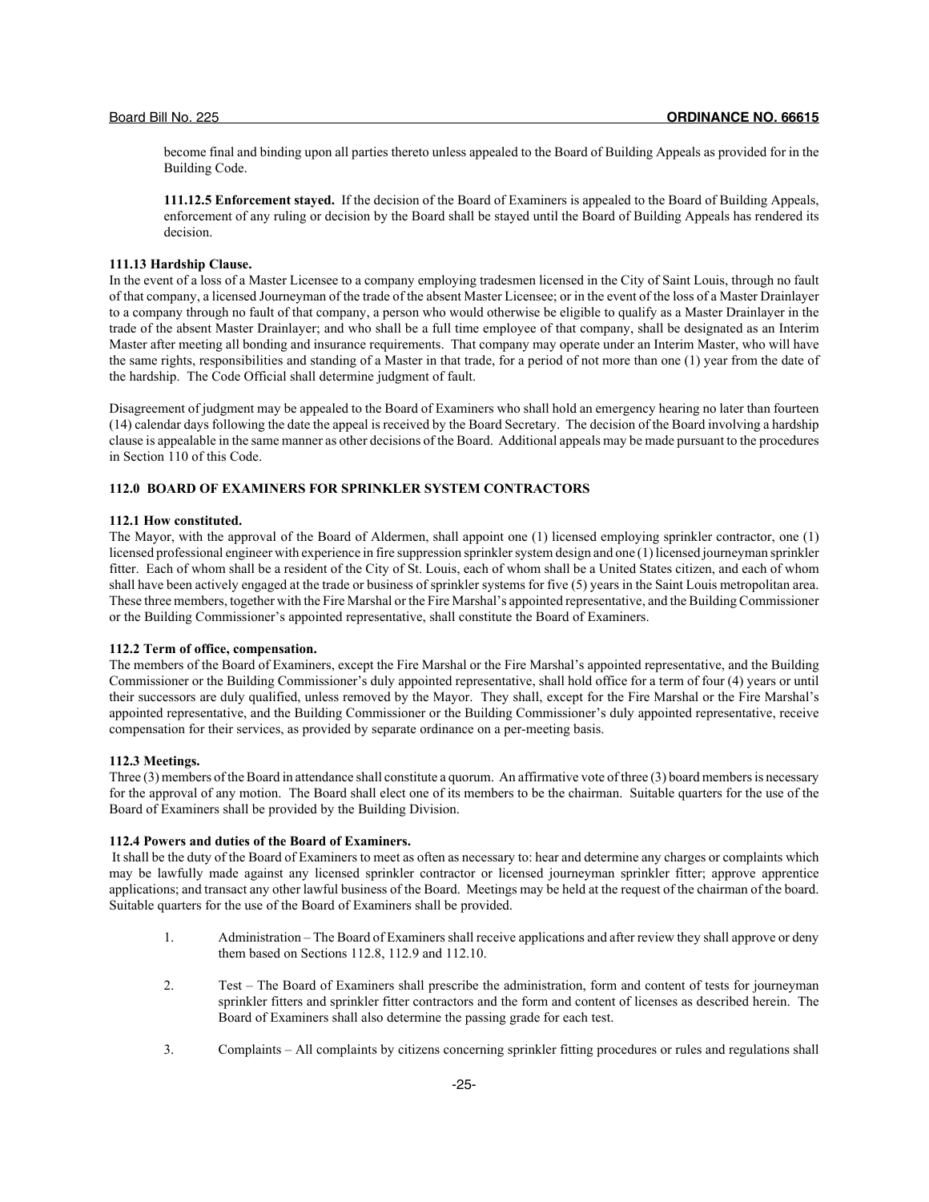become final and binding upon all parties thereto unless appealed to the Board of Building Appeals as provided for in the Building Code.

**111.12.5 Enforcement stayed.** If the decision of the Board of Examiners is appealed to the Board of Building Appeals, enforcement of any ruling or decision by the Board shall be stayed until the Board of Building Appeals has rendered its decision.

**111.13 Hardship Clause.**

In the event of a loss of a Master Licensee to a company employing tradesmen licensed in the City of Saint Louis, through no fault of that company, a licensed Journeyman of the trade of the absent Master Licensee; or in the event of the loss of a Master Drainlayer to a company through no fault of that company, a person who would otherwise be eligible to qualify as a Master Drainlayer in the trade of the absent Master Drainlayer; and who shall be a full time employee of that company, shall be designated as an Interim Master after meeting all bonding and insurance requirements. That company may operate under an Interim Master, who will have the same rights, responsibilities and standing of a Master in that trade, for a period of not more than one (1) year from the date of the hardship. The Code Official shall determine judgment of fault.

Disagreement of judgment may be appealed to the Board of Examiners who shall hold an emergency hearing no later than fourteen (14) calendar days following the date the appeal is received by the Board Secretary. The decision of the Board involving a hardship clause is appealable in the same manner as other decisions of the Board. Additional appeals may be made pursuant to the procedures in Section 110 of this Code.

**112.0 BOARD OF EXAMINERS FOR SPRINKLER SYSTEM CONTRACTORS**

**112.1 How constituted.**

The Mayor, with the approval of the Board of Aldermen, shall appoint one (1) licensed employing sprinkler contractor, one (1) licensed professional engineer with experience in fire suppression sprinkler system design and one (1) licensed journeyman sprinkler fitter. Each of whom shall be a resident of the City of St. Louis, each of whom shall be a United States citizen, and each of whom shall have been actively engaged at the trade or business of sprinkler systems for five (5) years in the Saint Louis metropolitan area. These three members, together with the Fire Marshal or the Fire Marshal's appointed representative, and the Building Commissioner or the Building Commissioner's appointed representative, shall constitute the Board of Examiners.

**112.2 Term of office, compensation.**

The members of the Board of Examiners, except the Fire Marshal or the Fire Marshal's appointed representative, and the Building Commissioner or the Building Commissioner's duly appointed representative, shall hold office for a term of four (4) years or until their successors are duly qualified, unless removed by the Mayor. They shall, except for the Fire Marshal or the Fire Marshal's appointed representative, and the Building Commissioner or the Building Commissioner's duly appointed representative, receive compensation for their services, as provided by separate ordinance on a per-meeting basis.

**112.3 Meetings.**

Three (3) members of the Board in attendance shall constitute a quorum. An affirmative vote of three (3) board members is necessary for the approval of any motion. The Board shall elect one of its members to be the chairman. Suitable quarters for the use of the Board of Examiners shall be provided by the Building Division.

**112.4 Powers and duties of the Board of Examiners.**

It shall be the duty of the Board of Examiners to meet as often as necessary to: hear and determine any charges or complaints which may be lawfully made against any licensed sprinkler contractor or licensed journeyman sprinkler fitter; approve apprentice applications; and transact any other lawful business of the Board. Meetings may be held at the request of the chairman of the board. Suitable quarters for the use of the Board of Examiners shall be provided.

1. Administration – The Board of Examiners shall receive applications and after review they shall approve or deny them based on Sections 112.8, 112.9 and 112.10.
2. Test – The Board of Examiners shall prescribe the administration, form and content of tests for journeyman sprinkler fitters and sprinkler fitter contractors and the form and content of licenses as described herein. The Board of Examiners shall also determine the passing grade for each test.
3. Complaints – All complaints by citizens concerning sprinkler fitting procedures or rules and regulations shall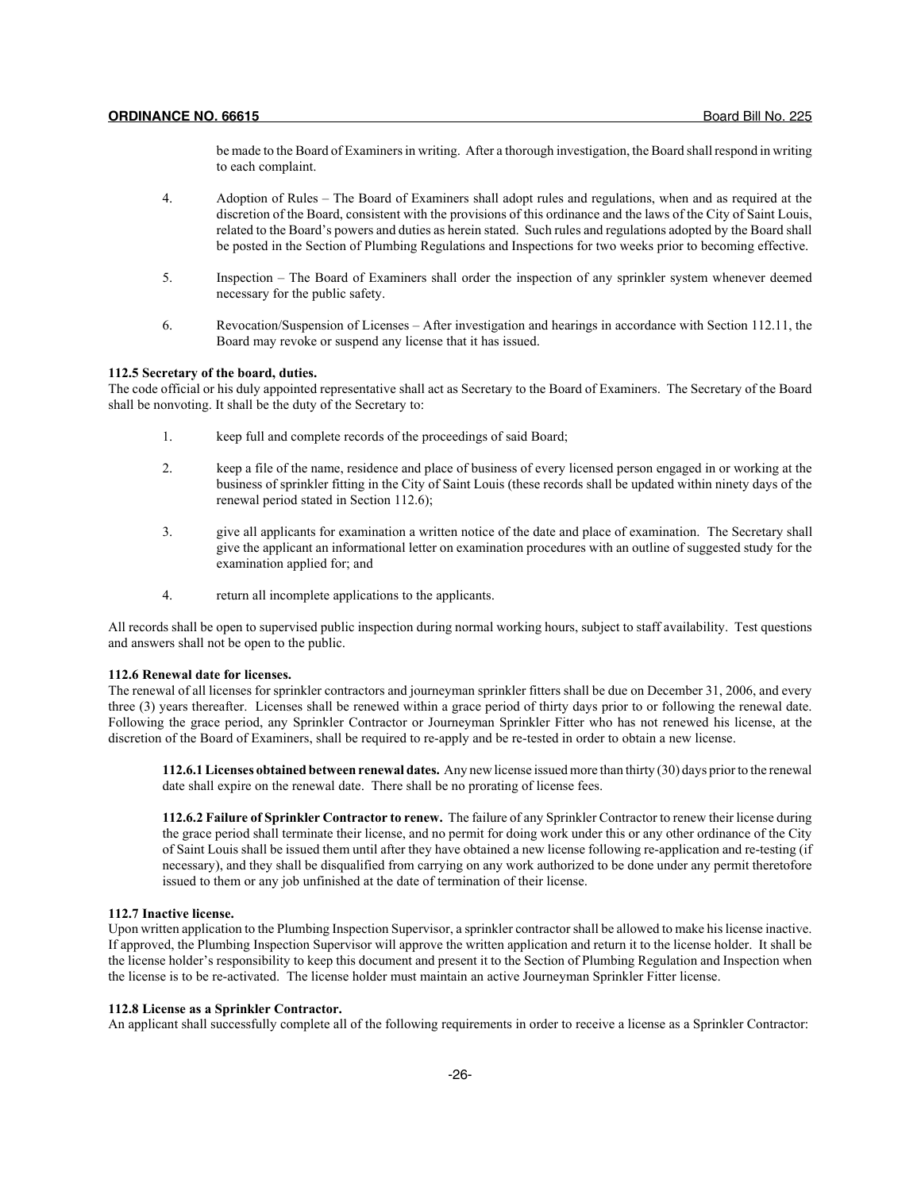be made to the Board of Examiners in writing. After a thorough investigation, the Board shall respond in writing to each complaint.

4. Adoption of Rules – The Board of Examiners shall adopt rules and regulations, when and as required at the discretion of the Board, consistent with the provisions of this ordinance and the laws of the City of Saint Louis, related to the Board's powers and duties as herein stated. Such rules and regulations adopted by the Board shall be posted in the Section of Plumbing Regulations and Inspections for two weeks prior to becoming effective.

5. Inspection – The Board of Examiners shall order the inspection of any sprinkler system whenever deemed necessary for the public safety.

6. Revocation/Suspension of Licenses – After investigation and hearings in accordance with Section 112.11, the Board may revoke or suspend any license that it has issued.

**112.5 Secretary of the board, duties.**

The code official or his duly appointed representative shall act as Secretary to the Board of Examiners. The Secretary of the Board shall be nonvoting. It shall be the duty of the Secretary to:

1. keep full and complete records of the proceedings of said Board;

2. keep a file of the name, residence and place of business of every licensed person engaged in or working at the business of sprinkler fitting in the City of Saint Louis (these records shall be updated within ninety days of the renewal period stated in Section 112.6);

3. give all applicants for examination a written notice of the date and place of examination. The Secretary shall give the applicant an informational letter on examination procedures with an outline of suggested study for the examination applied for; and

4. return all incomplete applications to the applicants.

All records shall be open to supervised public inspection during normal working hours, subject to staff availability. Test questions and answers shall not be open to the public.

**112.6 Renewal date for licenses.**

The renewal of all licenses for sprinkler contractors and journeyman sprinkler fitters shall be due on December 31, 2006, and every three (3) years thereafter. Licenses shall be renewed within a grace period of thirty days prior to or following the renewal date. Following the grace period, any Sprinkler Contractor or Journeyman Sprinkler Fitter who has not renewed his license, at the discretion of the Board of Examiners, shall be required to re-apply and be re-tested in order to obtain a new license.

**112.6.1 Licenses obtained between renewal dates.** Any new license issued more than thirty (30) days prior to the renewal date shall expire on the renewal date. There shall be no prorating of license fees.

**112.6.2 Failure of Sprinkler Contractor to renew.** The failure of any Sprinkler Contractor to renew their license during the grace period shall terminate their license, and no permit for doing work under this or any other ordinance of the City of Saint Louis shall be issued them until after they have obtained a new license following re-application and re-testing (if necessary), and they shall be disqualified from carrying on any work authorized to be done under any permit theretofore issued to them or any job unfinished at the date of termination of their license.

**112.7 Inactive license.**

Upon written application to the Plumbing Inspection Supervisor, a sprinkler contractor shall be allowed to make his license inactive. If approved, the Plumbing Inspection Supervisor will approve the written application and return it to the license holder. It shall be the license holder's responsibility to keep this document and present it to the Section of Plumbing Regulation and Inspection when the license is to be re-activated. The license holder must maintain an active Journeyman Sprinkler Fitter license.

**112.8 License as a Sprinkler Contractor.**

An applicant shall successfully complete all of the following requirements in order to receive a license as a Sprinkler Contractor: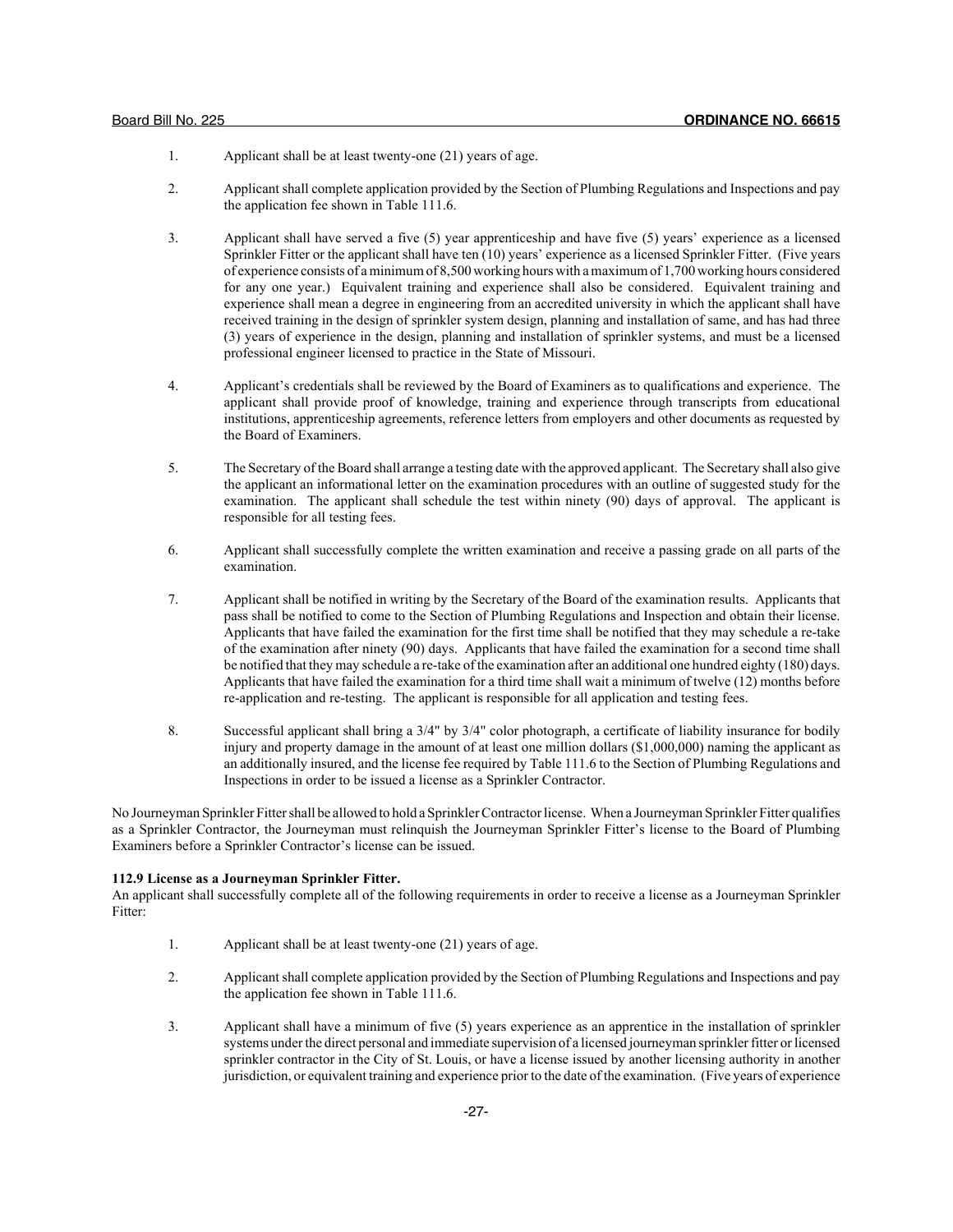1. Applicant shall be at least twenty-one (21) years of age.

2. Applicant shall complete application provided by the Section of Plumbing Regulations and Inspections and pay the application fee shown in Table 111.6.

3. Applicant shall have served a five (5) year apprenticeship and have five (5) years' experience as a licensed Sprinkler Fitter or the applicant shall have ten (10) years' experience as a licensed Sprinkler Fitter. (Five years of experience consists of a minimum of 8,500 working hours with a maximum of 1,700 working hours considered for any one year.) Equivalent training and experience shall also be considered. Equivalent training and experience shall mean a degree in engineering from an accredited university in which the applicant shall have received training in the design of sprinkler system design, planning and installation of same, and has had three (3) years of experience in the design, planning and installation of sprinkler systems, and must be a licensed professional engineer licensed to practice in the State of Missouri.

4. Applicant's credentials shall be reviewed by the Board of Examiners as to qualifications and experience. The applicant shall provide proof of knowledge, training and experience through transcripts from educational institutions, apprenticeship agreements, reference letters from employers and other documents as requested by the Board of Examiners.

5. The Secretary of the Board shall arrange a testing date with the approved applicant. The Secretary shall also give the applicant an informational letter on the examination procedures with an outline of suggested study for the examination. The applicant shall schedule the test within ninety (90) days of approval. The applicant is responsible for all testing fees.

6. Applicant shall successfully complete the written examination and receive a passing grade on all parts of the examination.

7. Applicant shall be notified in writing by the Secretary of the Board of the examination results. Applicants that pass shall be notified to come to the Section of Plumbing Regulations and Inspection and obtain their license. Applicants that have failed the examination for the first time shall be notified that they may schedule a re-take of the examination after ninety (90) days. Applicants that have failed the examination for a second time shall be notified that they may schedule a re-take of the examination after an additional one hundred eighty (180) days. Applicants that have failed the examination for a third time shall wait a minimum of twelve (12) months before re-application and re-testing. The applicant is responsible for all application and testing fees.

8. Successful applicant shall bring a 3/4" by 3/4" color photograph, a certificate of liability insurance for bodily injury and property damage in the amount of at least one million dollars ($1,000,000) naming the applicant as an additionally insured, and the license fee required by Table 111.6 to the Section of Plumbing Regulations and Inspections in order to be issued a license as a Sprinkler Contractor.

No Journeyman Sprinkler Fitter shall be allowed to hold a Sprinkler Contractor license. When a Journeyman Sprinkler Fitter qualifies as a Sprinkler Contractor, the Journeyman must relinquish the Journeyman Sprinkler Fitter's license to the Board of Plumbing Examiners before a Sprinkler Contractor's license can be issued.

**112.9 License as a Journeyman Sprinkler Fitter.**
An applicant shall successfully complete all of the following requirements in order to receive a license as a Journeyman Sprinkler Fitter:

1. Applicant shall be at least twenty-one (21) years of age.

2. Applicant shall complete application provided by the Section of Plumbing Regulations and Inspections and pay the application fee shown in Table 111.6.

3. Applicant shall have a minimum of five (5) years experience as an apprentice in the installation of sprinkler systems under the direct personal and immediate supervision of a licensed journeyman sprinkler fitter or licensed sprinkler contractor in the City of St. Louis, or have a license issued by another licensing authority in another jurisdiction, or equivalent training and experience prior to the date of the examination. (Five years of experience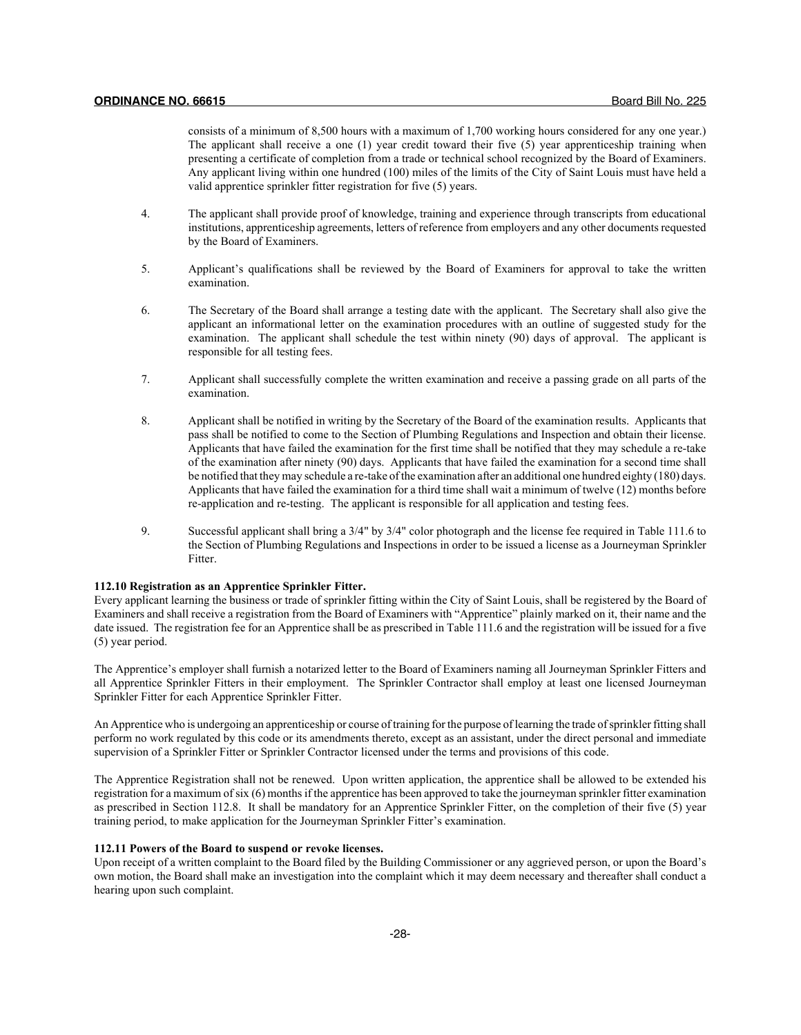consists of a minimum of 8,500 hours with a maximum of 1,700 working hours considered for any one year.) The applicant shall receive a one (1) year credit toward their five (5) year apprenticeship training when presenting a certificate of completion from a trade or technical school recognized by the Board of Examiners. Any applicant living within one hundred (100) miles of the limits of the City of Saint Louis must have held a valid apprentice sprinkler fitter registration for five (5) years.

4. The applicant shall provide proof of knowledge, training and experience through transcripts from educational institutions, apprenticeship agreements, letters of reference from employers and any other documents requested by the Board of Examiners.

5. Applicant's qualifications shall be reviewed by the Board of Examiners for approval to take the written examination.

6. The Secretary of the Board shall arrange a testing date with the applicant. The Secretary shall also give the applicant an informational letter on the examination procedures with an outline of suggested study for the examination. The applicant shall schedule the test within ninety (90) days of approval. The applicant is responsible for all testing fees.

7. Applicant shall successfully complete the written examination and receive a passing grade on all parts of the examination.

8. Applicant shall be notified in writing by the Secretary of the Board of the examination results. Applicants that pass shall be notified to come to the Section of Plumbing Regulations and Inspection and obtain their license. Applicants that have failed the examination for the first time shall be notified that they may schedule a re-take of the examination after ninety (90) days. Applicants that have failed the examination for a second time shall be notified that they may schedule a re-take of the examination after an additional one hundred eighty (180) days. Applicants that have failed the examination for a third time shall wait a minimum of twelve (12) months before re-application and re-testing. The applicant is responsible for all application and testing fees.

9. Successful applicant shall bring a 3/4" by 3/4" color photograph and the license fee required in Table 111.6 to the Section of Plumbing Regulations and Inspections in order to be issued a license as a Journeyman Sprinkler Fitter.

**112.10 Registration as an Apprentice Sprinkler Fitter.**
Every applicant learning the business or trade of sprinkler fitting within the City of Saint Louis, shall be registered by the Board of Examiners and shall receive a registration from the Board of Examiners with "Apprentice" plainly marked on it, their name and the date issued. The registration fee for an Apprentice shall be as prescribed in Table 111.6 and the registration will be issued for a five (5) year period.

The Apprentice's employer shall furnish a notarized letter to the Board of Examiners naming all Journeyman Sprinkler Fitters and all Apprentice Sprinkler Fitters in their employment. The Sprinkler Contractor shall employ at least one licensed Journeyman Sprinkler Fitter for each Apprentice Sprinkler Fitter.

An Apprentice who is undergoing an apprenticeship or course of training for the purpose of learning the trade of sprinkler fitting shall perform no work regulated by this code or its amendments thereto, except as an assistant, under the direct personal and immediate supervision of a Sprinkler Fitter or Sprinkler Contractor licensed under the terms and provisions of this code.

The Apprentice Registration shall not be renewed. Upon written application, the apprentice shall be allowed to be extended his registration for a maximum of six (6) months if the apprentice has been approved to take the journeyman sprinkler fitter examination as prescribed in Section 112.8. It shall be mandatory for an Apprentice Sprinkler Fitter, on the completion of their five (5) year training period, to make application for the Journeyman Sprinkler Fitter's examination.

**112.11 Powers of the Board to suspend or revoke licenses.**
Upon receipt of a written complaint to the Board filed by the Building Commissioner or any aggrieved person, or upon the Board's own motion, the Board shall make an investigation into the complaint which it may deem necessary and thereafter shall conduct a hearing upon such complaint.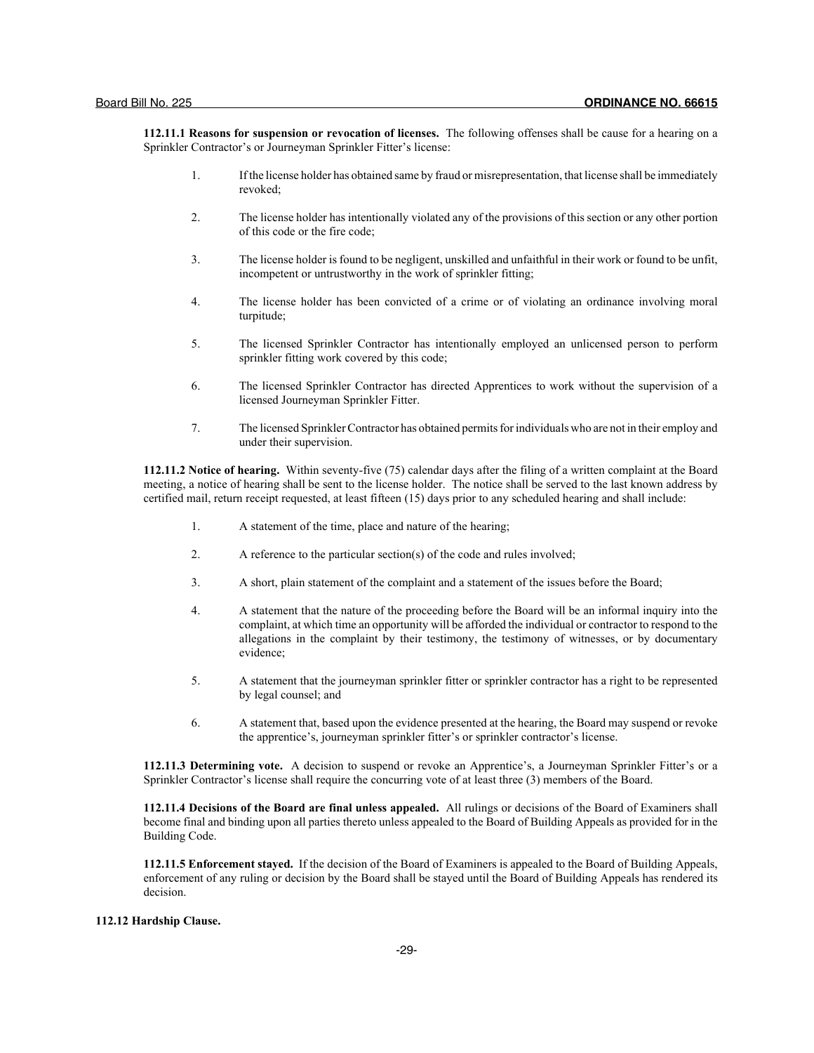**112.11.1 Reasons for suspension or revocation of licenses.** The following offenses shall be cause for a hearing on a Sprinkler Contractor's or Journeyman Sprinkler Fitter's license:

1. If the license holder has obtained same by fraud or misrepresentation, that license shall be immediately revoked;
2. The license holder has intentionally violated any of the provisions of this section or any other portion of this code or the fire code;
3. The license holder is found to be negligent, unskilled and unfaithful in their work or found to be unfit, incompetent or untrustworthy in the work of sprinkler fitting;
4. The license holder has been convicted of a crime or of violating an ordinance involving moral turpitude;
5. The licensed Sprinkler Contractor has intentionally employed an unlicensed person to perform sprinkler fitting work covered by this code;
6. The licensed Sprinkler Contractor has directed Apprentices to work without the supervision of a licensed Journeyman Sprinkler Fitter.
7. The licensed Sprinkler Contractor has obtained permits for individuals who are not in their employ and under their supervision.

**112.11.2 Notice of hearing.** Within seventy-five (75) calendar days after the filing of a written complaint at the Board meeting, a notice of hearing shall be sent to the license holder. The notice shall be served to the last known address by certified mail, return receipt requested, at least fifteen (15) days prior to any scheduled hearing and shall include:

1. A statement of the time, place and nature of the hearing;
2. A reference to the particular section(s) of the code and rules involved;
3. A short, plain statement of the complaint and a statement of the issues before the Board;
4. A statement that the nature of the proceeding before the Board will be an informal inquiry into the complaint, at which time an opportunity will be afforded the individual or contractor to respond to the allegations in the complaint by their testimony, the testimony of witnesses, or by documentary evidence;
5. A statement that the journeyman sprinkler fitter or sprinkler contractor has a right to be represented by legal counsel; and
6. A statement that, based upon the evidence presented at the hearing, the Board may suspend or revoke the apprentice's, journeyman sprinkler fitter's or sprinkler contractor's license.

**112.11.3 Determining vote.** A decision to suspend or revoke an Apprentice's, a Journeyman Sprinkler Fitter's or a Sprinkler Contractor's license shall require the concurring vote of at least three (3) members of the Board.

**112.11.4 Decisions of the Board are final unless appealed.** All rulings or decisions of the Board of Examiners shall become final and binding upon all parties thereto unless appealed to the Board of Building Appeals as provided for in the Building Code.

**112.11.5 Enforcement stayed.** If the decision of the Board of Examiners is appealed to the Board of Building Appeals, enforcement of any ruling or decision by the Board shall be stayed until the Board of Building Appeals has rendered its decision.

**112.12 Hardship Clause.**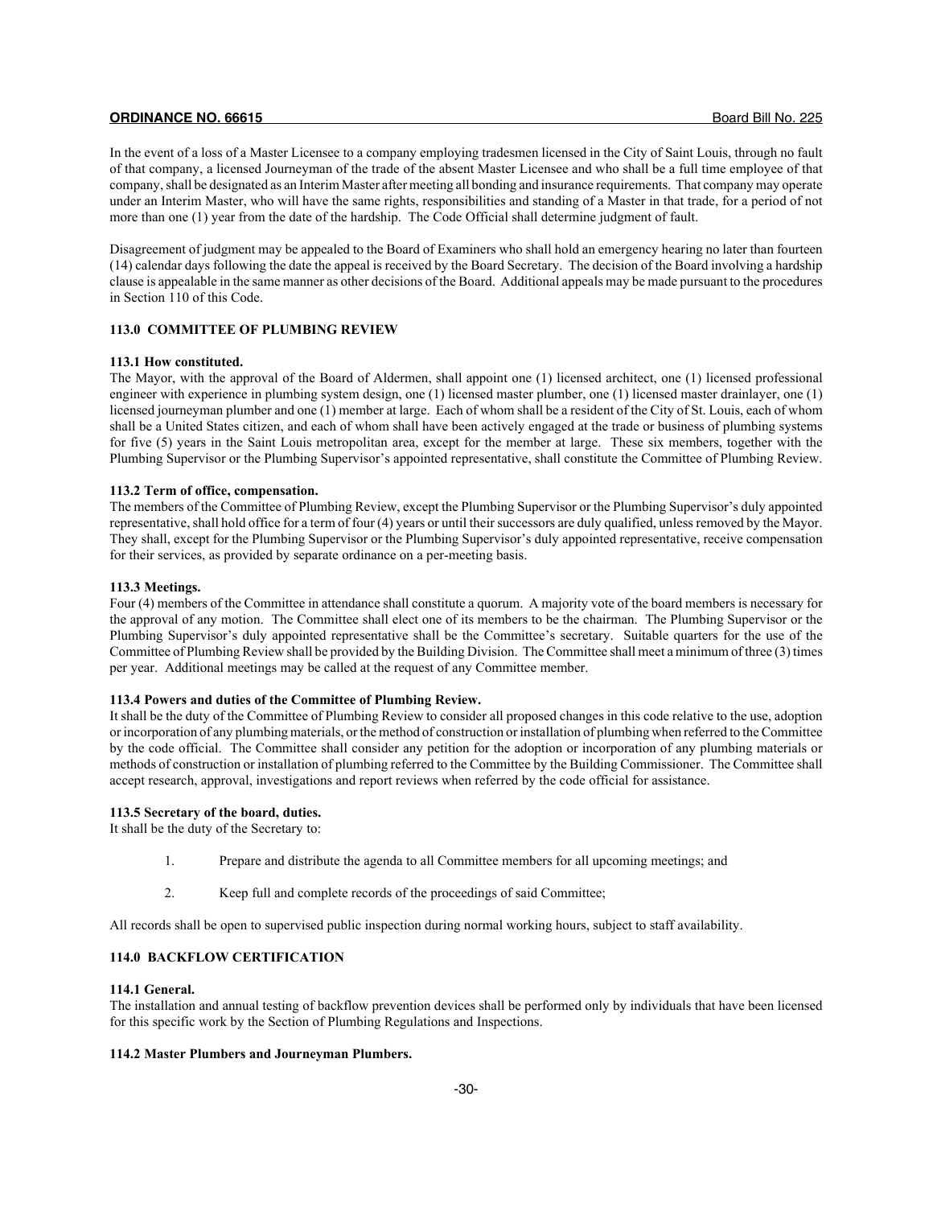In the event of a loss of a Master Licensee to a company employing tradesmen licensed in the City of Saint Louis, through no fault of that company, a licensed Journeyman of the trade of the absent Master Licensee and who shall be a full time employee of that company, shall be designated as an Interim Master after meeting all bonding and insurance requirements. That company may operate under an Interim Master, who will have the same rights, responsibilities and standing of a Master in that trade, for a period of not more than one (1) year from the date of the hardship. The Code Official shall determine judgment of fault.

Disagreement of judgment may be appealed to the Board of Examiners who shall hold an emergency hearing no later than fourteen (14) calendar days following the date the appeal is received by the Board Secretary. The decision of the Board involving a hardship clause is appealable in the same manner as other decisions of the Board. Additional appeals may be made pursuant to the procedures in Section 110 of this Code.

### 113.0 COMMITTEE OF PLUMBING REVIEW

#### 113.1 How constituted.

The Mayor, with the approval of the Board of Aldermen, shall appoint one (1) licensed architect, one (1) licensed professional engineer with experience in plumbing system design, one (1) licensed master plumber, one (1) licensed master drainlayer, one (1) licensed journeyman plumber and one (1) member at large. Each of whom shall be a resident of the City of St. Louis, each of whom shall be a United States citizen, and each of whom shall have been actively engaged at the trade or business of plumbing systems for five (5) years in the Saint Louis metropolitan area, except for the member at large. These six members, together with the Plumbing Supervisor or the Plumbing Supervisor's appointed representative, shall constitute the Committee of Plumbing Review.

#### 113.2 Term of office, compensation.

The members of the Committee of Plumbing Review, except the Plumbing Supervisor or the Plumbing Supervisor's duly appointed representative, shall hold office for a term of four (4) years or until their successors are duly qualified, unless removed by the Mayor. They shall, except for the Plumbing Supervisor or the Plumbing Supervisor's duly appointed representative, receive compensation for their services, as provided by separate ordinance on a per-meeting basis.

#### 113.3 Meetings.

Four (4) members of the Committee in attendance shall constitute a quorum. A majority vote of the board members is necessary for the approval of any motion. The Committee shall elect one of its members to be the chairman. The Plumbing Supervisor or the Plumbing Supervisor's duly appointed representative shall be the Committee's secretary. Suitable quarters for the use of the Committee of Plumbing Review shall be provided by the Building Division. The Committee shall meet a minimum of three (3) times per year. Additional meetings may be called at the request of any Committee member.

#### 113.4 Powers and duties of the Committee of Plumbing Review.

It shall be the duty of the Committee of Plumbing Review to consider all proposed changes in this code relative to the use, adoption or incorporation of any plumbing materials, or the method of construction or installation of plumbing when referred to the Committee by the code official. The Committee shall consider any petition for the adoption or incorporation of any plumbing materials or methods of construction or installation of plumbing referred to the Committee by the Building Commissioner. The Committee shall accept research, approval, investigations and report reviews when referred by the code official for assistance.

#### 113.5 Secretary of the board, duties.

It shall be the duty of the Secretary to:

1. Prepare and distribute the agenda to all Committee members for all upcoming meetings; and
2. Keep full and complete records of the proceedings of said Committee;

All records shall be open to supervised public inspection during normal working hours, subject to staff availability.

### 114.0 BACKFLOW CERTIFICATION

#### 114.1 General.

The installation and annual testing of backflow prevention devices shall be performed only by individuals that have been licensed for this specific work by the Section of Plumbing Regulations and Inspections.

#### 114.2 Master Plumbers and Journeyman Plumbers.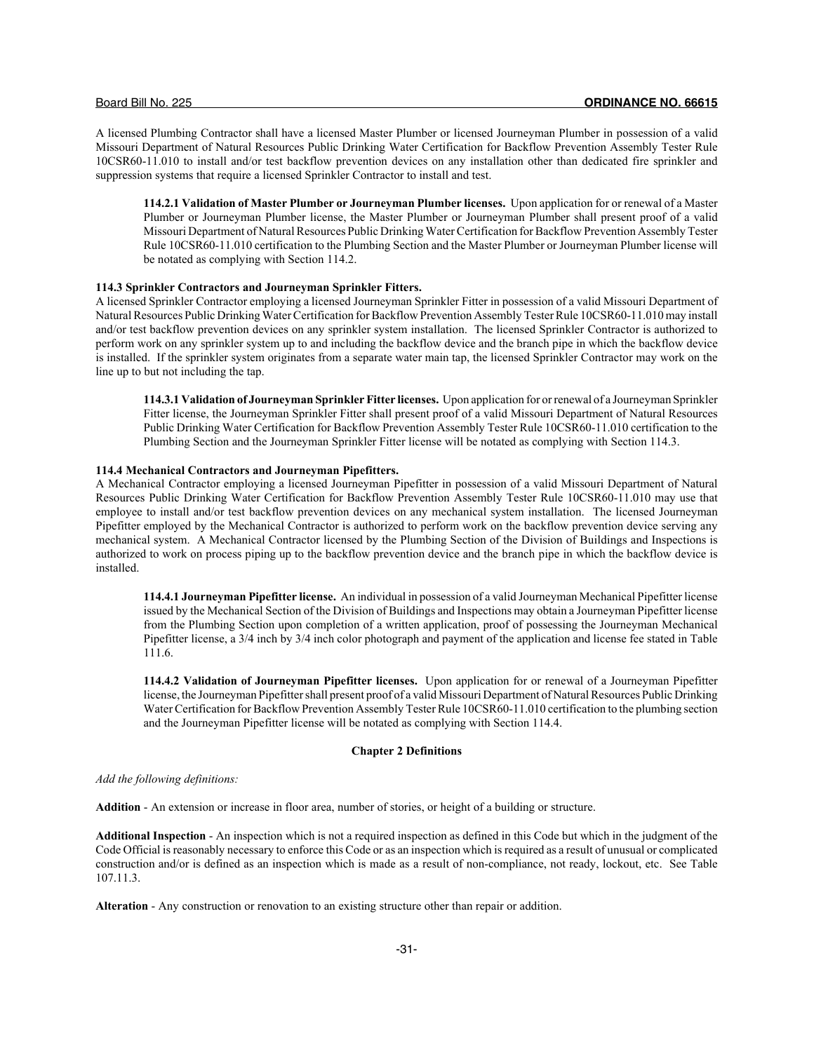A licensed Plumbing Contractor shall have a licensed Master Plumber or licensed Journeyman Plumber in possession of a valid Missouri Department of Natural Resources Public Drinking Water Certification for Backflow Prevention Assembly Tester Rule 10CSR60-11.010 to install and/or test backflow prevention devices on any installation other than dedicated fire sprinkler and suppression systems that require a licensed Sprinkler Contractor to install and test.

**114.2.1 Validation of Master Plumber or Journeyman Plumber licenses.** Upon application for or renewal of a Master Plumber or Journeyman Plumber license, the Master Plumber or Journeyman Plumber shall present proof of a valid Missouri Department of Natural Resources Public Drinking Water Certification for Backflow Prevention Assembly Tester Rule 10CSR60-11.010 certification to the Plumbing Section and the Master Plumber or Journeyman Plumber license will be notated as complying with Section 114.2.

**114.3 Sprinkler Contractors and Journeyman Sprinkler Fitters.**
A licensed Sprinkler Contractor employing a licensed Journeyman Sprinkler Fitter in possession of a valid Missouri Department of Natural Resources Public Drinking Water Certification for Backflow Prevention Assembly Tester Rule 10CSR60-11.010 may install and/or test backflow prevention devices on any sprinkler system installation. The licensed Sprinkler Contractor is authorized to perform work on any sprinkler system up to and including the backflow device and the branch pipe in which the backflow device is installed. If the sprinkler system originates from a separate water main tap, the licensed Sprinkler Contractor may work on the line up to but not including the tap.

**114.3.1 Validation of Journeyman Sprinkler Fitter licenses.** Upon application for or renewal of a Journeyman Sprinkler Fitter license, the Journeyman Sprinkler Fitter shall present proof of a valid Missouri Department of Natural Resources Public Drinking Water Certification for Backflow Prevention Assembly Tester Rule 10CSR60-11.010 certification to the Plumbing Section and the Journeyman Sprinkler Fitter license will be notated as complying with Section 114.3.

**114.4 Mechanical Contractors and Journeyman Pipefitters.**
A Mechanical Contractor employing a licensed Journeyman Pipefitter in possession of a valid Missouri Department of Natural Resources Public Drinking Water Certification for Backflow Prevention Assembly Tester Rule 10CSR60-11.010 may use that employee to install and/or test backflow prevention devices on any mechanical system installation. The licensed Journeyman Pipefitter employed by the Mechanical Contractor is authorized to perform work on the backflow prevention device serving any mechanical system. A Mechanical Contractor licensed by the Plumbing Section of the Division of Buildings and Inspections is authorized to work on process piping up to the backflow prevention device and the branch pipe in which the backflow device is installed.

**114.4.1 Journeyman Pipefitter license.** An individual in possession of a valid Journeyman Mechanical Pipefitter license issued by the Mechanical Section of the Division of Buildings and Inspections may obtain a Journeyman Pipefitter license from the Plumbing Section upon completion of a written application, proof of possessing the Journeyman Mechanical Pipefitter license, a 3/4 inch by 3/4 inch color photograph and payment of the application and license fee stated in Table 111.6.

**114.4.2 Validation of Journeyman Pipefitter licenses.** Upon application for or renewal of a Journeyman Pipefitter license, the Journeyman Pipefitter shall present proof of a valid Missouri Department of Natural Resources Public Drinking Water Certification for Backflow Prevention Assembly Tester Rule 10CSR60-11.010 certification to the plumbing section and the Journeyman Pipefitter license will be notated as complying with Section 114.4.

## Chapter 2 Definitions

*Add the following definitions:*

**Addition** - An extension or increase in floor area, number of stories, or height of a building or structure.

**Additional Inspection** - An inspection which is not a required inspection as defined in this Code but which in the judgment of the Code Official is reasonably necessary to enforce this Code or as an inspection which is required as a result of unusual or complicated construction and/or is defined as an inspection which is made as a result of non-compliance, not ready, lockout, etc. See Table 107.11.3.

**Alteration** - Any construction or renovation to an existing structure other than repair or addition.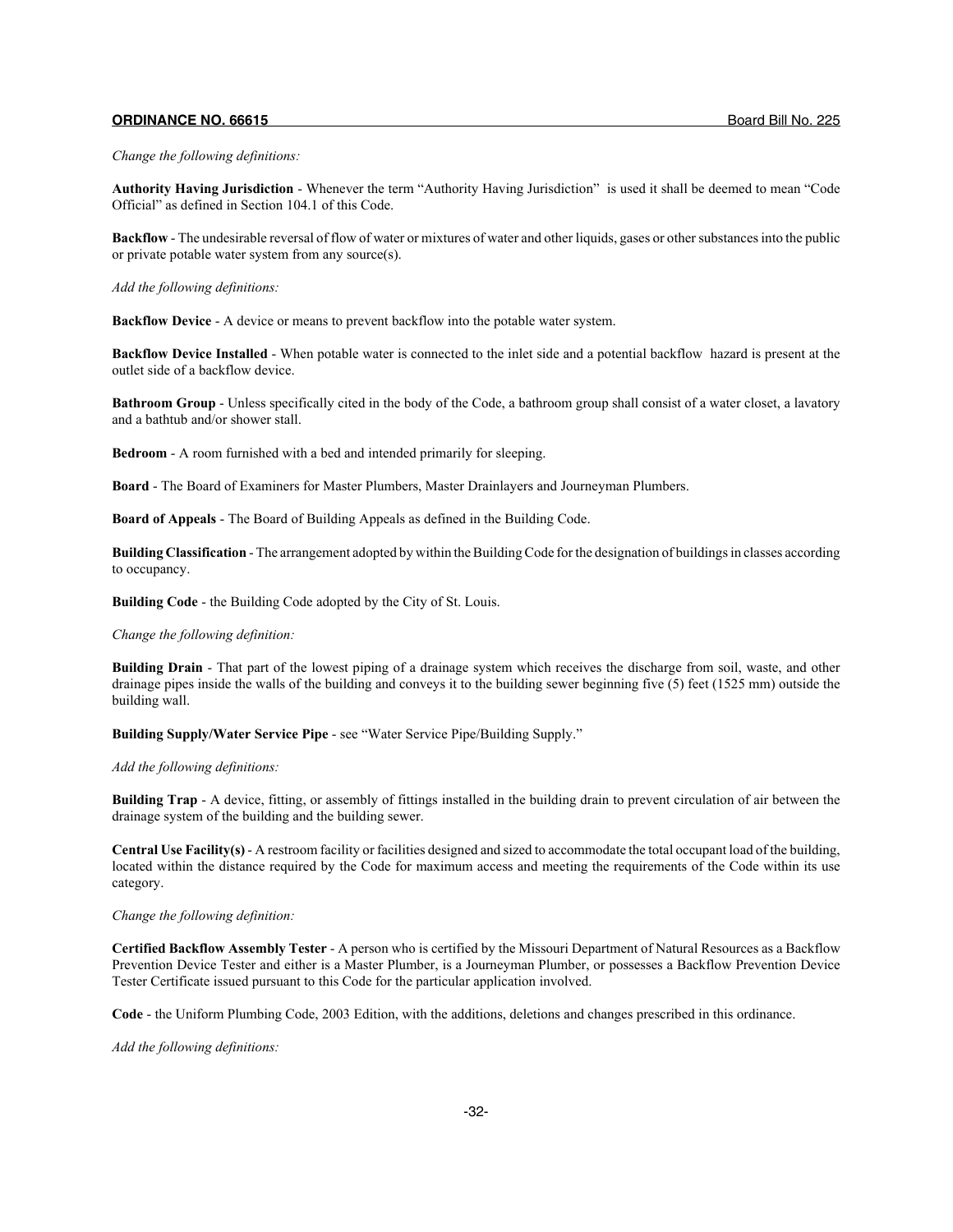*Change the following definitions:*

**Authority Having Jurisdiction** - Whenever the term "Authority Having Jurisdiction" is used it shall be deemed to mean "Code Official" as defined in Section 104.1 of this Code.

**Backflow** - The undesirable reversal of flow of water or mixtures of water and other liquids, gases or other substances into the public or private potable water system from any source(s).

*Add the following definitions:*

**Backflow Device** - A device or means to prevent backflow into the potable water system.

**Backflow Device Installed** - When potable water is connected to the inlet side and a potential backflow hazard is present at the outlet side of a backflow device.

**Bathroom Group** - Unless specifically cited in the body of the Code, a bathroom group shall consist of a water closet, a lavatory and a bathtub and/or shower stall.

**Bedroom** - A room furnished with a bed and intended primarily for sleeping.

**Board** - The Board of Examiners for Master Plumbers, Master Drainlayers and Journeyman Plumbers.

**Board of Appeals** - The Board of Building Appeals as defined in the Building Code.

**Building Classification** - The arrangement adopted by within the Building Code for the designation of buildings in classes according to occupancy.

**Building Code** - the Building Code adopted by the City of St. Louis.

*Change the following definition:*

**Building Drain** - That part of the lowest piping of a drainage system which receives the discharge from soil, waste, and other drainage pipes inside the walls of the building and conveys it to the building sewer beginning five (5) feet (1525 mm) outside the building wall.

**Building Supply/Water Service Pipe** - see "Water Service Pipe/Building Supply."

*Add the following definitions:*

**Building Trap** - A device, fitting, or assembly of fittings installed in the building drain to prevent circulation of air between the drainage system of the building and the building sewer.

**Central Use Facility(s)** - A restroom facility or facilities designed and sized to accommodate the total occupant load of the building, located within the distance required by the Code for maximum access and meeting the requirements of the Code within its use category.

*Change the following definition:*

**Certified Backflow Assembly Tester** - A person who is certified by the Missouri Department of Natural Resources as a Backflow Prevention Device Tester and either is a Master Plumber, is a Journeyman Plumber, or possesses a Backflow Prevention Device Tester Certificate issued pursuant to this Code for the particular application involved.

**Code** - the Uniform Plumbing Code, 2003 Edition, with the additions, deletions and changes prescribed in this ordinance.

*Add the following definitions:*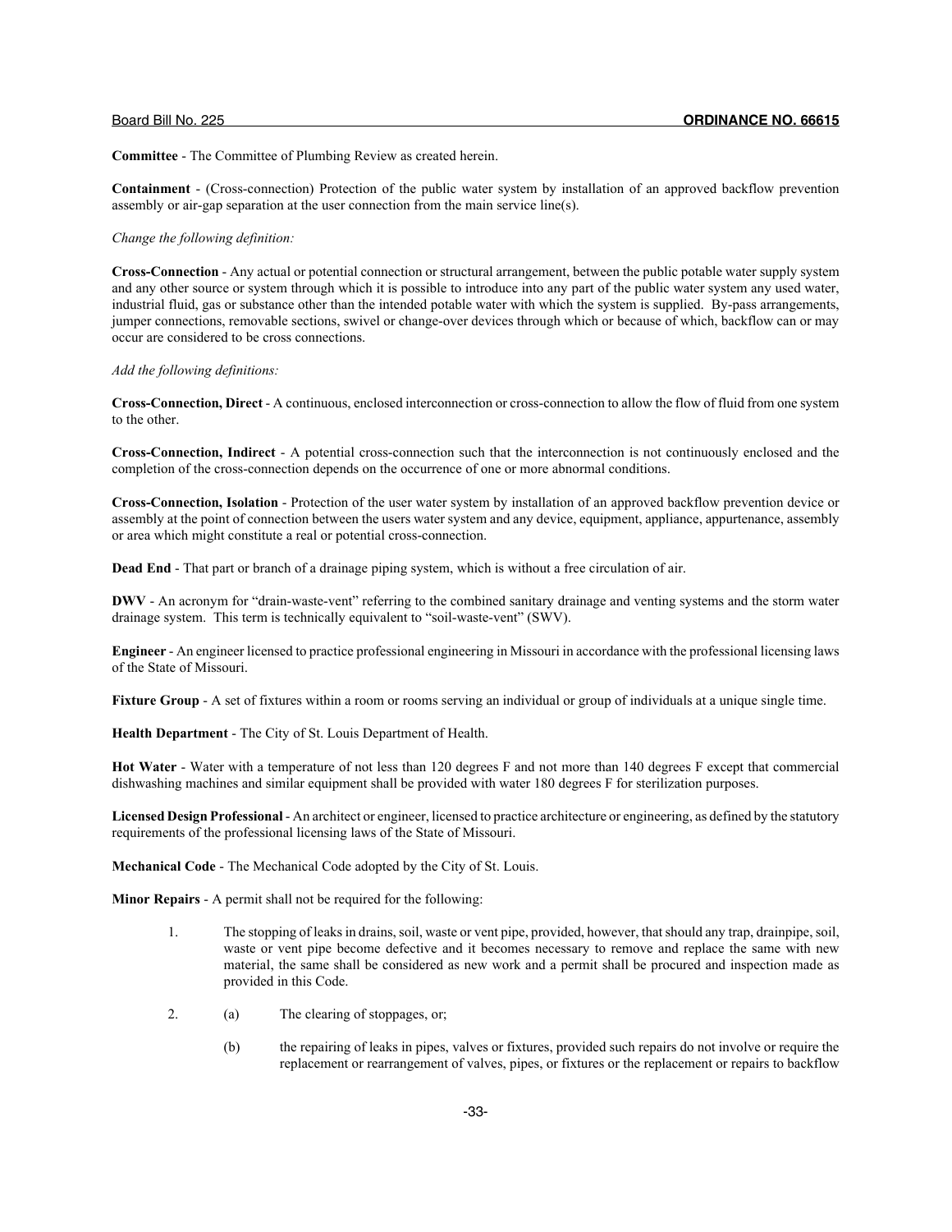**Committee** - The Committee of Plumbing Review as created herein.

**Containment** - (Cross-connection) Protection of the public water system by installation of an approved backflow prevention assembly or air-gap separation at the user connection from the main service line(s).

*Change the following definition:*

**Cross-Connection** - Any actual or potential connection or structural arrangement, between the public potable water supply system and any other source or system through which it is possible to introduce into any part of the public water system any used water, industrial fluid, gas or substance other than the intended potable water with which the system is supplied. By-pass arrangements, jumper connections, removable sections, swivel or change-over devices through which or because of which, backflow can or may occur are considered to be cross connections.

*Add the following definitions:*

**Cross-Connection, Direct** - A continuous, enclosed interconnection or cross-connection to allow the flow of fluid from one system to the other.

**Cross-Connection, Indirect** - A potential cross-connection such that the interconnection is not continuously enclosed and the completion of the cross-connection depends on the occurrence of one or more abnormal conditions.

**Cross-Connection, Isolation** - Protection of the user water system by installation of an approved backflow prevention device or assembly at the point of connection between the users water system and any device, equipment, appliance, appurtenance, assembly or area which might constitute a real or potential cross-connection.

**Dead End** - That part or branch of a drainage piping system, which is without a free circulation of air.

**DWV** - An acronym for "drain-waste-vent" referring to the combined sanitary drainage and venting systems and the storm water drainage system. This term is technically equivalent to "soil-waste-vent" (SWV).

**Engineer** - An engineer licensed to practice professional engineering in Missouri in accordance with the professional licensing laws of the State of Missouri.

**Fixture Group** - A set of fixtures within a room or rooms serving an individual or group of individuals at a unique single time.

**Health Department** - The City of St. Louis Department of Health.

**Hot Water** - Water with a temperature of not less than 120 degrees F and not more than 140 degrees F except that commercial dishwashing machines and similar equipment shall be provided with water 180 degrees F for sterilization purposes.

**Licensed Design Professional** - An architect or engineer, licensed to practice architecture or engineering, as defined by the statutory requirements of the professional licensing laws of the State of Missouri.

**Mechanical Code** - The Mechanical Code adopted by the City of St. Louis.

**Minor Repairs** - A permit shall not be required for the following:

1. The stopping of leaks in drains, soil, waste or vent pipe, provided, however, that should any trap, drainpipe, soil, waste or vent pipe become defective and it becomes necessary to remove and replace the same with new material, the same shall be considered as new work and a permit shall be procured and inspection made as provided in this Code.

2. (a) The clearing of stoppages, or;

   (b) the repairing of leaks in pipes, valves or fixtures, provided such repairs do not involve or require the replacement or rearrangement of valves, pipes, or fixtures or the replacement or repairs to backflow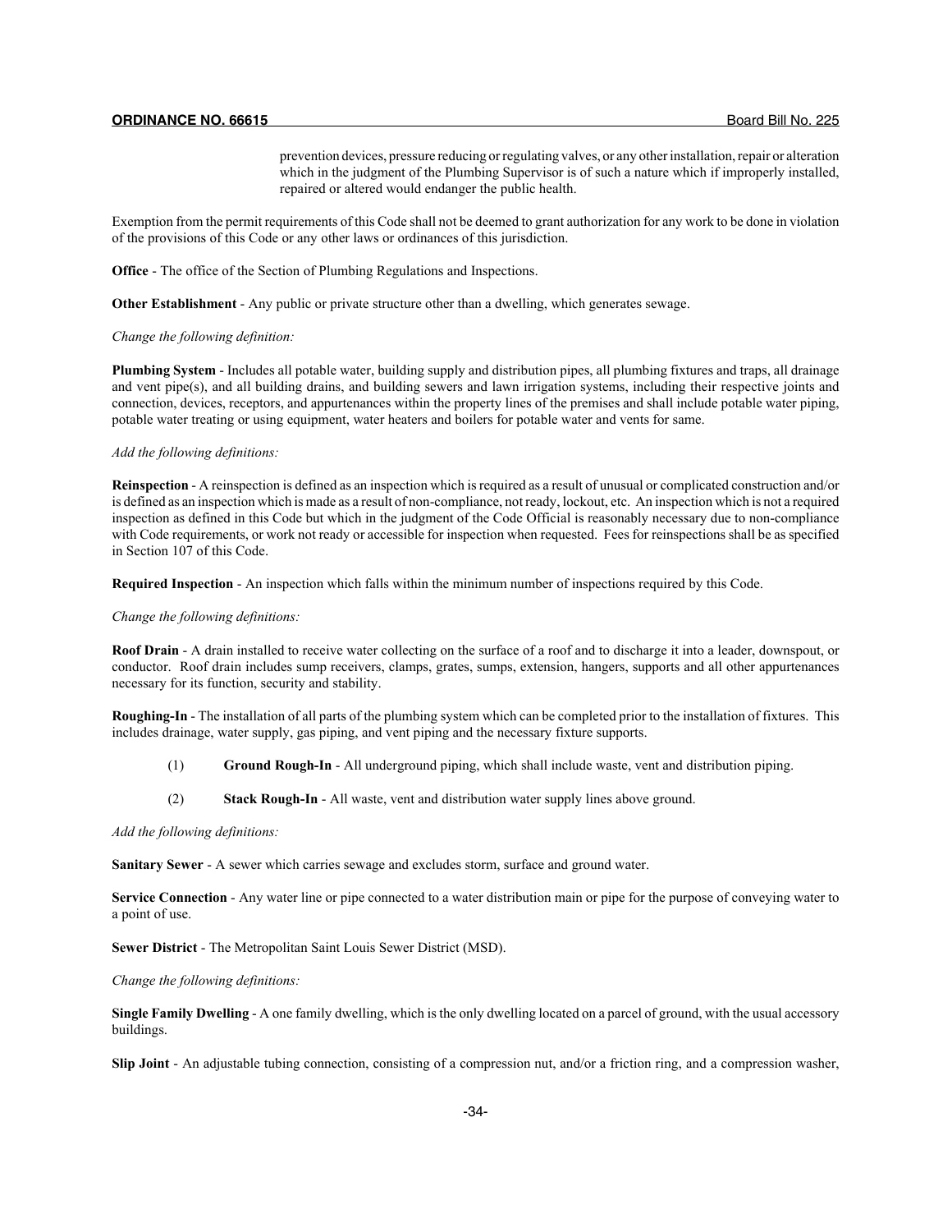prevention devices, pressure reducing or regulating valves, or any other installation, repair or alteration which in the judgment of the Plumbing Supervisor is of such a nature which if improperly installed, repaired or altered would endanger the public health.

Exemption from the permit requirements of this Code shall not be deemed to grant authorization for any work to be done in violation of the provisions of this Code or any other laws or ordinances of this jurisdiction.

**Office** - The office of the Section of Plumbing Regulations and Inspections.

**Other Establishment** - Any public or private structure other than a dwelling, which generates sewage.

*Change the following definition:*

**Plumbing System** - Includes all potable water, building supply and distribution pipes, all plumbing fixtures and traps, all drainage and vent pipe(s), and all building drains, and building sewers and lawn irrigation systems, including their respective joints and connection, devices, receptors, and appurtenances within the property lines of the premises and shall include potable water piping, potable water treating or using equipment, water heaters and boilers for potable water and vents for same.

*Add the following definitions:*

**Reinspection** - A reinspection is defined as an inspection which is required as a result of unusual or complicated construction and/or is defined as an inspection which is made as a result of non-compliance, not ready, lockout, etc. An inspection which is not a required inspection as defined in this Code but which in the judgment of the Code Official is reasonably necessary due to non-compliance with Code requirements, or work not ready or accessible for inspection when requested. Fees for reinspections shall be as specified in Section 107 of this Code.

**Required Inspection** - An inspection which falls within the minimum number of inspections required by this Code.

*Change the following definitions:*

**Roof Drain** - A drain installed to receive water collecting on the surface of a roof and to discharge it into a leader, downspout, or conductor. Roof drain includes sump receivers, clamps, grates, sumps, extension, hangers, supports and all other appurtenances necessary for its function, security and stability.

**Roughing-In** - The installation of all parts of the plumbing system which can be completed prior to the installation of fixtures. This includes drainage, water supply, gas piping, and vent piping and the necessary fixture supports.

(1) **Ground Rough-In** - All underground piping, which shall include waste, vent and distribution piping.

(2) **Stack Rough-In** - All waste, vent and distribution water supply lines above ground.

*Add the following definitions:*

**Sanitary Sewer** - A sewer which carries sewage and excludes storm, surface and ground water.

**Service Connection** - Any water line or pipe connected to a water distribution main or pipe for the purpose of conveying water to a point of use.

**Sewer District** - The Metropolitan Saint Louis Sewer District (MSD).

*Change the following definitions:*

**Single Family Dwelling** - A one family dwelling, which is the only dwelling located on a parcel of ground, with the usual accessory buildings.

**Slip Joint** - An adjustable tubing connection, consisting of a compression nut, and/or a friction ring, and a compression washer,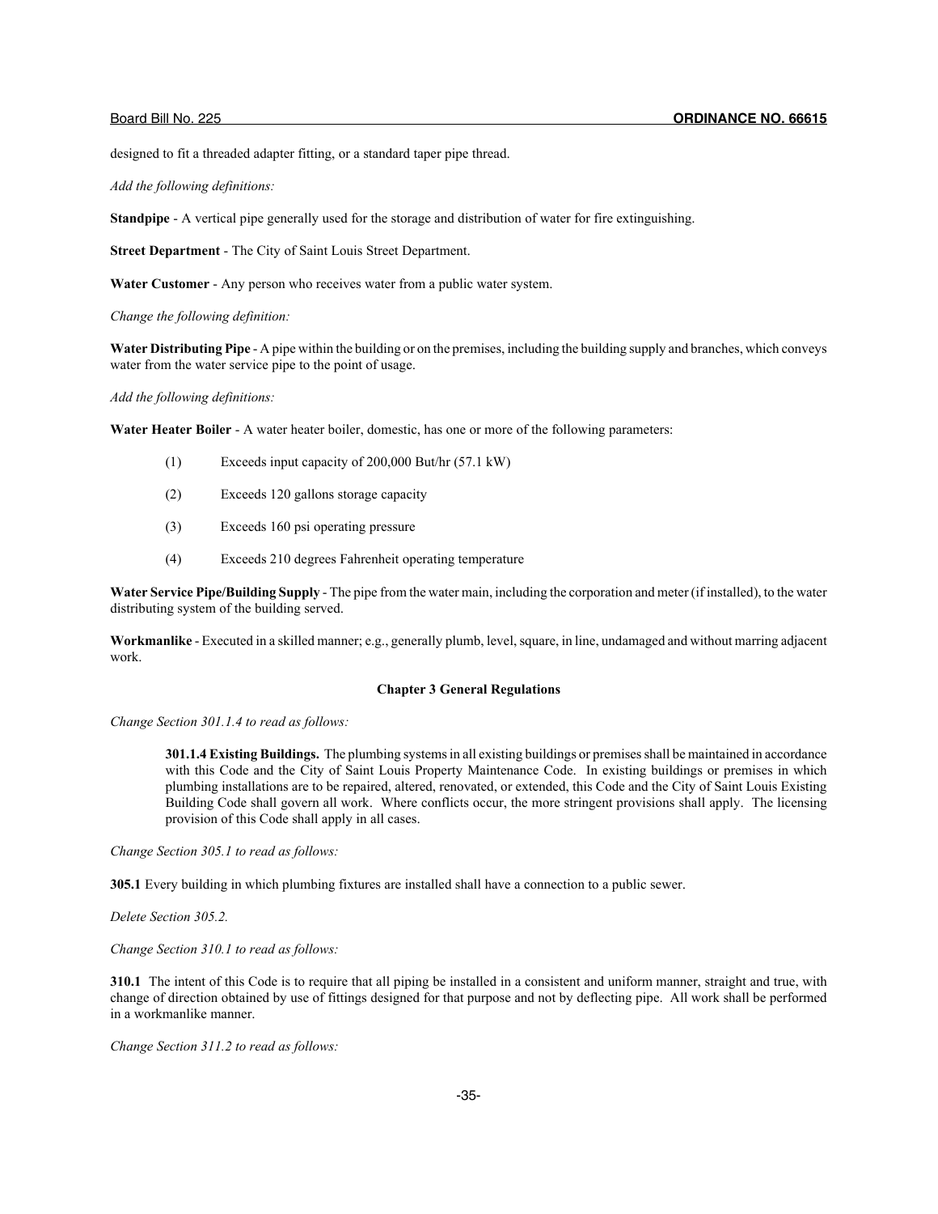designed to fit a threaded adapter fitting, or a standard taper pipe thread.

*Add the following definitions:*

**Standpipe** - A vertical pipe generally used for the storage and distribution of water for fire extinguishing.

**Street Department** - The City of Saint Louis Street Department.

**Water Customer** - Any person who receives water from a public water system.

*Change the following definition:*

**Water Distributing Pipe** - A pipe within the building or on the premises, including the building supply and branches, which conveys water from the water service pipe to the point of usage.

*Add the following definitions:*

**Water Heater Boiler** - A water heater boiler, domestic, has one or more of the following parameters:

(1) Exceeds input capacity of 200,000 But/hr (57.1 kW)

(2) Exceeds 120 gallons storage capacity

(3) Exceeds 160 psi operating pressure

(4) Exceeds 210 degrees Fahrenheit operating temperature

**Water Service Pipe/Building Supply** - The pipe from the water main, including the corporation and meter (if installed), to the water distributing system of the building served.

**Workmanlike** - Executed in a skilled manner; e.g., generally plumb, level, square, in line, undamaged and without marring adjacent work.

## Chapter 3 General Regulations

*Change Section 301.1.4 to read as follows:*

> **301.1.4 Existing Buildings.** The plumbing systems in all existing buildings or premises shall be maintained in accordance with this Code and the City of Saint Louis Property Maintenance Code. In existing buildings or premises in which plumbing installations are to be repaired, altered, renovated, or extended, this Code and the City of Saint Louis Existing Building Code shall govern all work. Where conflicts occur, the more stringent provisions shall apply. The licensing provision of this Code shall apply in all cases.

*Change Section 305.1 to read as follows:*

**305.1** Every building in which plumbing fixtures are installed shall have a connection to a public sewer.

*Delete Section 305.2.*

*Change Section 310.1 to read as follows:*

**310.1** The intent of this Code is to require that all piping be installed in a consistent and uniform manner, straight and true, with change of direction obtained by use of fittings designed for that purpose and not by deflecting pipe. All work shall be performed in a workmanlike manner.

*Change Section 311.2 to read as follows:*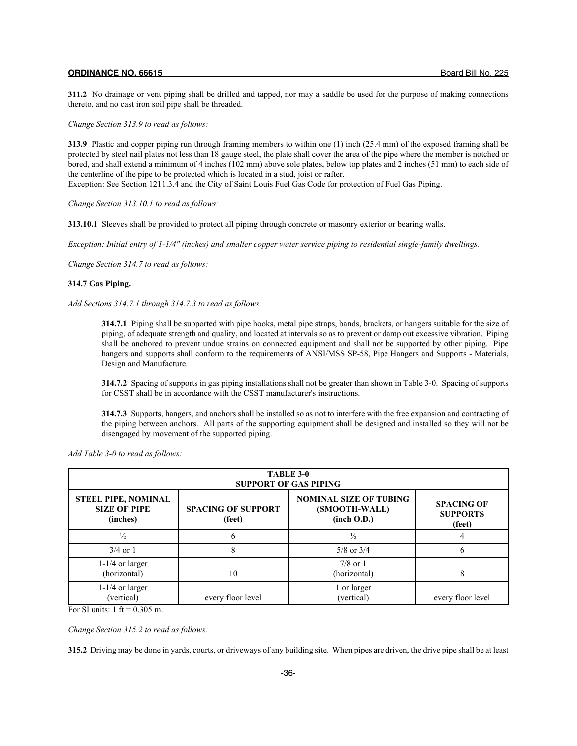**311.2** No drainage or vent piping shall be drilled and tapped, nor may a saddle be used for the purpose of making connections thereto, and no cast iron soil pipe shall be threaded.

*Change Section 313.9 to read as follows:*

**313.9** Plastic and copper piping run through framing members to within one (1) inch (25.4 mm) of the exposed framing shall be protected by steel nail plates not less than 18 gauge steel, the plate shall cover the area of the pipe where the member is notched or bored, and shall extend a minimum of 4 inches (102 mm) above sole plates, below top plates and 2 inches (51 mm) to each side of the centerline of the pipe to be protected which is located in a stud, joist or rafter.
Exception: See Section 1211.3.4 and the City of Saint Louis Fuel Gas Code for protection of Fuel Gas Piping.

*Change Section 313.10.1 to read as follows:*

**313.10.1** Sleeves shall be provided to protect all piping through concrete or masonry exterior or bearing walls.

*Exception: Initial entry of 1-1/4" (inches) and smaller copper water service piping to residential single-family dwellings.*

*Change Section 314.7 to read as follows:*

**314.7 Gas Piping.**

*Add Sections 314.7.1 through 314.7.3 to read as follows:*

**314.7.1** Piping shall be supported with pipe hooks, metal pipe straps, bands, brackets, or hangers suitable for the size of piping, of adequate strength and quality, and located at intervals so as to prevent or damp out excessive vibration. Piping shall be anchored to prevent undue strains on connected equipment and shall not be supported by other piping. Pipe hangers and supports shall conform to the requirements of ANSI/MSS SP-58, Pipe Hangers and Supports - Materials, Design and Manufacture.

**314.7.2** Spacing of supports in gas piping installations shall not be greater than shown in Table 3-0. Spacing of supports for CSST shall be in accordance with the CSST manufacturer's instructions.

**314.7.3** Supports, hangers, and anchors shall be installed so as not to interfere with the free expansion and contracting of the piping between anchors. All parts of the supporting equipment shall be designed and installed so they will not be disengaged by movement of the supported piping.

*Add Table 3-0 to read as follows:*

**TABLE 3-0**
**SUPPORT OF GAS PIPING**

| STEEL PIPE, NOMINAL SIZE OF PIPE (inches) | SPACING OF SUPPORT (feet) | NOMINAL SIZE OF TUBING (SMOOTH-WALL) (inch O.D.) | SPACING OF SUPPORTS (feet) |
|---|---|---|---|
| ½ | 6 | ½ | 4 |
| 3/4 or 1 | 8 | 5/8 or 3/4 | 6 |
| 1-1/4 or larger (horizontal) | 10 | 7/8 or 1 (horizontal) | 8 |
| 1-1/4 or larger (vertical) | every floor level | 1 or larger (vertical) | every floor level |

For SI units: 1 ft = 0.305 m.

*Change Section 315.2 to read as follows:*

**315.2** Driving may be done in yards, courts, or driveways of any building site. When pipes are driven, the drive pipe shall be at least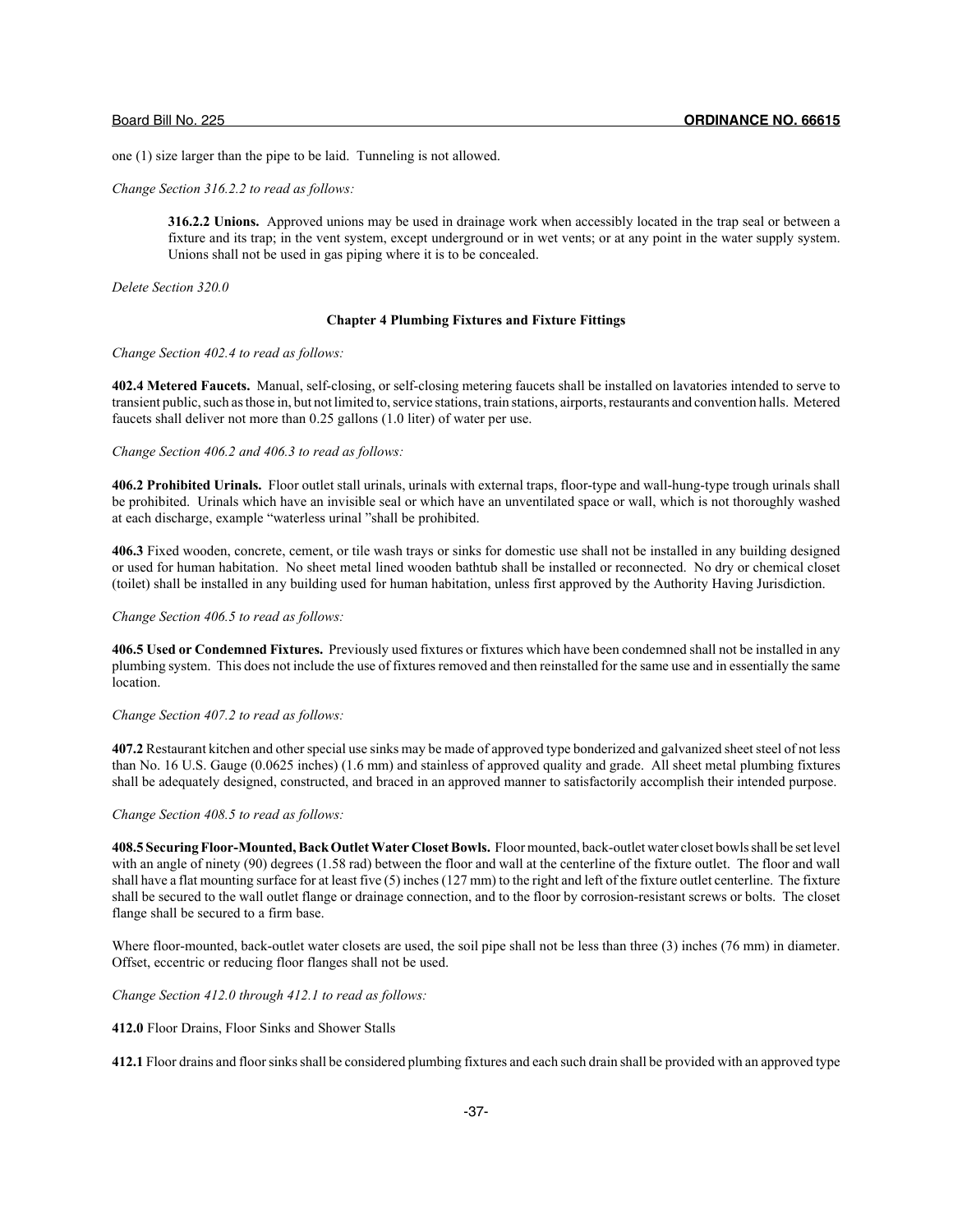one (1) size larger than the pipe to be laid. Tunneling is not allowed.

*Change Section 316.2.2 to read as follows:*

> **316.2.2 Unions.** Approved unions may be used in drainage work when accessibly located in the trap seal or between a fixture and its trap; in the vent system, except underground or in wet vents; or at any point in the water supply system. Unions shall not be used in gas piping where it is to be concealed.

*Delete Section 320.0*

**Chapter 4 Plumbing Fixtures and Fixture Fittings**

*Change Section 402.4 to read as follows:*

**402.4 Metered Faucets.** Manual, self-closing, or self-closing metering faucets shall be installed on lavatories intended to serve to transient public, such as those in, but not limited to, service stations, train stations, airports, restaurants and convention halls. Metered faucets shall deliver not more than 0.25 gallons (1.0 liter) of water per use.

*Change Section 406.2 and 406.3 to read as follows:*

**406.2 Prohibited Urinals.** Floor outlet stall urinals, urinals with external traps, floor-type and wall-hung-type trough urinals shall be prohibited. Urinals which have an invisible seal or which have an unventilated space or wall, which is not thoroughly washed at each discharge, example "waterless urinal "shall be prohibited.

**406.3** Fixed wooden, concrete, cement, or tile wash trays or sinks for domestic use shall not be installed in any building designed or used for human habitation. No sheet metal lined wooden bathtub shall be installed or reconnected. No dry or chemical closet (toilet) shall be installed in any building used for human habitation, unless first approved by the Authority Having Jurisdiction.

*Change Section 406.5 to read as follows:*

**406.5 Used or Condemned Fixtures.** Previously used fixtures or fixtures which have been condemned shall not be installed in any plumbing system. This does not include the use of fixtures removed and then reinstalled for the same use and in essentially the same location.

*Change Section 407.2 to read as follows:*

**407.2** Restaurant kitchen and other special use sinks may be made of approved type bonderized and galvanized sheet steel of not less than No. 16 U.S. Gauge (0.0625 inches) (1.6 mm) and stainless of approved quality and grade. All sheet metal plumbing fixtures shall be adequately designed, constructed, and braced in an approved manner to satisfactorily accomplish their intended purpose.

*Change Section 408.5 to read as follows:*

**408.5 Securing Floor-Mounted, Back Outlet Water Closet Bowls.** Floor mounted, back-outlet water closet bowls shall be set level with an angle of ninety (90) degrees (1.58 rad) between the floor and wall at the centerline of the fixture outlet. The floor and wall shall have a flat mounting surface for at least five (5) inches (127 mm) to the right and left of the fixture outlet centerline. The fixture shall be secured to the wall outlet flange or drainage connection, and to the floor by corrosion-resistant screws or bolts. The closet flange shall be secured to a firm base.

Where floor-mounted, back-outlet water closets are used, the soil pipe shall not be less than three (3) inches (76 mm) in diameter. Offset, eccentric or reducing floor flanges shall not be used.

*Change Section 412.0 through 412.1 to read as follows:*

**412.0** Floor Drains, Floor Sinks and Shower Stalls

**412.1** Floor drains and floor sinks shall be considered plumbing fixtures and each such drain shall be provided with an approved type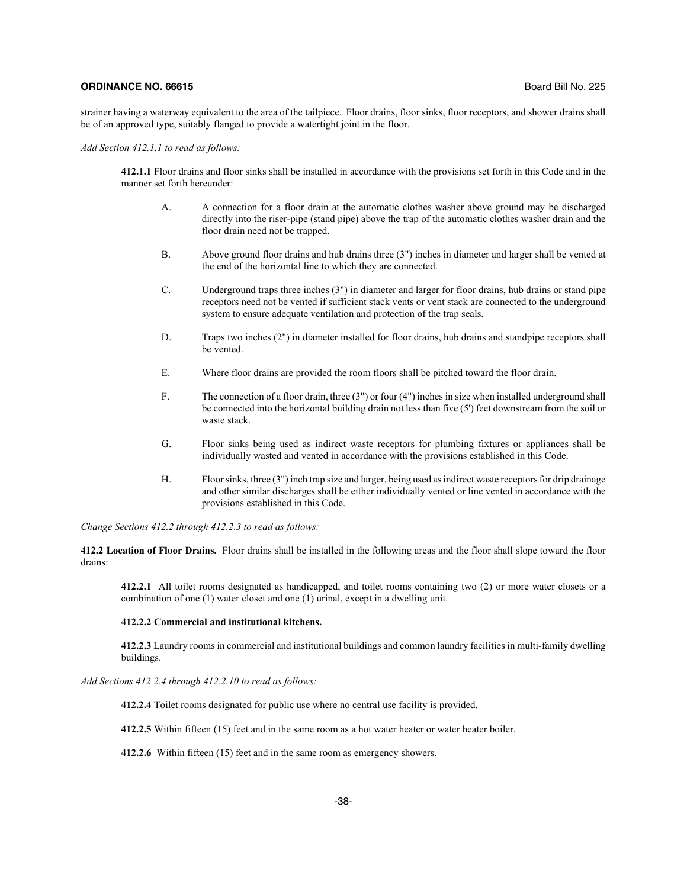strainer having a waterway equivalent to the area of the tailpiece. Floor drains, floor sinks, floor receptors, and shower drains shall be of an approved type, suitably flanged to provide a watertight joint in the floor.

*Add Section 412.1.1 to read as follows:*

**412.1.1** Floor drains and floor sinks shall be installed in accordance with the provisions set forth in this Code and in the manner set forth hereunder:

A. A connection for a floor drain at the automatic clothes washer above ground may be discharged directly into the riser-pipe (stand pipe) above the trap of the automatic clothes washer drain and the floor drain need not be trapped.

B. Above ground floor drains and hub drains three (3") inches in diameter and larger shall be vented at the end of the horizontal line to which they are connected.

C. Underground traps three inches (3") in diameter and larger for floor drains, hub drains or stand pipe receptors need not be vented if sufficient stack vents or vent stack are connected to the underground system to ensure adequate ventilation and protection of the trap seals.

D. Traps two inches (2") in diameter installed for floor drains, hub drains and standpipe receptors shall be vented.

E. Where floor drains are provided the room floors shall be pitched toward the floor drain.

F. The connection of a floor drain, three (3") or four (4") inches in size when installed underground shall be connected into the horizontal building drain not less than five (5') feet downstream from the soil or waste stack.

G. Floor sinks being used as indirect waste receptors for plumbing fixtures or appliances shall be individually wasted and vented in accordance with the provisions established in this Code.

H. Floor sinks, three (3") inch trap size and larger, being used as indirect waste receptors for drip drainage and other similar discharges shall be either individually vented or line vented in accordance with the provisions established in this Code.

*Change Sections 412.2 through 412.2.3 to read as follows:*

**412.2 Location of Floor Drains.** Floor drains shall be installed in the following areas and the floor shall slope toward the floor drains:

**412.2.1** All toilet rooms designated as handicapped, and toilet rooms containing two (2) or more water closets or a combination of one (1) water closet and one (1) urinal, except in a dwelling unit.

**412.2.2 Commercial and institutional kitchens.**

**412.2.3** Laundry rooms in commercial and institutional buildings and common laundry facilities in multi-family dwelling buildings.

*Add Sections 412.2.4 through 412.2.10 to read as follows:*

**412.2.4** Toilet rooms designated for public use where no central use facility is provided.

**412.2.5** Within fifteen (15) feet and in the same room as a hot water heater or water heater boiler.

**412.2.6** Within fifteen (15) feet and in the same room as emergency showers.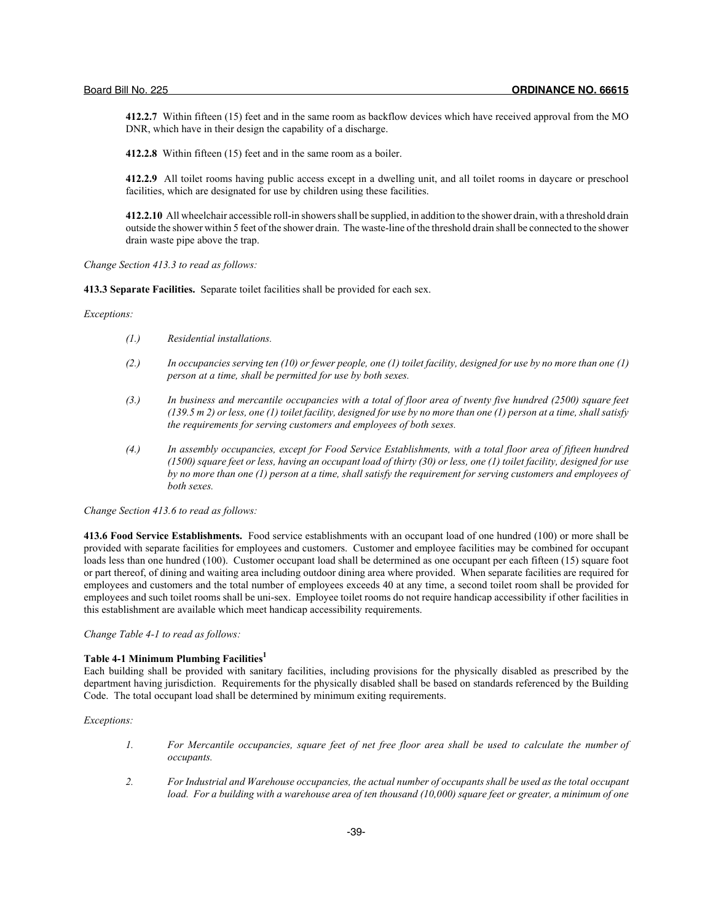**412.2.7** Within fifteen (15) feet and in the same room as backflow devices which have received approval from the MO DNR, which have in their design the capability of a discharge.

**412.2.8** Within fifteen (15) feet and in the same room as a boiler.

**412.2.9** All toilet rooms having public access except in a dwelling unit, and all toilet rooms in daycare or preschool facilities, which are designated for use by children using these facilities.

**412.2.10** All wheelchair accessible roll-in showers shall be supplied, in addition to the shower drain, with a threshold drain outside the shower within 5 feet of the shower drain. The waste-line of the threshold drain shall be connected to the shower drain waste pipe above the trap.

*Change Section 413.3 to read as follows:*

**413.3 Separate Facilities.** Separate toilet facilities shall be provided for each sex.

*Exceptions:*

*(1.) Residential installations.*

*(2.) In occupancies serving ten (10) or fewer people, one (1) toilet facility, designed for use by no more than one (1) person at a time, shall be permitted for use by both sexes.*

*(3.) In business and mercantile occupancies with a total of floor area of twenty five hundred (2500) square feet (139.5 m 2) or less, one (1) toilet facility, designed for use by no more than one (1) person at a time, shall satisfy the requirements for serving customers and employees of both sexes.*

*(4.) In assembly occupancies, except for Food Service Establishments, with a total floor area of fifteen hundred (1500) square feet or less, having an occupant load of thirty (30) or less, one (1) toilet facility, designed for use by no more than one (1) person at a time, shall satisfy the requirement for serving customers and employees of both sexes.*

*Change Section 413.6 to read as follows:*

**413.6 Food Service Establishments.** Food service establishments with an occupant load of one hundred (100) or more shall be provided with separate facilities for employees and customers. Customer and employee facilities may be combined for occupant loads less than one hundred (100). Customer occupant load shall be determined as one occupant per each fifteen (15) square foot or part thereof, of dining and waiting area including outdoor dining area where provided. When separate facilities are required for employees and customers and the total number of employees exceeds 40 at any time, a second toilet room shall be provided for employees and such toilet rooms shall be uni-sex. Employee toilet rooms do not require handicap accessibility if other facilities in this establishment are available which meet handicap accessibility requirements.

*Change Table 4-1 to read as follows:*

**Table 4-1 Minimum Plumbing Facilities[1]**

Each building shall be provided with sanitary facilities, including provisions for the physically disabled as prescribed by the department having jurisdiction. Requirements for the physically disabled shall be based on standards referenced by the Building Code. The total occupant load shall be determined by minimum exiting requirements.

*Exceptions:*

1. *For Mercantile occupancies, square feet of net free floor area shall be used to calculate the number of occupants.*

2. *For Industrial and Warehouse occupancies, the actual number of occupants shall be used as the total occupant load. For a building with a warehouse area of ten thousand (10,000) square feet or greater, a minimum of one*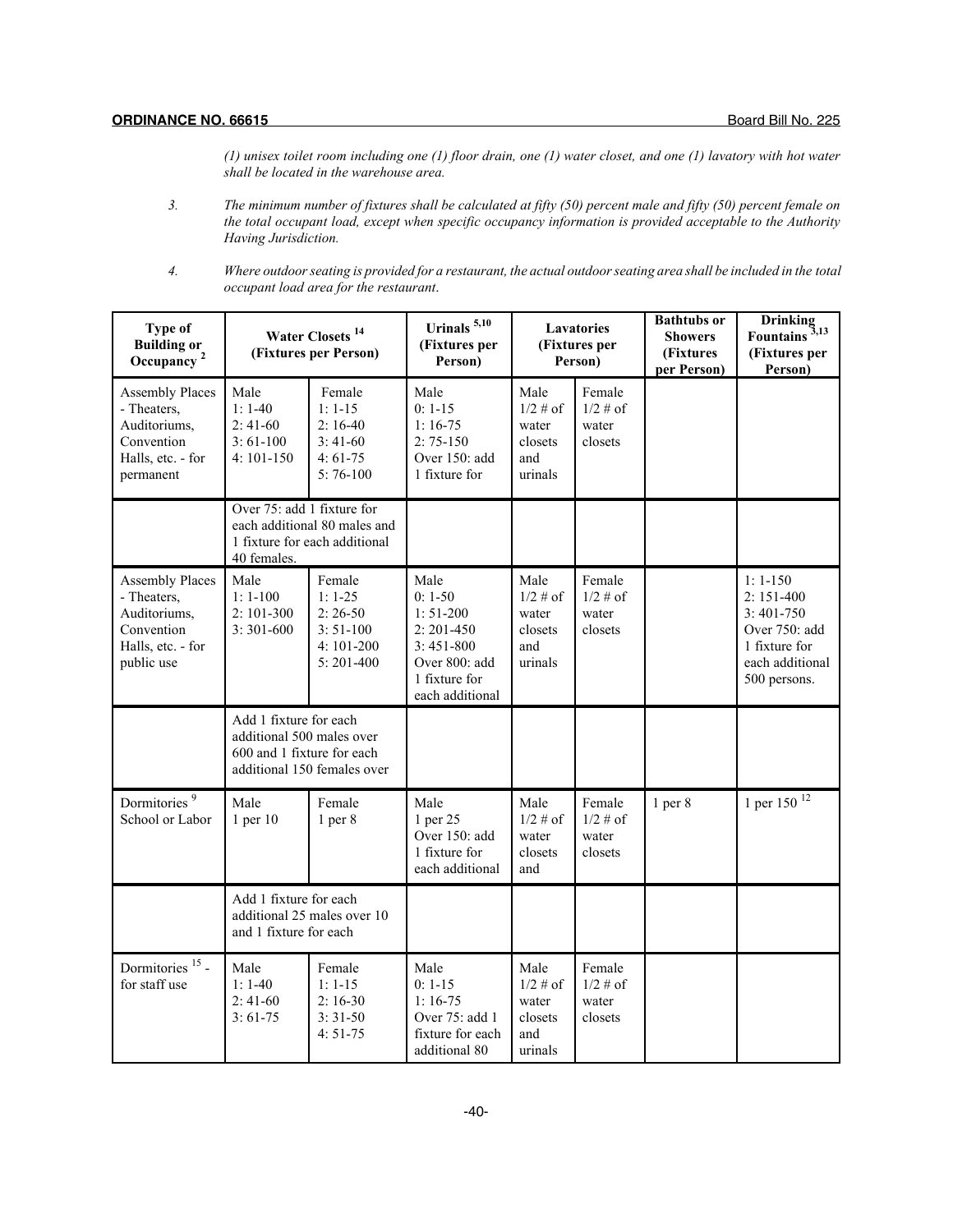(1) unisex toilet room including one (1) floor drain, one (1) water closet, and one (1) lavatory with hot water shall be located in the warehouse area.

3. *The minimum number of fixtures shall be calculated at fifty (50) percent male and fifty (50) percent female on the total occupant load, except when specific occupancy information is provided acceptable to the Authority Having Jurisdiction.*

4. *Where outdoor seating is provided for a restaurant, the actual outdoor seating area shall be included in the total occupant load area for the restaurant.*

| Type of Building or Occupancy [2] | Water Closets [14] (Fixtures per Person) | | Urinals [5,10] (Fixtures per Person) | Lavatories (Fixtures per Person) | | Bathtubs or Showers (Fixtures per Person) | Drinking Fountains [3,13] (Fixtures per Person) |
|---|---|---|---|---|---|---|---|
| Assembly Places - Theaters, Auditoriums, Convention Halls, etc. - for permanent | Male<br>1: 1-40<br>2: 41-60<br>3: 61-100<br>4: 101-150 | Female<br>1: 1-15<br>2: 16-40<br>3: 41-60<br>4: 61-75<br>5: 76-100 | Male<br>0: 1-15<br>1: 16-75<br>2: 75-150<br>Over 150: add 1 fixture for | Male<br>1/2 # of water closets and urinals | Female<br>1/2 # of water closets | | |
| | Over 75: add 1 fixture for each additional 80 males and 1 fixture for each additional 40 females. | | | | | | |
| Assembly Places - Theaters, Auditoriums, Convention Halls, etc. - for public use | Male<br>1: 1-100<br>2: 101-300<br>3: 301-600 | Female<br>1: 1-25<br>2: 26-50<br>3: 51-100<br>4: 101-200<br>5: 201-400 | Male<br>0: 1-50<br>1: 51-200<br>2: 201-450<br>3: 451-800<br>Over 800: add 1 fixture for each additional | Male<br>1/2 # of water closets and urinals | Female<br>1/2 # of water closets | | 1: 1-150<br>2: 151-400<br>3: 401-750<br>Over 750: add 1 fixture for each additional 500 persons. |
| | Add 1 fixture for each additional 500 males over 600 and 1 fixture for each additional 150 females over | | | | | | |
| Dormitories [9] School or Labor | Male<br>1 per 10 | Female<br>1 per 8 | Male<br>1 per 25<br>Over 150: add 1 fixture for each additional | Male<br>1/2 # of water closets and | Female<br>1/2 # of water closets | 1 per 8 | 1 per 150 [12] |
| | Add 1 fixture for each additional 25 males over 10 and 1 fixture for each | | | | | | |
| Dormitories [15] - for staff use | Male<br>1: 1-40<br>2: 41-60<br>3: 61-75 | Female<br>1: 1-15<br>2: 16-30<br>3: 31-50<br>4: 51-75 | Male<br>0: 1-15<br>1: 16-75<br>Over 75: add 1 fixture for each additional 80 | Male<br>1/2 # of water closets and urinals | Female<br>1/2 # of water closets | | |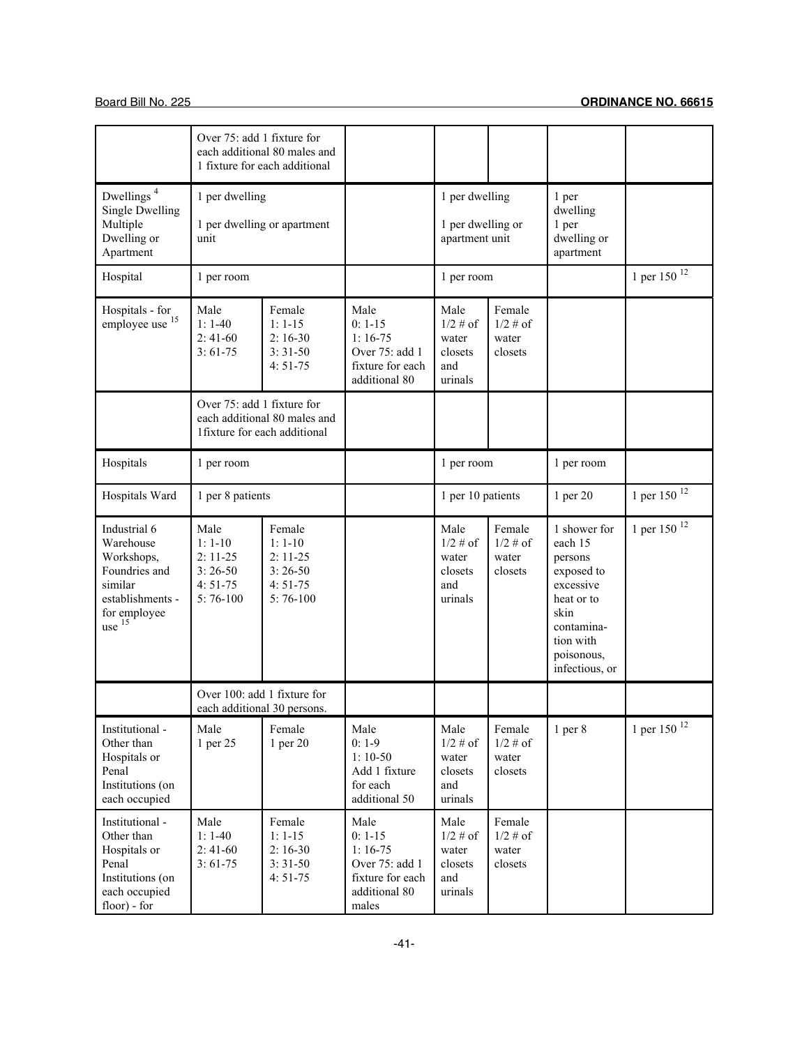| | | | | | | | |
|---|---|---|---|---|---|---|---|
| | Over 75: add 1 fixture for each additional 80 males and 1 fixture for each additional | | | | | | |
| Dwellings [4] Single Dwelling Multiple Dwelling or Apartment | 1 per dwelling<br><br>1 per dwelling or apartment unit | | | 1 per dwelling<br><br>1 per dwelling or apartment unit | | 1 per dwelling 1 per dwelling or apartment | |
| Hospital | 1 per room | | | 1 per room | | | 1 per 150 [12] |
| Hospitals - for employee use [15] | Male<br>1: 1-40<br>2: 41-60<br>3: 61-75 | Female<br>1: 1-15<br>2: 16-30<br>3: 31-50<br>4: 51-75 | Male<br>0: 1-15<br>1: 16-75<br>Over 75: add 1 fixture for each additional 80 | Male<br>1/2 # of water closets and urinals | Female<br>1/2 # of water closets | | |
| | Over 75: add 1 fixture for each additional 80 males and 1fixture for each additional | | | | | | |
| Hospitals | 1 per room | | | 1 per room | | 1 per room | |
| Hospitals Ward | 1 per 8 patients | | | 1 per 10 patients | | 1 per 20 | 1 per 150 [12] |
| Industrial 6 Warehouse Workshops, Foundries and similar establishments - for employee use [15] | Male<br>1: 1-10<br>2: 11-25<br>3: 26-50<br>4: 51-75<br>5: 76-100 | Female<br>1: 1-10<br>2: 11-25<br>3: 26-50<br>4: 51-75<br>5: 76-100 | | Male<br>1/2 # of water closets and urinals | Female<br>1/2 # of water closets | 1 shower for each 15 persons exposed to excessive heat or to skin contamination with poisonous, infectious, or | 1 per 150 [12] |
| | Over 100: add 1 fixture for each additional 30 persons. | | | | | | |
| Institutional - Other than Hospitals or Penal Institutions (on each occupied | Male<br>1 per 25 | Female<br>1 per 20 | Male<br>0: 1-9<br>1: 10-50<br>Add 1 fixture for each additional 50 | Male<br>1/2 # of water closets and urinals | Female<br>1/2 # of water closets | 1 per 8 | 1 per 150 [12] |
| Institutional - Other than Hospitals or Penal Institutions (on each occupied floor) - for | Male<br>1: 1-40<br>2: 41-60<br>3: 61-75 | Female<br>1: 1-15<br>2: 16-30<br>3: 31-50<br>4: 51-75 | Male<br>0: 1-15<br>1: 16-75<br>Over 75: add 1 fixture for each additional 80 males | Male<br>1/2 # of water closets and urinals | Female<br>1/2 # of water closets | | |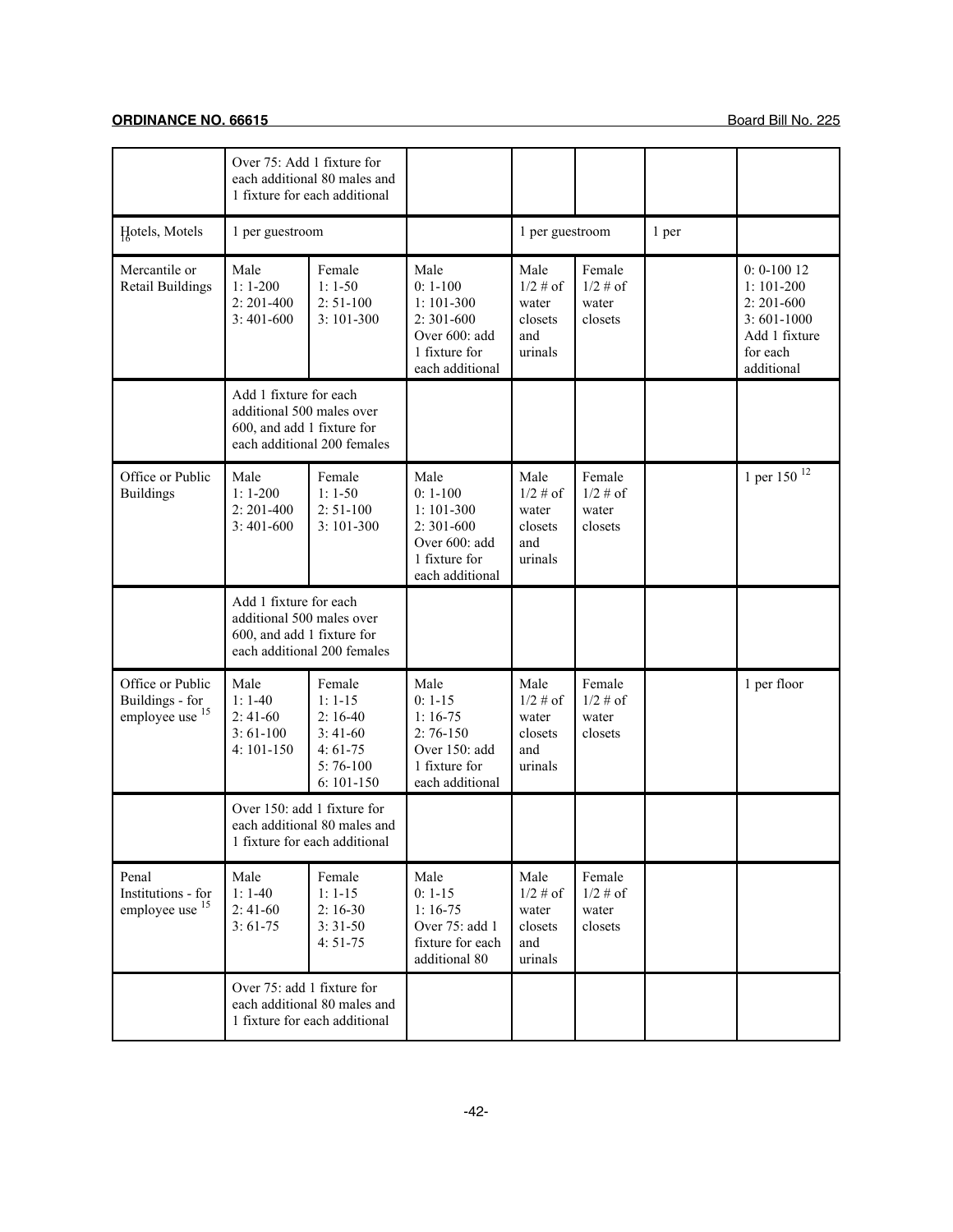| | | | | | | | |
|---|---|---|---|---|---|---|---|
| | Over 75: Add 1 fixture for each additional 80 males and 1 fixture for each additional | | | | | | |
| Hotels, Motels[16] | 1 per guestroom | | | 1 per guestroom | | 1 per | |
| Mercantile or Retail Buildings | Male<br>1: 1-200<br>2: 201-400<br>3: 401-600 | Female<br>1: 1-50<br>2: 51-100<br>3: 101-300 | Male<br>0: 1-100<br>1: 101-300<br>2: 301-600<br>Over 600: add 1 fixture for each additional | Male<br>1/2 # of water closets and urinals | Female<br>1/2 # of water closets | | 0: 0-100 12<br>1: 101-200<br>2: 201-600<br>3: 601-1000<br>Add 1 fixture for each additional |
| | Add 1 fixture for each additional 500 males over 600, and add 1 fixture for each additional 200 females | | | | | | |
| Office or Public Buildings | Male<br>1: 1-200<br>2: 201-400<br>3: 401-600 | Female<br>1: 1-50<br>2: 51-100<br>3: 101-300 | Male<br>0: 1-100<br>1: 101-300<br>2: 301-600<br>Over 600: add 1 fixture for each additional | Male<br>1/2 # of water closets and urinals | Female<br>1/2 # of water closets | | 1 per 150 [12] |
| | Add 1 fixture for each additional 500 males over 600, and add 1 fixture for each additional 200 females | | | | | | |
| Office or Public Buildings - for employee use [15] | Male<br>1: 1-40<br>2: 41-60<br>3: 61-100<br>4: 101-150 | Female<br>1: 1-15<br>2: 16-40<br>3: 41-60<br>4: 61-75<br>5: 76-100<br>6: 101-150 | Male<br>0: 1-15<br>1: 16-75<br>2: 76-150<br>Over 150: add 1 fixture for each additional | Male<br>1/2 # of water closets and urinals | Female<br>1/2 # of water closets | | 1 per floor |
| | Over 150: add 1 fixture for each additional 80 males and 1 fixture for each additional | | | | | | |
| Penal Institutions - for employee use [15] | Male<br>1: 1-40<br>2: 41-60<br>3: 61-75 | Female<br>1: 1-15<br>2: 16-30<br>3: 31-50<br>4: 51-75 | Male<br>0: 1-15<br>1: 16-75<br>Over 75: add 1 fixture for each additional 80 | Male<br>1/2 # of water closets and urinals | Female<br>1/2 # of water closets | | |
| | Over 75: add 1 fixture for each additional 80 males and 1 fixture for each additional | | | | | | |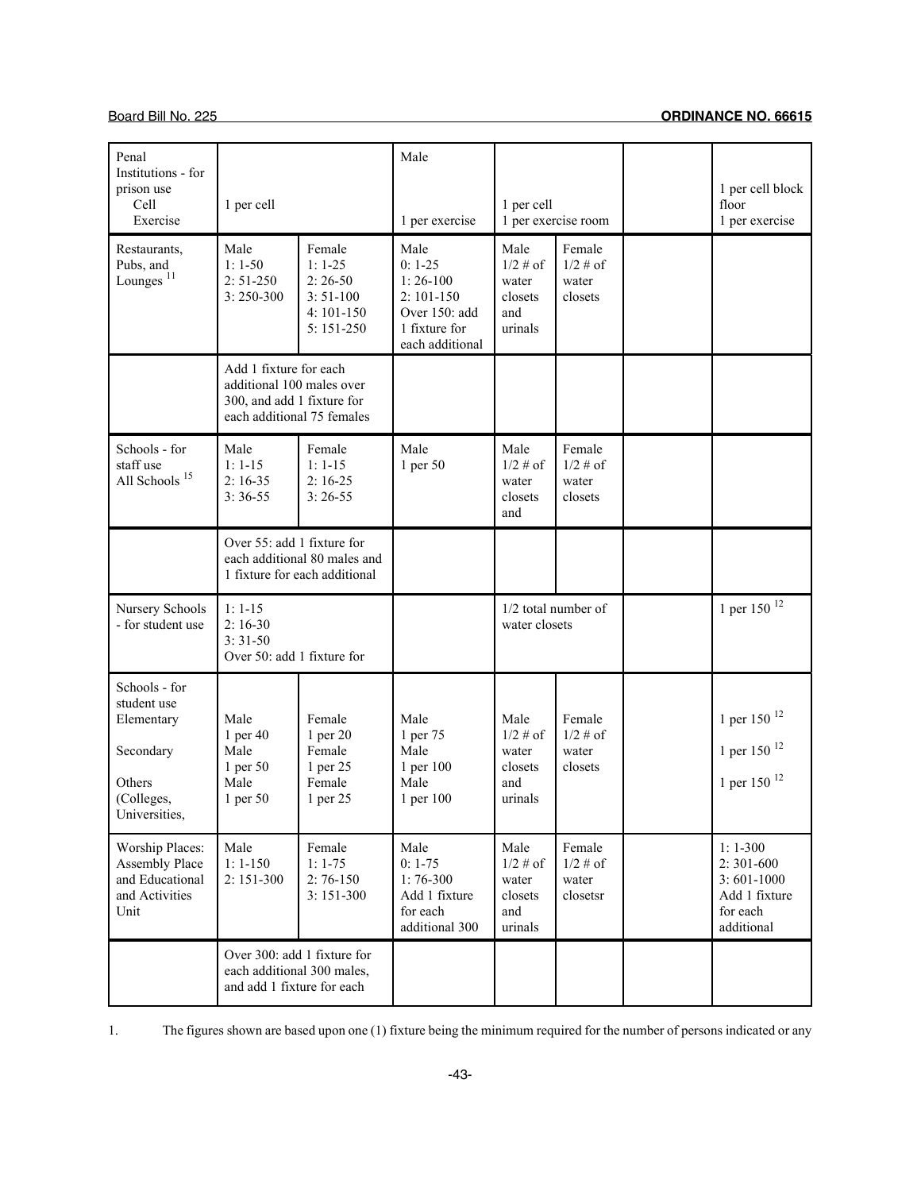| Penal Institutions - for prison use Cell Exercise | 1 per cell | | Male<br><br>1 per exercise | 1 per cell<br>1 per exercise room | | | 1 per cell block floor<br>1 per exercise |
|---|---|---|---|---|---|---|---|
| Restaurants, Pubs, and Lounges [11] | Male<br>1: 1-50<br>2: 51-250<br>3: 250-300 | Female<br>1: 1-25<br>2: 26-50<br>3: 51-100<br>4: 101-150<br>5: 151-250 | Male<br>0: 1-25<br>1: 26-100<br>2: 101-150<br>Over 150: add 1 fixture for each additional | Male<br>1/2 # of water closets and urinals | Female<br>1/2 # of water closets | | |
| | Add 1 fixture for each additional 100 males over 300, and add 1 fixture for each additional 75 females | | | | | | |
| Schools - for staff use All Schools [15] | Male<br>1: 1-15<br>2: 16-35<br>3: 36-55 | Female<br>1: 1-15<br>2: 16-25<br>3: 26-55 | Male<br>1 per 50 | Male<br>1/2 # of water closets and | Female<br>1/2 # of water closets | | |
| | Over 55: add 1 fixture for each additional 80 males and 1 fixture for each additional | | | | | | |
| Nursery Schools - for student use | 1: 1-15<br>2: 16-30<br>3: 31-50<br>Over 50: add 1 fixture for | | | 1/2 total number of water closets | | | 1 per 150 [12] |
| Schools - for student use<br>Elementary<br><br>Secondary<br><br>Others (Colleges, Universities, | Male<br>1 per 40<br>Male<br>1 per 50<br>Male<br>1 per 50 | Female<br>1 per 20<br>Female<br>1 per 25<br>Female<br>1 per 25 | Male<br>1 per 75<br>Male<br>1 per 100<br>Male<br>1 per 100 | Male<br>1/2 # of water closets and urinals | Female<br>1/2 # of water closets | | 1 per 150 [12]<br>1 per 150 [12]<br>1 per 150 [12] |
| Worship Places: Assembly Place and Educational and Activities Unit | Male<br>1: 1-150<br>2: 151-300 | Female<br>1: 1-75<br>2: 76-150<br>3: 151-300 | Male<br>0: 1-75<br>1: 76-300<br>Add 1 fixture for each additional 300 | Male<br>1/2 # of water closets and urinals | Female<br>1/2 # of water closetsr | | 1: 1-300<br>2: 301-600<br>3: 601-1000<br>Add 1 fixture for each additional |
| | Over 300: add 1 fixture for each additional 300 males, and add 1 fixture for each | | | | | | |

1. The figures shown are based upon one (1) fixture being the minimum required for the number of persons indicated or any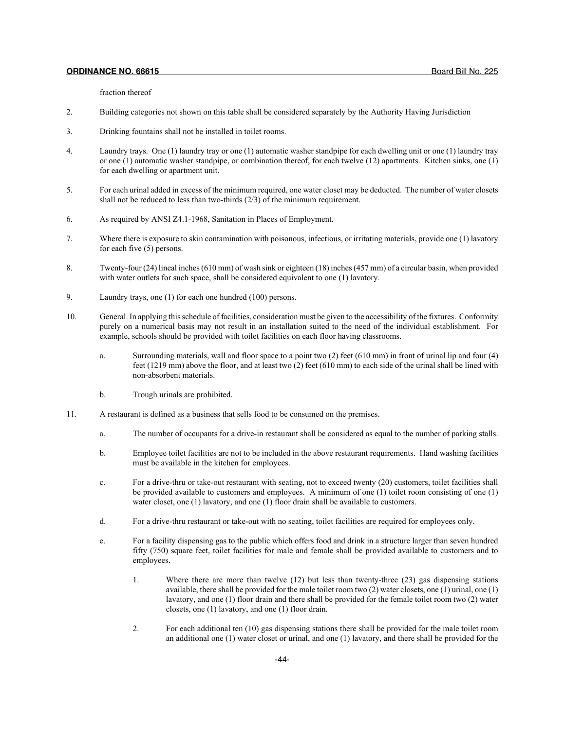fraction thereof

2. Building categories not shown on this table shall be considered separately by the Authority Having Jurisdiction

3. Drinking fountains shall not be installed in toilet rooms.

4. Laundry trays. One (1) laundry tray or one (1) automatic washer standpipe for each dwelling unit or one (1) laundry tray or one (1) automatic washer standpipe, or combination thereof, for each twelve (12) apartments. Kitchen sinks, one (1) for each dwelling or apartment unit.

5. For each urinal added in excess of the minimum required, one water closet may be deducted. The number of water closets shall not be reduced to less than two-thirds (2/3) of the minimum requirement.

6. As required by ANSI Z4.1-1968, Sanitation in Places of Employment.

7. Where there is exposure to skin contamination with poisonous, infectious, or irritating materials, provide one (1) lavatory for each five (5) persons.

8. Twenty-four (24) lineal inches (610 mm) of wash sink or eighteen (18) inches (457 mm) of a circular basin, when provided with water outlets for such space, shall be considered equivalent to one (1) lavatory.

9. Laundry trays, one (1) for each one hundred (100) persons.

10. General. In applying this schedule of facilities, consideration must be given to the accessibility of the fixtures. Conformity purely on a numerical basis may not result in an installation suited to the need of the individual establishment. For example, schools should be provided with toilet facilities on each floor having classrooms.

    a. Surrounding materials, wall and floor space to a point two (2) feet (610 mm) in front of urinal lip and four (4) feet (1219 mm) above the floor, and at least two (2) feet (610 mm) to each side of the urinal shall be lined with non-absorbent materials.

    b. Trough urinals are prohibited.

11. A restaurant is defined as a business that sells food to be consumed on the premises.

    a. The number of occupants for a drive-in restaurant shall be considered as equal to the number of parking stalls.

    b. Employee toilet facilities are not to be included in the above restaurant requirements. Hand washing facilities must be available in the kitchen for employees.

    c. For a drive-thru or take-out restaurant with seating, not to exceed twenty (20) customers, toilet facilities shall be provided available to customers and employees. A minimum of one (1) toilet room consisting of one (1) water closet, one (1) lavatory, and one (1) floor drain shall be available to customers.

    d. For a drive-thru restaurant or take-out with no seating, toilet facilities are required for employees only.

    e. For a facility dispensing gas to the public which offers food and drink in a structure larger than seven hundred fifty (750) square feet, toilet facilities for male and female shall be provided available to customers and to employees.

        1. Where there are more than twelve (12) but less than twenty-three (23) gas dispensing stations available, there shall be provided for the male toilet room two (2) water closets, one (1) urinal, one (1) lavatory, and one (1) floor drain and there shall be provided for the female toilet room two (2) water closets, one (1) lavatory, and one (1) floor drain.

        2. For each additional ten (10) gas dispensing stations there shall be provided for the male toilet room an additional one (1) water closet or urinal, and one (1) lavatory, and there shall be provided for the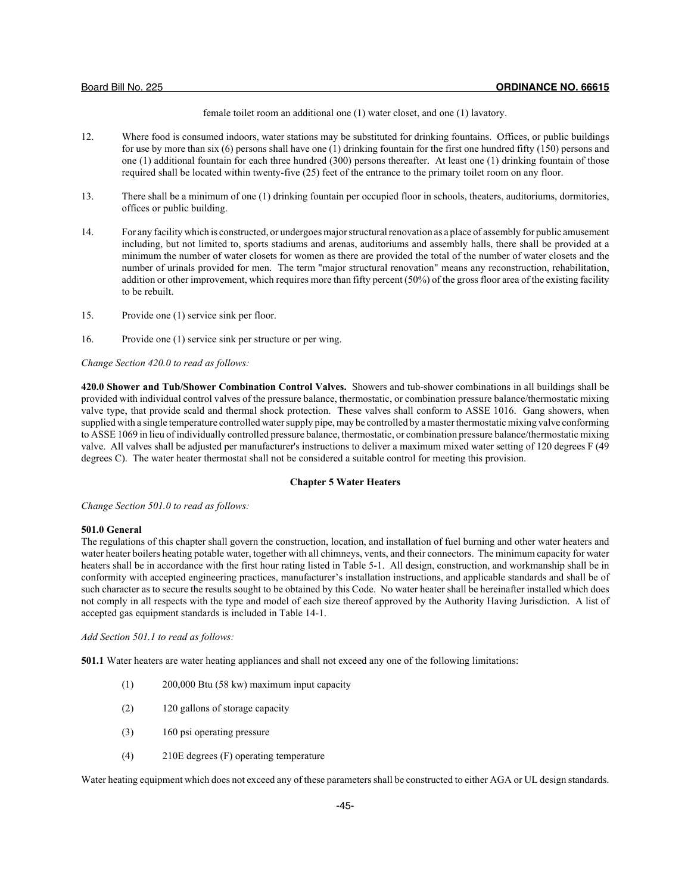female toilet room an additional one (1) water closet, and one (1) lavatory.

12. Where food is consumed indoors, water stations may be substituted for drinking fountains. Offices, or public buildings for use by more than six (6) persons shall have one (1) drinking fountain for the first one hundred fifty (150) persons and one (1) additional fountain for each three hundred (300) persons thereafter. At least one (1) drinking fountain of those required shall be located within twenty-five (25) feet of the entrance to the primary toilet room on any floor.

13. There shall be a minimum of one (1) drinking fountain per occupied floor in schools, theaters, auditoriums, dormitories, offices or public building.

14. For any facility which is constructed, or undergoes major structural renovation as a place of assembly for public amusement including, but not limited to, sports stadiums and arenas, auditoriums and assembly halls, there shall be provided at a minimum the number of water closets for women as there are provided the total of the number of water closets and the number of urinals provided for men. The term "major structural renovation" means any reconstruction, rehabilitation, addition or other improvement, which requires more than fifty percent (50%) of the gross floor area of the existing facility to be rebuilt.

15. Provide one (1) service sink per floor.

16. Provide one (1) service sink per structure or per wing.

*Change Section 420.0 to read as follows:*

**420.0 Shower and Tub/Shower Combination Control Valves.** Showers and tub-shower combinations in all buildings shall be provided with individual control valves of the pressure balance, thermostatic, or combination pressure balance/thermostatic mixing valve type, that provide scald and thermal shock protection. These valves shall conform to ASSE 1016. Gang showers, when supplied with a single temperature controlled water supply pipe, may be controlled by a master thermostatic mixing valve conforming to ASSE 1069 in lieu of individually controlled pressure balance, thermostatic, or combination pressure balance/thermostatic mixing valve. All valves shall be adjusted per manufacturer's instructions to deliver a maximum mixed water setting of 120 degrees F (49 degrees C). The water heater thermostat shall not be considered a suitable control for meeting this provision.

## Chapter 5 Water Heaters

*Change Section 501.0 to read as follows:*

**501.0 General**

The regulations of this chapter shall govern the construction, location, and installation of fuel burning and other water heaters and water heater boilers heating potable water, together with all chimneys, vents, and their connectors. The minimum capacity for water heaters shall be in accordance with the first hour rating listed in Table 5-1. All design, construction, and workmanship shall be in conformity with accepted engineering practices, manufacturer's installation instructions, and applicable standards and shall be of such character as to secure the results sought to be obtained by this Code. No water heater shall be hereinafter installed which does not comply in all respects with the type and model of each size thereof approved by the Authority Having Jurisdiction. A list of accepted gas equipment standards is included in Table 14-1.

*Add Section 501.1 to read as follows:*

**501.1** Water heaters are water heating appliances and shall not exceed any one of the following limitations:

(1) 200,000 Btu (58 kw) maximum input capacity

(2) 120 gallons of storage capacity

(3) 160 psi operating pressure

(4) 210E degrees (F) operating temperature

Water heating equipment which does not exceed any of these parameters shall be constructed to either AGA or UL design standards.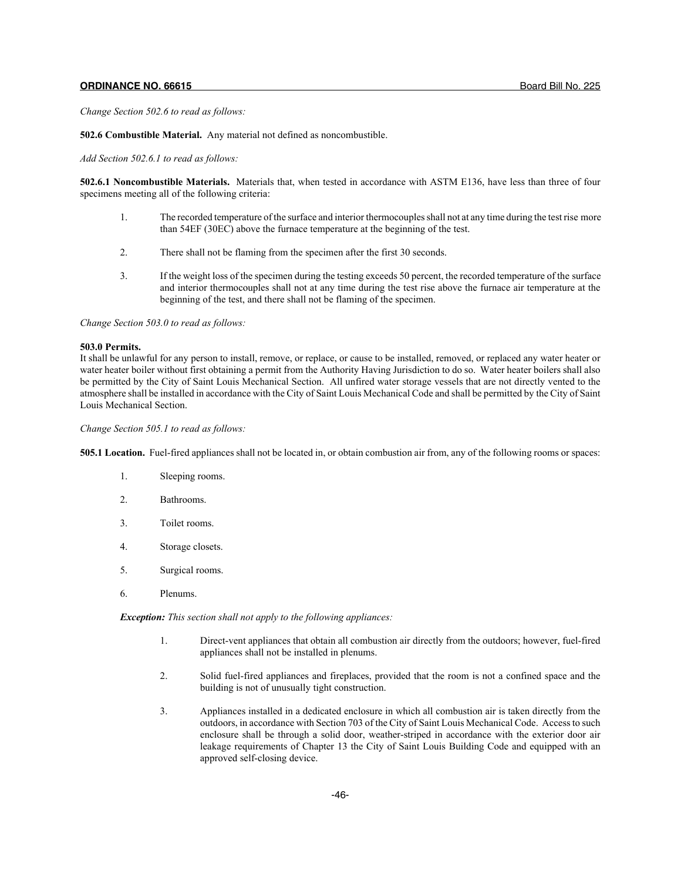*Change Section 502.6 to read as follows:*

**502.6 Combustible Material.** Any material not defined as noncombustible.

*Add Section 502.6.1 to read as follows:*

**502.6.1 Noncombustible Materials.** Materials that, when tested in accordance with ASTM E136, have less than three of four specimens meeting all of the following criteria:

1. The recorded temperature of the surface and interior thermocouples shall not at any time during the test rise more than 54EF (30EC) above the furnace temperature at the beginning of the test.

2. There shall not be flaming from the specimen after the first 30 seconds.

3. If the weight loss of the specimen during the testing exceeds 50 percent, the recorded temperature of the surface and interior thermocouples shall not at any time during the test rise above the furnace air temperature at the beginning of the test, and there shall not be flaming of the specimen.

*Change Section 503.0 to read as follows:*

**503.0 Permits.**
It shall be unlawful for any person to install, remove, or replace, or cause to be installed, removed, or replaced any water heater or water heater boiler without first obtaining a permit from the Authority Having Jurisdiction to do so. Water heater boilers shall also be permitted by the City of Saint Louis Mechanical Section. All unfired water storage vessels that are not directly vented to the atmosphere shall be installed in accordance with the City of Saint Louis Mechanical Code and shall be permitted by the City of Saint Louis Mechanical Section.

*Change Section 505.1 to read as follows:*

**505.1 Location.** Fuel-fired appliances shall not be located in, or obtain combustion air from, any of the following rooms or spaces:

1. Sleeping rooms.

2. Bathrooms.

3. Toilet rooms.

4. Storage closets.

5. Surgical rooms.

6. Plenums.

***Exception:*** *This section shall not apply to the following appliances:*

1. Direct-vent appliances that obtain all combustion air directly from the outdoors; however, fuel-fired appliances shall not be installed in plenums.

2. Solid fuel-fired appliances and fireplaces, provided that the room is not a confined space and the building is not of unusually tight construction.

3. Appliances installed in a dedicated enclosure in which all combustion air is taken directly from the outdoors, in accordance with Section 703 of the City of Saint Louis Mechanical Code. Access to such enclosure shall be through a solid door, weather-striped in accordance with the exterior door air leakage requirements of Chapter 13 the City of Saint Louis Building Code and equipped with an approved self-closing device.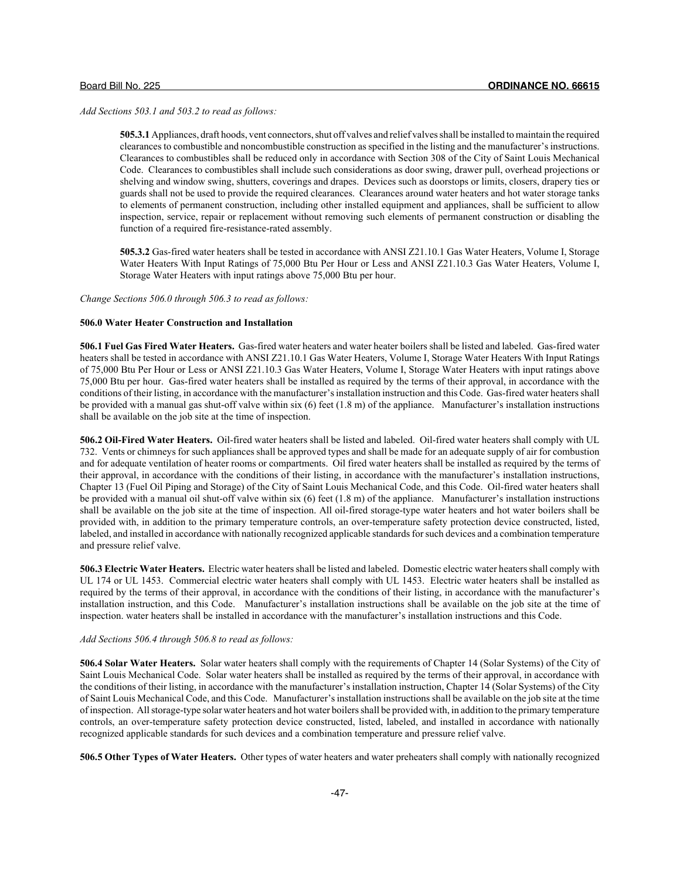*Add Sections 503.1 and 503.2 to read as follows:*

**505.3.1** Appliances, draft hoods, vent connectors, shut off valves and relief valves shall be installed to maintain the required clearances to combustible and noncombustible construction as specified in the listing and the manufacturer's instructions. Clearances to combustibles shall be reduced only in accordance with Section 308 of the City of Saint Louis Mechanical Code. Clearances to combustibles shall include such considerations as door swing, drawer pull, overhead projections or shelving and window swing, shutters, coverings and drapes. Devices such as doorstops or limits, closers, drapery ties or guards shall not be used to provide the required clearances. Clearances around water heaters and hot water storage tanks to elements of permanent construction, including other installed equipment and appliances, shall be sufficient to allow inspection, service, repair or replacement without removing such elements of permanent construction or disabling the function of a required fire-resistance-rated assembly.

**505.3.2** Gas-fired water heaters shall be tested in accordance with ANSI Z21.10.1 Gas Water Heaters, Volume I, Storage Water Heaters With Input Ratings of 75,000 Btu Per Hour or Less and ANSI Z21.10.3 Gas Water Heaters, Volume I, Storage Water Heaters with input ratings above 75,000 Btu per hour.

*Change Sections 506.0 through 506.3 to read as follows:*

**506.0 Water Heater Construction and Installation**

**506.1 Fuel Gas Fired Water Heaters.** Gas-fired water heaters and water heater boilers shall be listed and labeled. Gas-fired water heaters shall be tested in accordance with ANSI Z21.10.1 Gas Water Heaters, Volume I, Storage Water Heaters With Input Ratings of 75,000 Btu Per Hour or Less or ANSI Z21.10.3 Gas Water Heaters, Volume I, Storage Water Heaters with input ratings above 75,000 Btu per hour. Gas-fired water heaters shall be installed as required by the terms of their approval, in accordance with the conditions of their listing, in accordance with the manufacturer's installation instruction and this Code. Gas-fired water heaters shall be provided with a manual gas shut-off valve within six (6) feet (1.8 m) of the appliance. Manufacturer's installation instructions shall be available on the job site at the time of inspection.

**506.2 Oil-Fired Water Heaters.** Oil-fired water heaters shall be listed and labeled. Oil-fired water heaters shall comply with UL 732. Vents or chimneys for such appliances shall be approved types and shall be made for an adequate supply of air for combustion and for adequate ventilation of heater rooms or compartments. Oil fired water heaters shall be installed as required by the terms of their approval, in accordance with the conditions of their listing, in accordance with the manufacturer's installation instructions, Chapter 13 (Fuel Oil Piping and Storage) of the City of Saint Louis Mechanical Code, and this Code. Oil-fired water heaters shall be provided with a manual oil shut-off valve within six (6) feet (1.8 m) of the appliance. Manufacturer's installation instructions shall be available on the job site at the time of inspection. All oil-fired storage-type water heaters and hot water boilers shall be provided with, in addition to the primary temperature controls, an over-temperature safety protection device constructed, listed, labeled, and installed in accordance with nationally recognized applicable standards for such devices and a combination temperature and pressure relief valve.

**506.3 Electric Water Heaters.** Electric water heaters shall be listed and labeled. Domestic electric water heaters shall comply with UL 174 or UL 1453. Commercial electric water heaters shall comply with UL 1453. Electric water heaters shall be installed as required by the terms of their approval, in accordance with the conditions of their listing, in accordance with the manufacturer's installation instruction, and this Code. Manufacturer's installation instructions shall be available on the job site at the time of inspection. water heaters shall be installed in accordance with the manufacturer's installation instructions and this Code.

*Add Sections 506.4 through 506.8 to read as follows:*

**506.4 Solar Water Heaters.** Solar water heaters shall comply with the requirements of Chapter 14 (Solar Systems) of the City of Saint Louis Mechanical Code. Solar water heaters shall be installed as required by the terms of their approval, in accordance with the conditions of their listing, in accordance with the manufacturer's installation instruction, Chapter 14 (Solar Systems) of the City of Saint Louis Mechanical Code, and this Code. Manufacturer's installation instructions shall be available on the job site at the time of inspection. All storage-type solar water heaters and hot water boilers shall be provided with, in addition to the primary temperature controls, an over-temperature safety protection device constructed, listed, labeled, and installed in accordance with nationally recognized applicable standards for such devices and a combination temperature and pressure relief valve.

**506.5 Other Types of Water Heaters.** Other types of water heaters and water preheaters shall comply with nationally recognized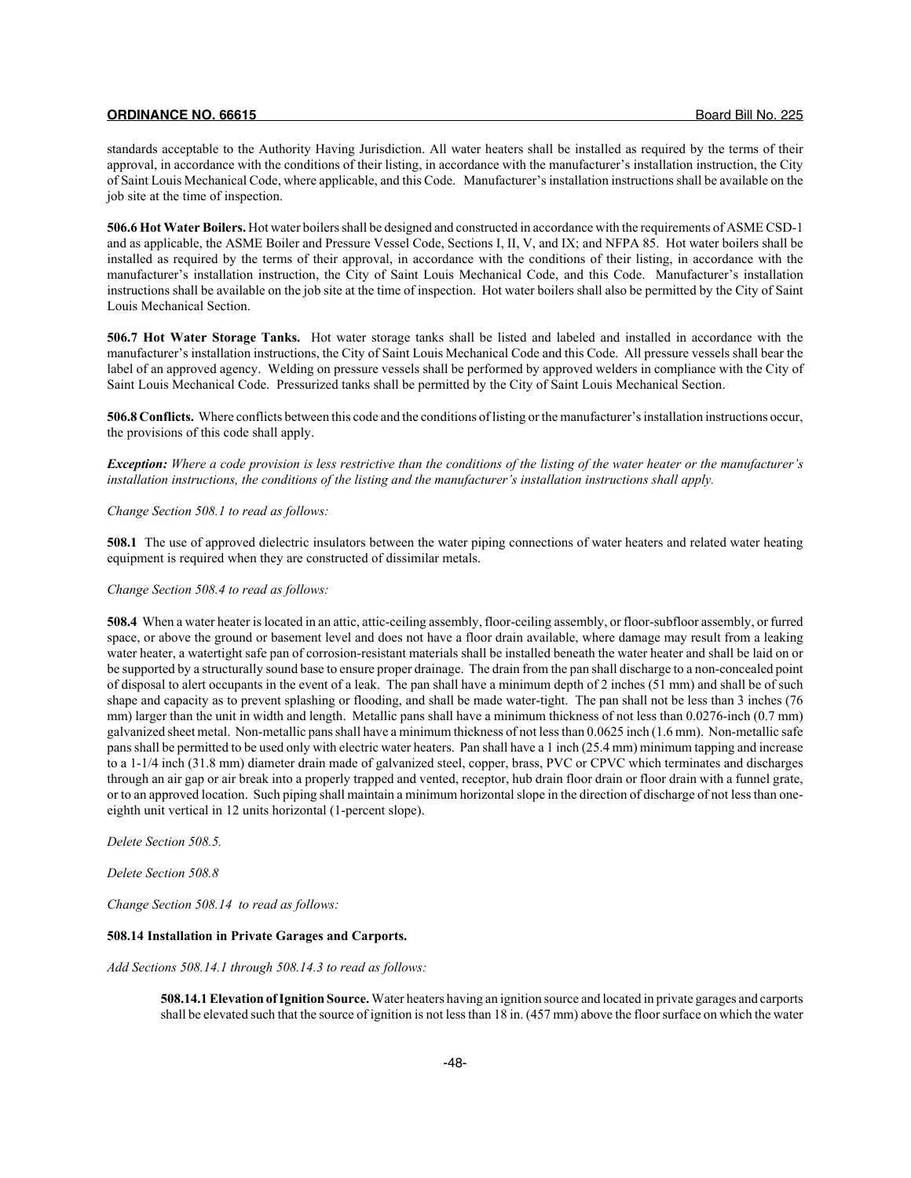standards acceptable to the Authority Having Jurisdiction. All water heaters shall be installed as required by the terms of their approval, in accordance with the conditions of their listing, in accordance with the manufacturer's installation instruction, the City of Saint Louis Mechanical Code, where applicable, and this Code. Manufacturer's installation instructions shall be available on the job site at the time of inspection.

**506.6 Hot Water Boilers.** Hot water boilers shall be designed and constructed in accordance with the requirements of ASME CSD-1 and as applicable, the ASME Boiler and Pressure Vessel Code, Sections I, II, V, and IX; and NFPA 85. Hot water boilers shall be installed as required by the terms of their approval, in accordance with the conditions of their listing, in accordance with the manufacturer's installation instruction, the City of Saint Louis Mechanical Code, and this Code. Manufacturer's installation instructions shall be available on the job site at the time of inspection. Hot water boilers shall also be permitted by the City of Saint Louis Mechanical Section.

**506.7 Hot Water Storage Tanks.** Hot water storage tanks shall be listed and labeled and installed in accordance with the manufacturer's installation instructions, the City of Saint Louis Mechanical Code and this Code. All pressure vessels shall bear the label of an approved agency. Welding on pressure vessels shall be performed by approved welders in compliance with the City of Saint Louis Mechanical Code. Pressurized tanks shall be permitted by the City of Saint Louis Mechanical Section.

**506.8 Conflicts.** Where conflicts between this code and the conditions of listing or the manufacturer's installation instructions occur, the provisions of this code shall apply.

***Exception:*** *Where a code provision is less restrictive than the conditions of the listing of the water heater or the manufacturer's installation instructions, the conditions of the listing and the manufacturer's installation instructions shall apply.*

*Change Section 508.1 to read as follows:*

**508.1** The use of approved dielectric insulators between the water piping connections of water heaters and related water heating equipment is required when they are constructed of dissimilar metals.

*Change Section 508.4 to read as follows:*

**508.4** When a water heater is located in an attic, attic-ceiling assembly, floor-ceiling assembly, or floor-subfloor assembly, or furred space, or above the ground or basement level and does not have a floor drain available, where damage may result from a leaking water heater, a watertight safe pan of corrosion-resistant materials shall be installed beneath the water heater and shall be laid on or be supported by a structurally sound base to ensure proper drainage. The drain from the pan shall discharge to a non-concealed point of disposal to alert occupants in the event of a leak. The pan shall have a minimum depth of 2 inches (51 mm) and shall be of such shape and capacity as to prevent splashing or flooding, and shall be made water-tight. The pan shall not be less than 3 inches (76 mm) larger than the unit in width and length. Metallic pans shall have a minimum thickness of not less than 0.0276-inch (0.7 mm) galvanized sheet metal. Non-metallic pans shall have a minimum thickness of not less than 0.0625 inch (1.6 mm). Non-metallic safe pans shall be permitted to be used only with electric water heaters. Pan shall have a 1 inch (25.4 mm) minimum tapping and increase to a 1-1/4 inch (31.8 mm) diameter drain made of galvanized steel, copper, brass, PVC or CPVC which terminates and discharges through an air gap or air break into a properly trapped and vented, receptor, hub drain floor drain or floor drain with a funnel grate, or to an approved location. Such piping shall maintain a minimum horizontal slope in the direction of discharge of not less than one-eighth unit vertical in 12 units horizontal (1-percent slope).

*Delete Section 508.5.*

*Delete Section 508.8*

*Change Section 508.14 to read as follows:*

**508.14 Installation in Private Garages and Carports.**

*Add Sections 508.14.1 through 508.14.3 to read as follows:*

**508.14.1 Elevation of Ignition Source.** Water heaters having an ignition source and located in private garages and carports shall be elevated such that the source of ignition is not less than 18 in. (457 mm) above the floor surface on which the water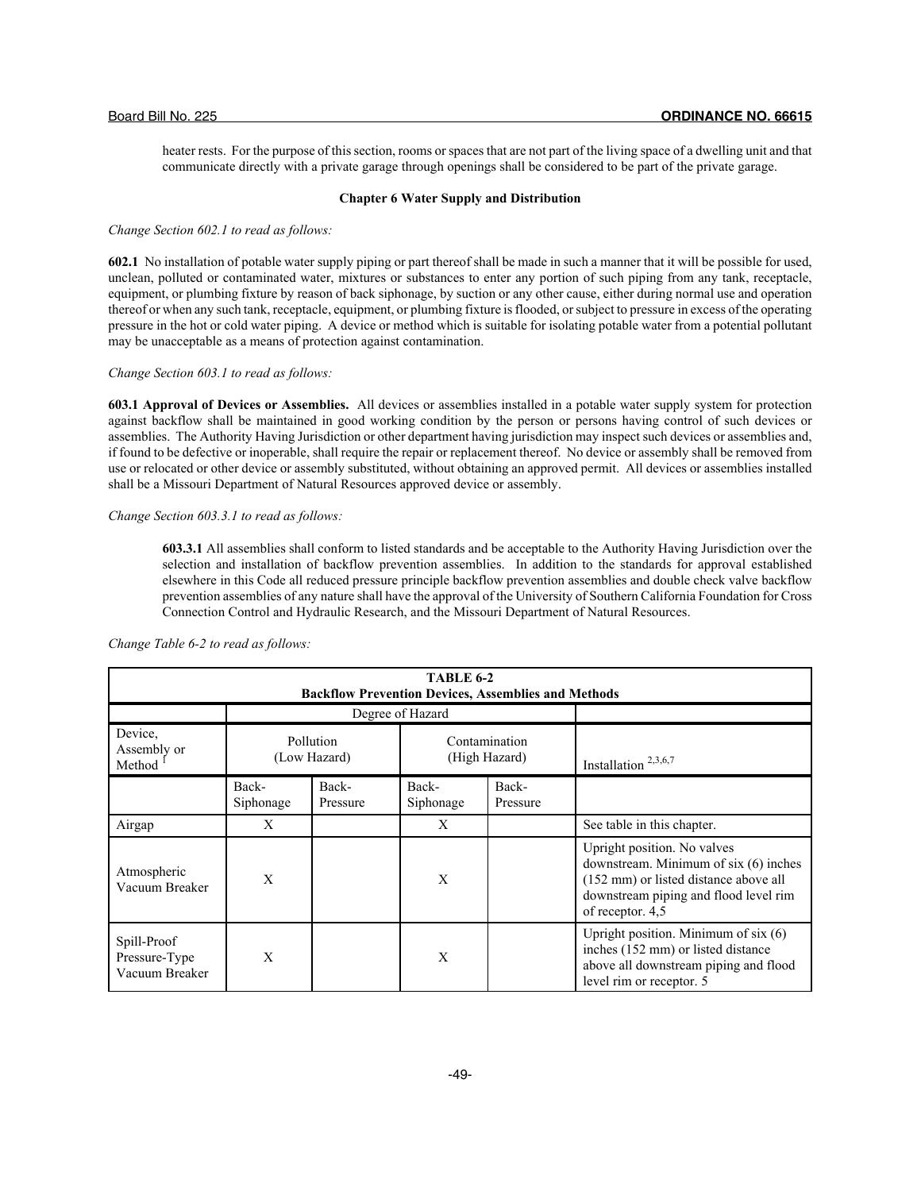heater rests. For the purpose of this section, rooms or spaces that are not part of the living space of a dwelling unit and that communicate directly with a private garage through openings shall be considered to be part of the private garage.

**Chapter 6 Water Supply and Distribution**

*Change Section 602.1 to read as follows:*

**602.1** No installation of potable water supply piping or part thereof shall be made in such a manner that it will be possible for used, unclean, polluted or contaminated water, mixtures or substances to enter any portion of such piping from any tank, receptacle, equipment, or plumbing fixture by reason of back siphonage, by suction or any other cause, either during normal use and operation thereof or when any such tank, receptacle, equipment, or plumbing fixture is flooded, or subject to pressure in excess of the operating pressure in the hot or cold water piping. A device or method which is suitable for isolating potable water from a potential pollutant may be unacceptable as a means of protection against contamination.

*Change Section 603.1 to read as follows:*

**603.1 Approval of Devices or Assemblies.** All devices or assemblies installed in a potable water supply system for protection against backflow shall be maintained in good working condition by the person or persons having control of such devices or assemblies. The Authority Having Jurisdiction or other department having jurisdiction may inspect such devices or assemblies and, if found to be defective or inoperable, shall require the repair or replacement thereof. No device or assembly shall be removed from use or relocated or other device or assembly substituted, without obtaining an approved permit. All devices or assemblies installed shall be a Missouri Department of Natural Resources approved device or assembly.

*Change Section 603.3.1 to read as follows:*

**603.3.1** All assemblies shall conform to listed standards and be acceptable to the Authority Having Jurisdiction over the selection and installation of backflow prevention assemblies. In addition to the standards for approval established elsewhere in this Code all reduced pressure principle backflow prevention assemblies and double check valve backflow prevention assemblies of any nature shall have the approval of the University of Southern California Foundation for Cross Connection Control and Hydraulic Research, and the Missouri Department of Natural Resources.

*Change Table 6-2 to read as follows:*

**TABLE 6-2**
**Backflow Prevention Devices, Assemblies and Methods**

| | Degree of Hazard | | | | |
|---|---|---|---|---|---|
| Device, Assembly or Method [1] | Pollution (Low Hazard) | | Contamination (High Hazard) | | Installation [2,3,6,7] |
| | Back-Siphonage | Back-Pressure | Back-Siphonage | Back-Pressure | |
| Airgap | X | | X | | See table in this chapter. |
| Atmospheric Vacuum Breaker | X | | X | | Upright position. No valves downstream. Minimum of six (6) inches (152 mm) or listed distance above all downstream piping and flood level rim of receptor. 4,5 |
| Spill-Proof Pressure-Type Vacuum Breaker | X | | X | | Upright position. Minimum of six (6) inches (152 mm) or listed distance above all downstream piping and flood level rim or receptor. 5 |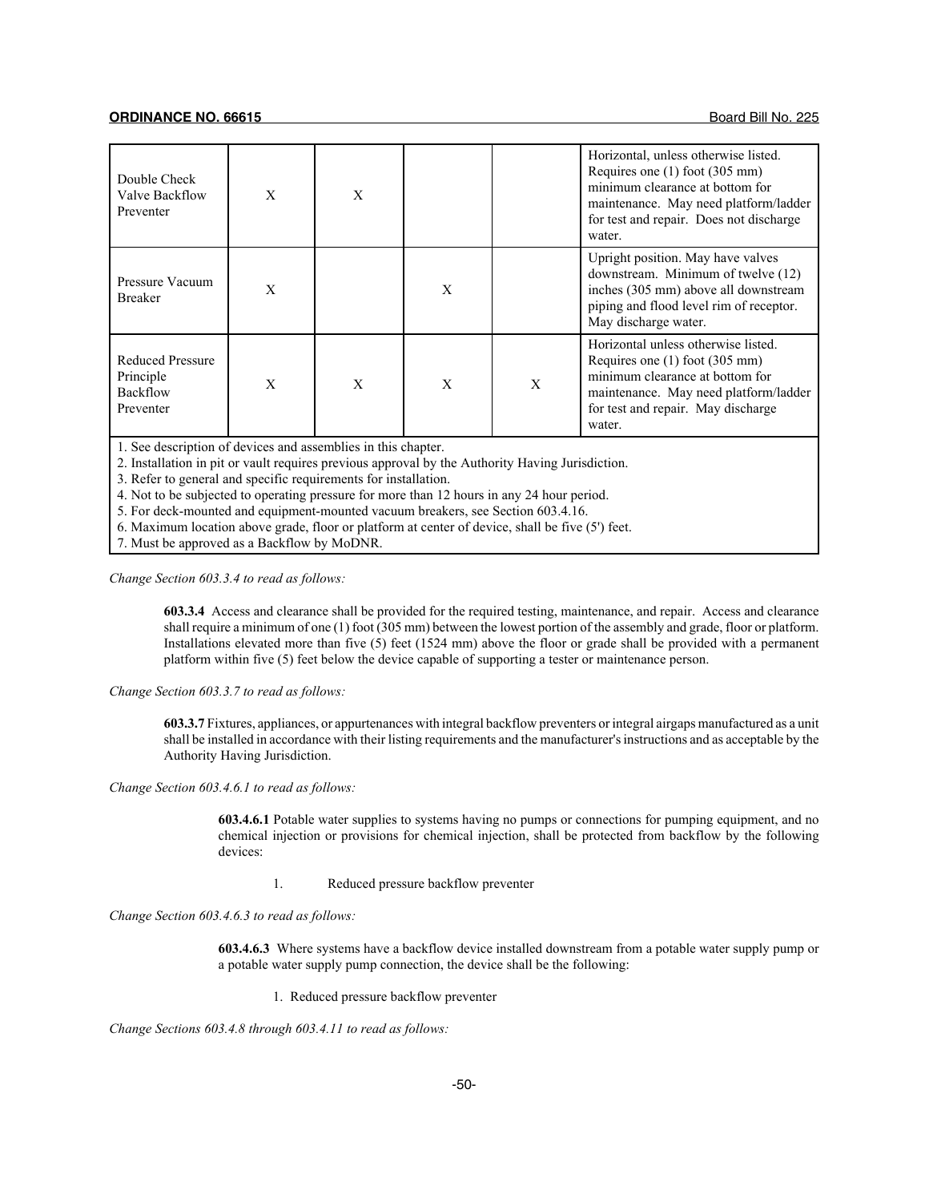| | | | | | |
|---|---|---|---|---|---|
| Double Check Valve Backflow Preventer | X | X | | | Horizontal, unless otherwise listed. Requires one (1) foot (305 mm) minimum clearance at bottom for maintenance. May need platform/ladder for test and repair. Does not discharge water. |
| Pressure Vacuum Breaker | X | | X | | Upright position. May have valves downstream. Minimum of twelve (12) inches (305 mm) above all downstream piping and flood level rim of receptor. May discharge water. |
| Reduced Pressure Principle Backflow Preventer | X | X | X | X | Horizontal unless otherwise listed. Requires one (1) foot (305 mm) minimum clearance at bottom for maintenance. May need platform/ladder for test and repair. May discharge water. |

1. See description of devices and assemblies in this chapter.
2. Installation in pit or vault requires previous approval by the Authority Having Jurisdiction.
3. Refer to general and specific requirements for installation.
4. Not to be subjected to operating pressure for more than 12 hours in any 24 hour period.
5. For deck-mounted and equipment-mounted vacuum breakers, see Section 603.4.16.
6. Maximum location above grade, floor or platform at center of device, shall be five (5') feet.
7. Must be approved as a Backflow by MoDNR.

*Change Section 603.3.4 to read as follows:*

**603.3.4** Access and clearance shall be provided for the required testing, maintenance, and repair. Access and clearance shall require a minimum of one (1) foot (305 mm) between the lowest portion of the assembly and grade, floor or platform. Installations elevated more than five (5) feet (1524 mm) above the floor or grade shall be provided with a permanent platform within five (5) feet below the device capable of supporting a tester or maintenance person.

*Change Section 603.3.7 to read as follows:*

**603.3.7** Fixtures, appliances, or appurtenances with integral backflow preventers or integral airgaps manufactured as a unit shall be installed in accordance with their listing requirements and the manufacturer's instructions and as acceptable by the Authority Having Jurisdiction.

*Change Section 603.4.6.1 to read as follows:*

**603.4.6.1** Potable water supplies to systems having no pumps or connections for pumping equipment, and no chemical injection or provisions for chemical injection, shall be protected from backflow by the following devices:

1. Reduced pressure backflow preventer

*Change Section 603.4.6.3 to read as follows:*

**603.4.6.3** Where systems have a backflow device installed downstream from a potable water supply pump or a potable water supply pump connection, the device shall be the following:

1. Reduced pressure backflow preventer

*Change Sections 603.4.8 through 603.4.11 to read as follows:*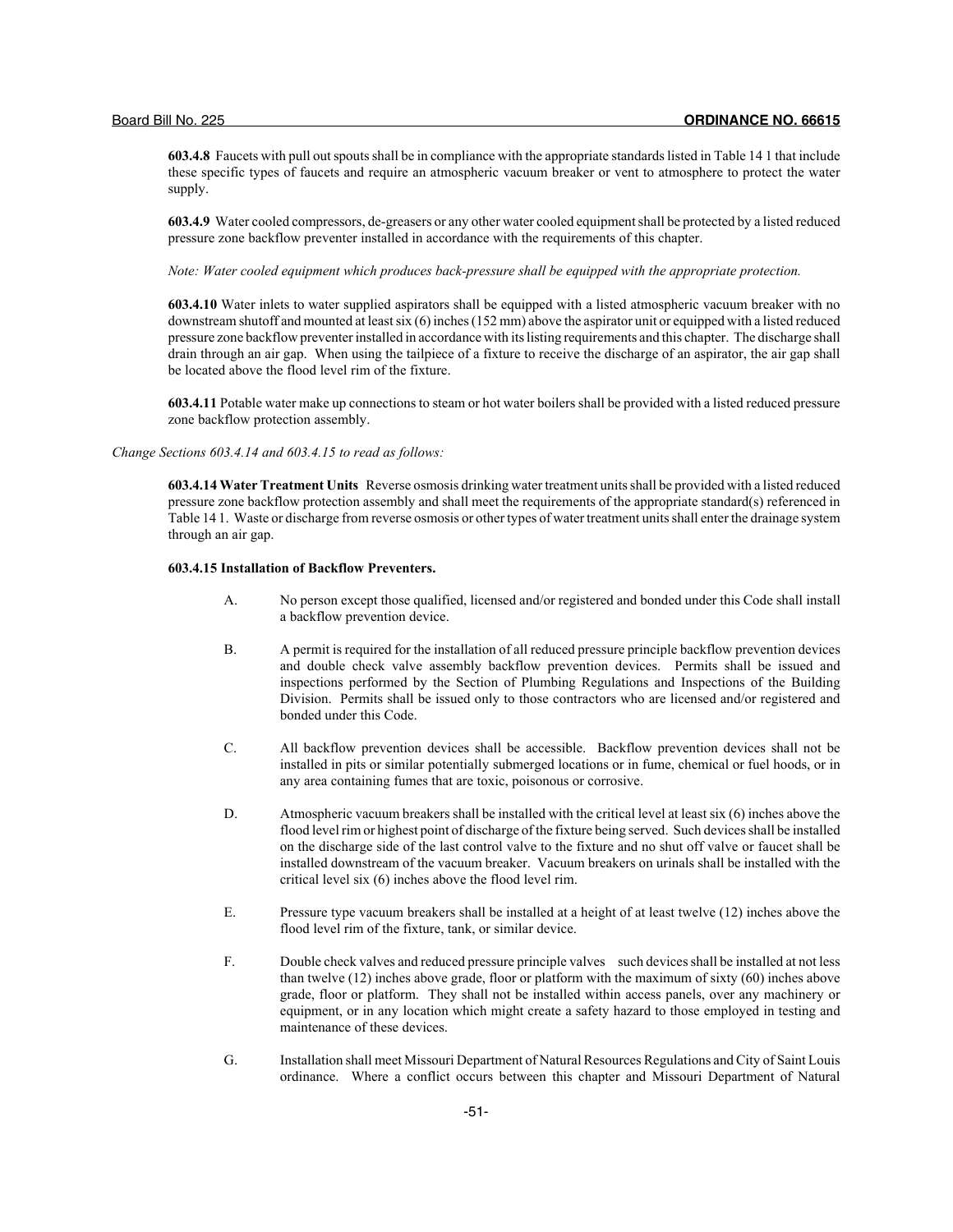**603.4.8** Faucets with pull out spouts shall be in compliance with the appropriate standards listed in Table 14 1 that include these specific types of faucets and require an atmospheric vacuum breaker or vent to atmosphere to protect the water supply.

**603.4.9** Water cooled compressors, de-greasers or any other water cooled equipment shall be protected by a listed reduced pressure zone backflow preventer installed in accordance with the requirements of this chapter.

*Note: Water cooled equipment which produces back-pressure shall be equipped with the appropriate protection.*

**603.4.10** Water inlets to water supplied aspirators shall be equipped with a listed atmospheric vacuum breaker with no downstream shutoff and mounted at least six (6) inches (152 mm) above the aspirator unit or equipped with a listed reduced pressure zone backflow preventer installed in accordance with its listing requirements and this chapter. The discharge shall drain through an air gap. When using the tailpiece of a fixture to receive the discharge of an aspirator, the air gap shall be located above the flood level rim of the fixture.

**603.4.11** Potable water make up connections to steam or hot water boilers shall be provided with a listed reduced pressure zone backflow protection assembly.

*Change Sections 603.4.14 and 603.4.15 to read as follows:*

**603.4.14 Water Treatment Units** Reverse osmosis drinking water treatment units shall be provided with a listed reduced pressure zone backflow protection assembly and shall meet the requirements of the appropriate standard(s) referenced in Table 14 1. Waste or discharge from reverse osmosis or other types of water treatment units shall enter the drainage system through an air gap.

**603.4.15 Installation of Backflow Preventers.**

A. No person except those qualified, licensed and/or registered and bonded under this Code shall install a backflow prevention device.

B. A permit is required for the installation of all reduced pressure principle backflow prevention devices and double check valve assembly backflow prevention devices. Permits shall be issued and inspections performed by the Section of Plumbing Regulations and Inspections of the Building Division. Permits shall be issued only to those contractors who are licensed and/or registered and bonded under this Code.

C. All backflow prevention devices shall be accessible. Backflow prevention devices shall not be installed in pits or similar potentially submerged locations or in fume, chemical or fuel hoods, or in any area containing fumes that are toxic, poisonous or corrosive.

D. Atmospheric vacuum breakers shall be installed with the critical level at least six (6) inches above the flood level rim or highest point of discharge of the fixture being served. Such devices shall be installed on the discharge side of the last control valve to the fixture and no shut off valve or faucet shall be installed downstream of the vacuum breaker. Vacuum breakers on urinals shall be installed with the critical level six (6) inches above the flood level rim.

E. Pressure type vacuum breakers shall be installed at a height of at least twelve (12) inches above the flood level rim of the fixture, tank, or similar device.

F. Double check valves and reduced pressure principle valves such devices shall be installed at not less than twelve (12) inches above grade, floor or platform with the maximum of sixty (60) inches above grade, floor or platform. They shall not be installed within access panels, over any machinery or equipment, or in any location which might create a safety hazard to those employed in testing and maintenance of these devices.

G. Installation shall meet Missouri Department of Natural Resources Regulations and City of Saint Louis ordinance. Where a conflict occurs between this chapter and Missouri Department of Natural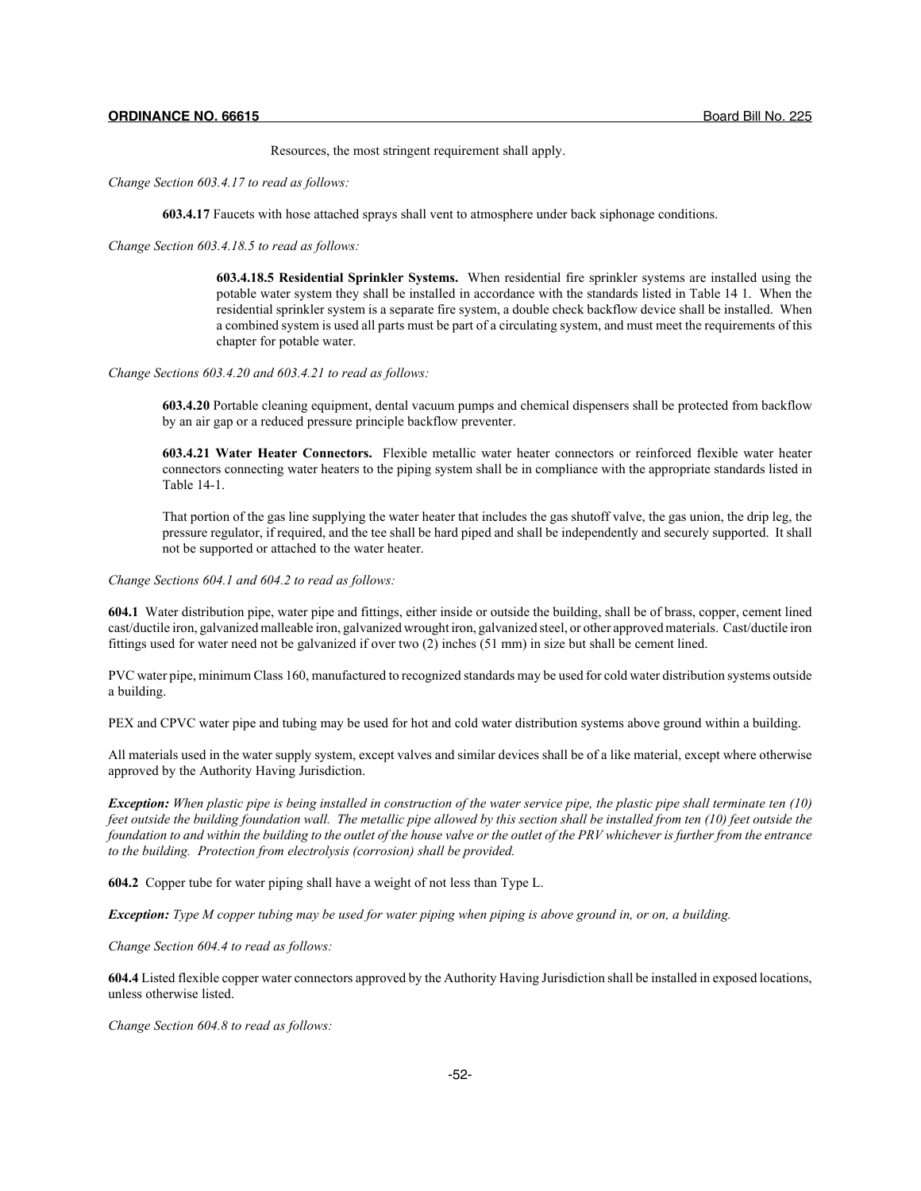Resources, the most stringent requirement shall apply.

*Change Section 603.4.17 to read as follows:*

**603.4.17** Faucets with hose attached sprays shall vent to atmosphere under back siphonage conditions.

*Change Section 603.4.18.5 to read as follows:*

**603.4.18.5 Residential Sprinkler Systems.** When residential fire sprinkler systems are installed using the potable water system they shall be installed in accordance with the standards listed in Table 14 1. When the residential sprinkler system is a separate fire system, a double check backflow device shall be installed. When a combined system is used all parts must be part of a circulating system, and must meet the requirements of this chapter for potable water.

*Change Sections 603.4.20 and 603.4.21 to read as follows:*

**603.4.20** Portable cleaning equipment, dental vacuum pumps and chemical dispensers shall be protected from backflow by an air gap or a reduced pressure principle backflow preventer.

**603.4.21 Water Heater Connectors.** Flexible metallic water heater connectors or reinforced flexible water heater connectors connecting water heaters to the piping system shall be in compliance with the appropriate standards listed in Table 14-1.

That portion of the gas line supplying the water heater that includes the gas shutoff valve, the gas union, the drip leg, the pressure regulator, if required, and the tee shall be hard piped and shall be independently and securely supported. It shall not be supported or attached to the water heater.

*Change Sections 604.1 and 604.2 to read as follows:*

**604.1** Water distribution pipe, water pipe and fittings, either inside or outside the building, shall be of brass, copper, cement lined cast/ductile iron, galvanized malleable iron, galvanized wrought iron, galvanized steel, or other approved materials. Cast/ductile iron fittings used for water need not be galvanized if over two (2) inches (51 mm) in size but shall be cement lined.

PVC water pipe, minimum Class 160, manufactured to recognized standards may be used for cold water distribution systems outside a building.

PEX and CPVC water pipe and tubing may be used for hot and cold water distribution systems above ground within a building.

All materials used in the water supply system, except valves and similar devices shall be of a like material, except where otherwise approved by the Authority Having Jurisdiction.

***Exception:*** *When plastic pipe is being installed in construction of the water service pipe, the plastic pipe shall terminate ten (10) feet outside the building foundation wall. The metallic pipe allowed by this section shall be installed from ten (10) feet outside the foundation to and within the building to the outlet of the house valve or the outlet of the PRV whichever is further from the entrance to the building. Protection from electrolysis (corrosion) shall be provided.*

**604.2** Copper tube for water piping shall have a weight of not less than Type L.

***Exception:*** *Type M copper tubing may be used for water piping when piping is above ground in, or on, a building.*

*Change Section 604.4 to read as follows:*

**604.4** Listed flexible copper water connectors approved by the Authority Having Jurisdiction shall be installed in exposed locations, unless otherwise listed.

*Change Section 604.8 to read as follows:*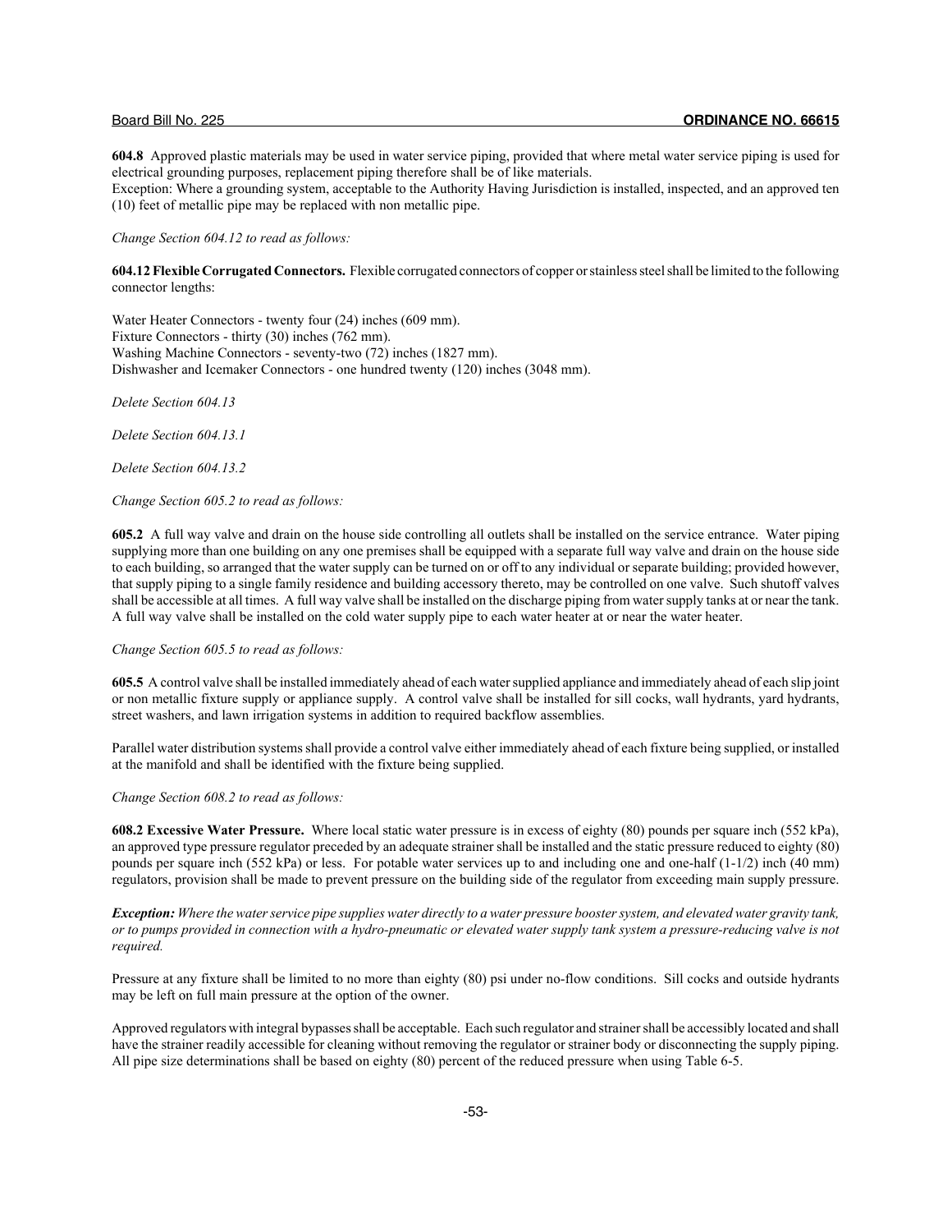**604.8** Approved plastic materials may be used in water service piping, provided that where metal water service piping is used for electrical grounding purposes, replacement piping therefore shall be of like materials.
Exception: Where a grounding system, acceptable to the Authority Having Jurisdiction is installed, inspected, and an approved ten (10) feet of metallic pipe may be replaced with non metallic pipe.

*Change Section 604.12 to read as follows:*

**604.12 Flexible Corrugated Connectors.** Flexible corrugated connectors of copper or stainless steel shall be limited to the following connector lengths:

Water Heater Connectors - twenty four (24) inches (609 mm).
Fixture Connectors - thirty (30) inches (762 mm).
Washing Machine Connectors - seventy-two (72) inches (1827 mm).
Dishwasher and Icemaker Connectors - one hundred twenty (120) inches (3048 mm).

*Delete Section 604.13*

*Delete Section 604.13.1*

*Delete Section 604.13.2*

*Change Section 605.2 to read as follows:*

**605.2** A full way valve and drain on the house side controlling all outlets shall be installed on the service entrance. Water piping supplying more than one building on any one premises shall be equipped with a separate full way valve and drain on the house side to each building, so arranged that the water supply can be turned on or off to any individual or separate building; provided however, that supply piping to a single family residence and building accessory thereto, may be controlled on one valve. Such shutoff valves shall be accessible at all times. A full way valve shall be installed on the discharge piping from water supply tanks at or near the tank. A full way valve shall be installed on the cold water supply pipe to each water heater at or near the water heater.

*Change Section 605.5 to read as follows:*

**605.5** A control valve shall be installed immediately ahead of each water supplied appliance and immediately ahead of each slip joint or non metallic fixture supply or appliance supply. A control valve shall be installed for sill cocks, wall hydrants, yard hydrants, street washers, and lawn irrigation systems in addition to required backflow assemblies.

Parallel water distribution systems shall provide a control valve either immediately ahead of each fixture being supplied, or installed at the manifold and shall be identified with the fixture being supplied.

*Change Section 608.2 to read as follows:*

**608.2 Excessive Water Pressure.** Where local static water pressure is in excess of eighty (80) pounds per square inch (552 kPa), an approved type pressure regulator preceded by an adequate strainer shall be installed and the static pressure reduced to eighty (80) pounds per square inch (552 kPa) or less. For potable water services up to and including one and one-half (1-1/2) inch (40 mm) regulators, provision shall be made to prevent pressure on the building side of the regulator from exceeding main supply pressure.

***Exception:*** *Where the water service pipe supplies water directly to a water pressure booster system, and elevated water gravity tank, or to pumps provided in connection with a hydro-pneumatic or elevated water supply tank system a pressure-reducing valve is not required.*

Pressure at any fixture shall be limited to no more than eighty (80) psi under no-flow conditions. Sill cocks and outside hydrants may be left on full main pressure at the option of the owner.

Approved regulators with integral bypasses shall be acceptable. Each such regulator and strainer shall be accessibly located and shall have the strainer readily accessible for cleaning without removing the regulator or strainer body or disconnecting the supply piping. All pipe size determinations shall be based on eighty (80) percent of the reduced pressure when using Table 6-5.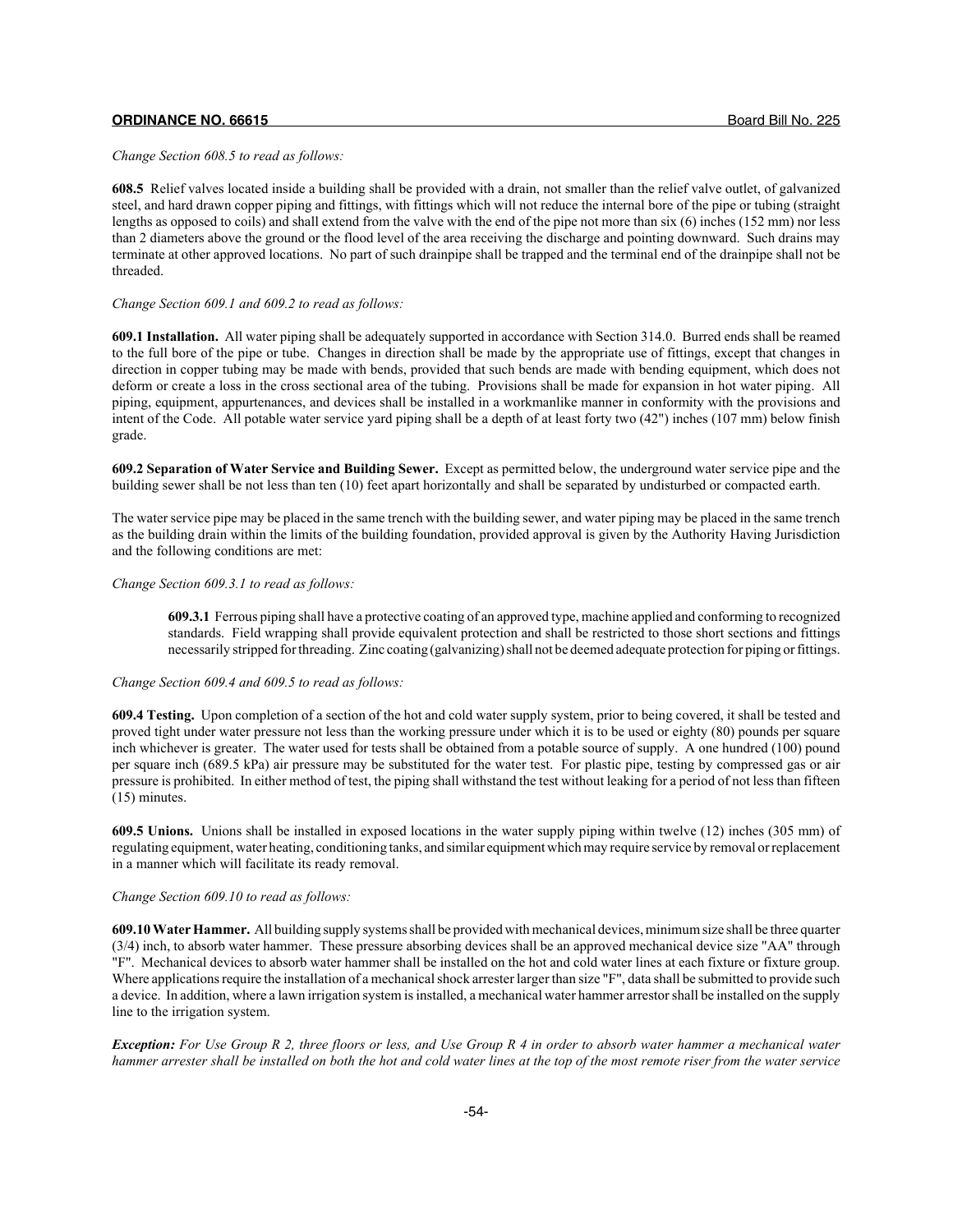*Change Section 608.5 to read as follows:*

**608.5** Relief valves located inside a building shall be provided with a drain, not smaller than the relief valve outlet, of galvanized steel, and hard drawn copper piping and fittings, with fittings which will not reduce the internal bore of the pipe or tubing (straight lengths as opposed to coils) and shall extend from the valve with the end of the pipe not more than six (6) inches (152 mm) nor less than 2 diameters above the ground or the flood level of the area receiving the discharge and pointing downward. Such drains may terminate at other approved locations. No part of such drainpipe shall be trapped and the terminal end of the drainpipe shall not be threaded.

*Change Section 609.1 and 609.2 to read as follows:*

**609.1 Installation.** All water piping shall be adequately supported in accordance with Section 314.0. Burred ends shall be reamed to the full bore of the pipe or tube. Changes in direction shall be made by the appropriate use of fittings, except that changes in direction in copper tubing may be made with bends, provided that such bends are made with bending equipment, which does not deform or create a loss in the cross sectional area of the tubing. Provisions shall be made for expansion in hot water piping. All piping, equipment, appurtenances, and devices shall be installed in a workmanlike manner in conformity with the provisions and intent of the Code. All potable water service yard piping shall be a depth of at least forty two (42") inches (107 mm) below finish grade.

**609.2 Separation of Water Service and Building Sewer.** Except as permitted below, the underground water service pipe and the building sewer shall be not less than ten (10) feet apart horizontally and shall be separated by undisturbed or compacted earth.

The water service pipe may be placed in the same trench with the building sewer, and water piping may be placed in the same trench as the building drain within the limits of the building foundation, provided approval is given by the Authority Having Jurisdiction and the following conditions are met:

*Change Section 609.3.1 to read as follows:*

> **609.3.1** Ferrous piping shall have a protective coating of an approved type, machine applied and conforming to recognized standards. Field wrapping shall provide equivalent protection and shall be restricted to those short sections and fittings necessarily stripped for threading. Zinc coating (galvanizing) shall not be deemed adequate protection for piping or fittings.

*Change Section 609.4 and 609.5 to read as follows:*

**609.4 Testing.** Upon completion of a section of the hot and cold water supply system, prior to being covered, it shall be tested and proved tight under water pressure not less than the working pressure under which it is to be used or eighty (80) pounds per square inch whichever is greater. The water used for tests shall be obtained from a potable source of supply. A one hundred (100) pound per square inch (689.5 kPa) air pressure may be substituted for the water test. For plastic pipe, testing by compressed gas or air pressure is prohibited. In either method of test, the piping shall withstand the test without leaking for a period of not less than fifteen (15) minutes.

**609.5 Unions.** Unions shall be installed in exposed locations in the water supply piping within twelve (12) inches (305 mm) of regulating equipment, water heating, conditioning tanks, and similar equipment which may require service by removal or replacement in a manner which will facilitate its ready removal.

*Change Section 609.10 to read as follows:*

**609.10 Water Hammer.** All building supply systems shall be provided with mechanical devices, minimum size shall be three quarter (3/4) inch, to absorb water hammer. These pressure absorbing devices shall be an approved mechanical device size "AA" through "F". Mechanical devices to absorb water hammer shall be installed on the hot and cold water lines at each fixture or fixture group. Where applications require the installation of a mechanical shock arrester larger than size "F", data shall be submitted to provide such a device. In addition, where a lawn irrigation system is installed, a mechanical water hammer arrestor shall be installed on the supply line to the irrigation system.

***Exception:*** *For Use Group R 2, three floors or less, and Use Group R 4 in order to absorb water hammer a mechanical water hammer arrester shall be installed on both the hot and cold water lines at the top of the most remote riser from the water service*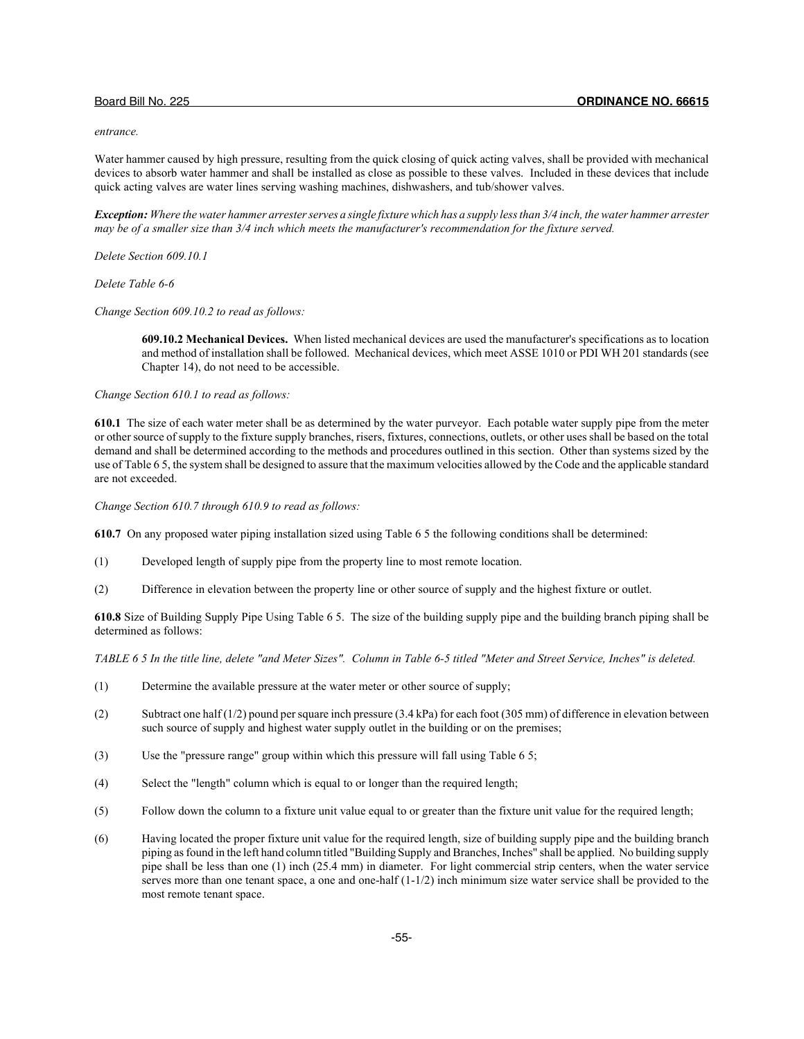*entrance.*

Water hammer caused by high pressure, resulting from the quick closing of quick acting valves, shall be provided with mechanical devices to absorb water hammer and shall be installed as close as possible to these valves. Included in these devices that include quick acting valves are water lines serving washing machines, dishwashers, and tub/shower valves.

***Exception:*** *Where the water hammer arrester serves a single fixture which has a supply less than 3/4 inch, the water hammer arrester may be of a smaller size than 3/4 inch which meets the manufacturer's recommendation for the fixture served.*

*Delete Section 609.10.1*

*Delete Table 6-6*

*Change Section 609.10.2 to read as follows:*

> **609.10.2 Mechanical Devices.** When listed mechanical devices are used the manufacturer's specifications as to location and method of installation shall be followed. Mechanical devices, which meet ASSE 1010 or PDI WH 201 standards (see Chapter 14), do not need to be accessible.

*Change Section 610.1 to read as follows:*

**610.1** The size of each water meter shall be as determined by the water purveyor. Each potable water supply pipe from the meter or other source of supply to the fixture supply branches, risers, fixtures, connections, outlets, or other uses shall be based on the total demand and shall be determined according to the methods and procedures outlined in this section. Other than systems sized by the use of Table 6 5, the system shall be designed to assure that the maximum velocities allowed by the Code and the applicable standard are not exceeded.

*Change Section 610.7 through 610.9 to read as follows:*

**610.7** On any proposed water piping installation sized using Table 6 5 the following conditions shall be determined:

(1) Developed length of supply pipe from the property line to most remote location.

(2) Difference in elevation between the property line or other source of supply and the highest fixture or outlet.

**610.8** Size of Building Supply Pipe Using Table 6 5. The size of the building supply pipe and the building branch piping shall be determined as follows:

*TABLE 6 5 In the title line, delete "and Meter Sizes". Column in Table 6-5 titled "Meter and Street Service, Inches" is deleted.*

(1) Determine the available pressure at the water meter or other source of supply;

(2) Subtract one half (1/2) pound per square inch pressure (3.4 kPa) for each foot (305 mm) of difference in elevation between such source of supply and highest water supply outlet in the building or on the premises;

(3) Use the "pressure range" group within which this pressure will fall using Table 6 5;

(4) Select the "length" column which is equal to or longer than the required length;

(5) Follow down the column to a fixture unit value equal to or greater than the fixture unit value for the required length;

(6) Having located the proper fixture unit value for the required length, size of building supply pipe and the building branch piping as found in the left hand column titled "Building Supply and Branches, Inches" shall be applied. No building supply pipe shall be less than one (1) inch (25.4 mm) in diameter. For light commercial strip centers, when the water service serves more than one tenant space, a one and one-half (1-1/2) inch minimum size water service shall be provided to the most remote tenant space.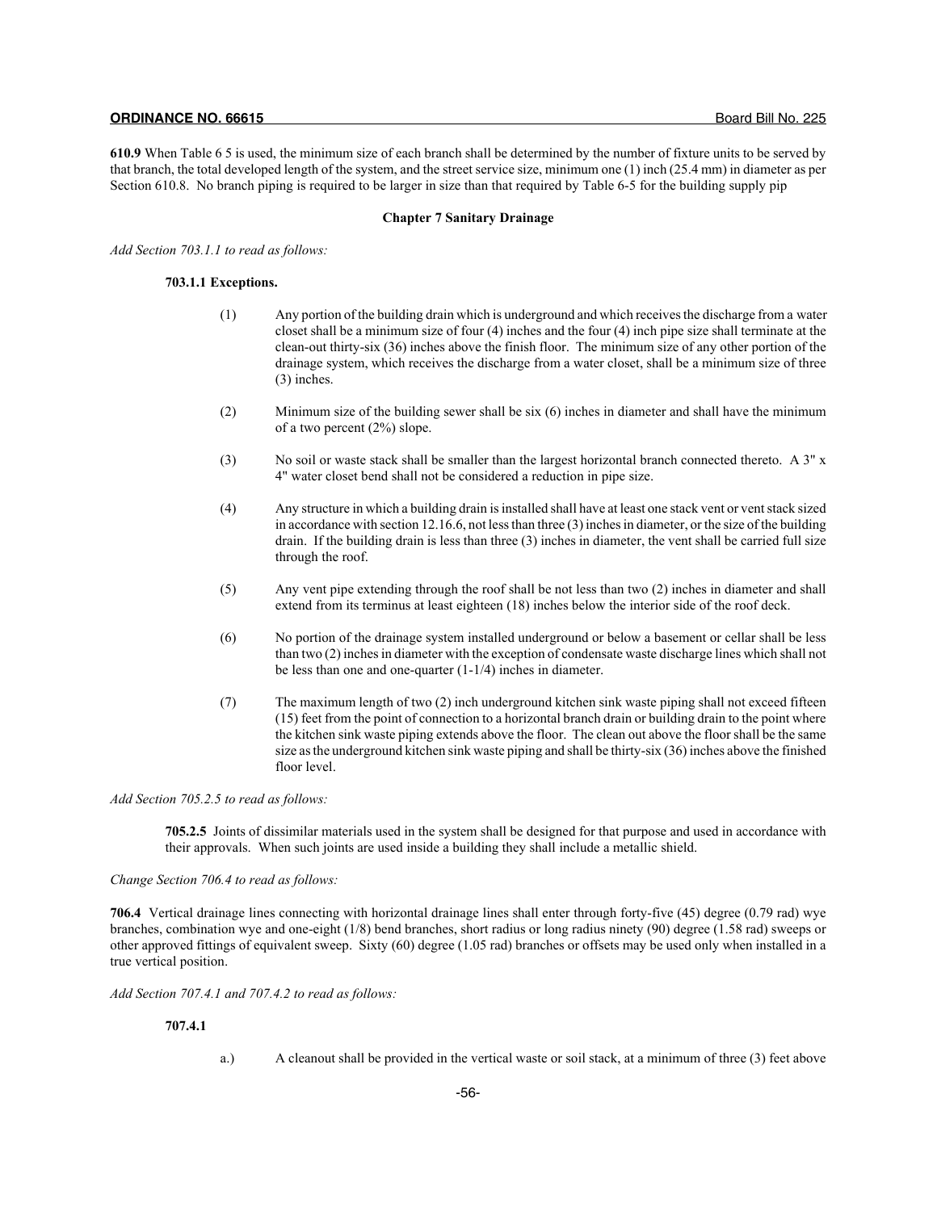**610.9** When Table 6 5 is used, the minimum size of each branch shall be determined by the number of fixture units to be served by that branch, the total developed length of the system, and the street service size, minimum one (1) inch (25.4 mm) in diameter as per Section 610.8. No branch piping is required to be larger in size than that required by Table 6-5 for the building supply pip

## Chapter 7 Sanitary Drainage

*Add Section 703.1.1 to read as follows:*

**703.1.1 Exceptions.**

(1) Any portion of the building drain which is underground and which receives the discharge from a water closet shall be a minimum size of four (4) inches and the four (4) inch pipe size shall terminate at the clean-out thirty-six (36) inches above the finish floor. The minimum size of any other portion of the drainage system, which receives the discharge from a water closet, shall be a minimum size of three (3) inches.

(2) Minimum size of the building sewer shall be six (6) inches in diameter and shall have the minimum of a two percent (2%) slope.

(3) No soil or waste stack shall be smaller than the largest horizontal branch connected thereto. A 3" x 4" water closet bend shall not be considered a reduction in pipe size.

(4) Any structure in which a building drain is installed shall have at least one stack vent or vent stack sized in accordance with section 12.16.6, not less than three (3) inches in diameter, or the size of the building drain. If the building drain is less than three (3) inches in diameter, the vent shall be carried full size through the roof.

(5) Any vent pipe extending through the roof shall be not less than two (2) inches in diameter and shall extend from its terminus at least eighteen (18) inches below the interior side of the roof deck.

(6) No portion of the drainage system installed underground or below a basement or cellar shall be less than two (2) inches in diameter with the exception of condensate waste discharge lines which shall not be less than one and one-quarter (1-1/4) inches in diameter.

(7) The maximum length of two (2) inch underground kitchen sink waste piping shall not exceed fifteen (15) feet from the point of connection to a horizontal branch drain or building drain to the point where the kitchen sink waste piping extends above the floor. The clean out above the floor shall be the same size as the underground kitchen sink waste piping and shall be thirty-six (36) inches above the finished floor level.

*Add Section 705.2.5 to read as follows:*

**705.2.5** Joints of dissimilar materials used in the system shall be designed for that purpose and used in accordance with their approvals. When such joints are used inside a building they shall include a metallic shield.

*Change Section 706.4 to read as follows:*

**706.4** Vertical drainage lines connecting with horizontal drainage lines shall enter through forty-five (45) degree (0.79 rad) wye branches, combination wye and one-eight (1/8) bend branches, short radius or long radius ninety (90) degree (1.58 rad) sweeps or other approved fittings of equivalent sweep. Sixty (60) degree (1.05 rad) branches or offsets may be used only when installed in a true vertical position.

*Add Section 707.4.1 and 707.4.2 to read as follows:*

**707.4.1**

a.) A cleanout shall be provided in the vertical waste or soil stack, at a minimum of three (3) feet above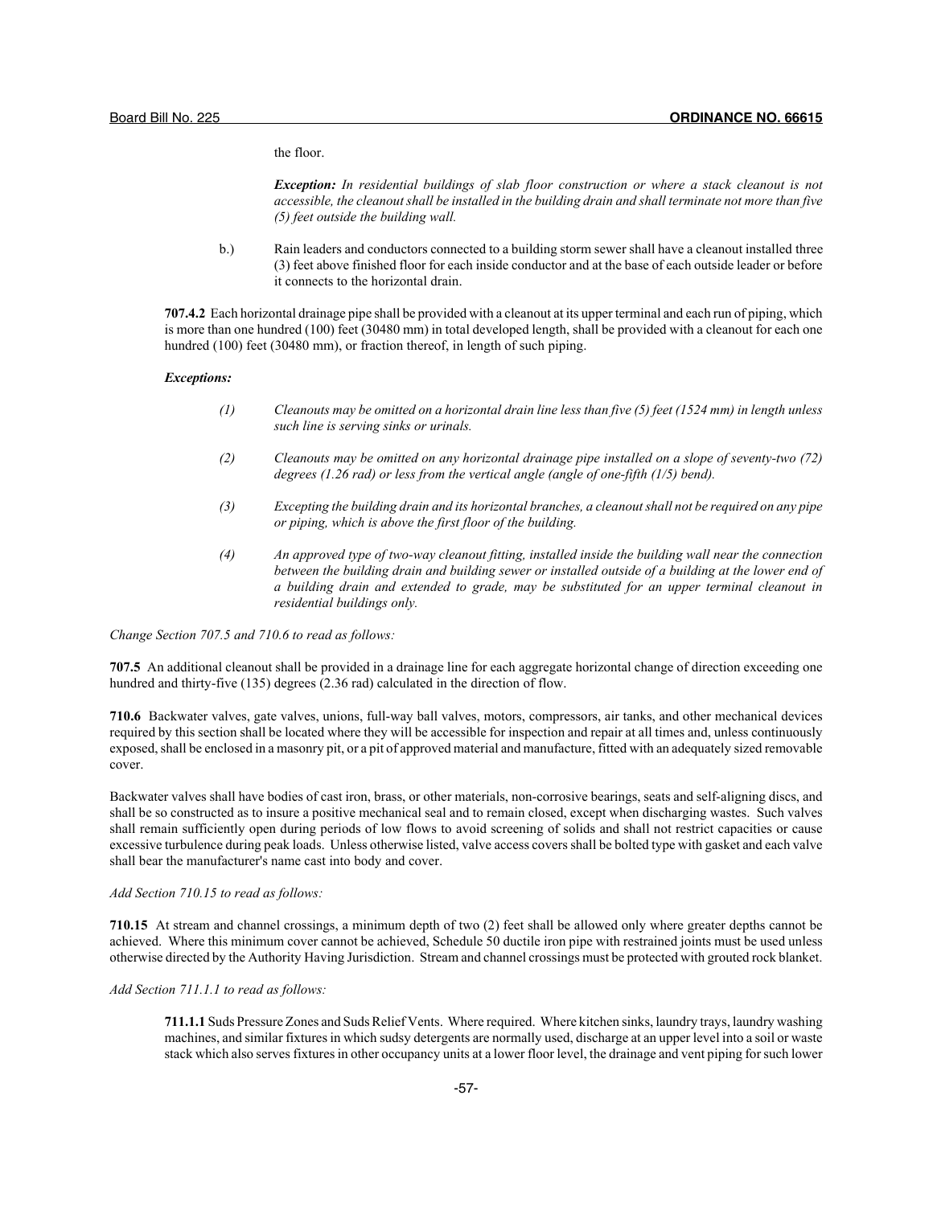the floor.

***Exception:*** *In residential buildings of slab floor construction or where a stack cleanout is not accessible, the cleanout shall be installed in the building drain and shall terminate not more than five (5) feet outside the building wall.*

b.) Rain leaders and conductors connected to a building storm sewer shall have a cleanout installed three (3) feet above finished floor for each inside conductor and at the base of each outside leader or before it connects to the horizontal drain.

**707.4.2** Each horizontal drainage pipe shall be provided with a cleanout at its upper terminal and each run of piping, which is more than one hundred (100) feet (30480 mm) in total developed length, shall be provided with a cleanout for each one hundred (100) feet (30480 mm), or fraction thereof, in length of such piping.

***Exceptions:***

*(1) Cleanouts may be omitted on a horizontal drain line less than five (5) feet (1524 mm) in length unless such line is serving sinks or urinals.*

*(2) Cleanouts may be omitted on any horizontal drainage pipe installed on a slope of seventy-two (72) degrees (1.26 rad) or less from the vertical angle (angle of one-fifth (1/5) bend).*

*(3) Excepting the building drain and its horizontal branches, a cleanout shall not be required on any pipe or piping, which is above the first floor of the building.*

*(4) An approved type of two-way cleanout fitting, installed inside the building wall near the connection between the building drain and building sewer or installed outside of a building at the lower end of a building drain and extended to grade, may be substituted for an upper terminal cleanout in residential buildings only.*

*Change Section 707.5 and 710.6 to read as follows:*

**707.5** An additional cleanout shall be provided in a drainage line for each aggregate horizontal change of direction exceeding one hundred and thirty-five (135) degrees (2.36 rad) calculated in the direction of flow.

**710.6** Backwater valves, gate valves, unions, full-way ball valves, motors, compressors, air tanks, and other mechanical devices required by this section shall be located where they will be accessible for inspection and repair at all times and, unless continuously exposed, shall be enclosed in a masonry pit, or a pit of approved material and manufacture, fitted with an adequately sized removable cover.

Backwater valves shall have bodies of cast iron, brass, or other materials, non-corrosive bearings, seats and self-aligning discs, and shall be so constructed as to insure a positive mechanical seal and to remain closed, except when discharging wastes. Such valves shall remain sufficiently open during periods of low flows to avoid screening of solids and shall not restrict capacities or cause excessive turbulence during peak loads. Unless otherwise listed, valve access covers shall be bolted type with gasket and each valve shall bear the manufacturer's name cast into body and cover.

*Add Section 710.15 to read as follows:*

**710.15** At stream and channel crossings, a minimum depth of two (2) feet shall be allowed only where greater depths cannot be achieved. Where this minimum cover cannot be achieved, Schedule 50 ductile iron pipe with restrained joints must be used unless otherwise directed by the Authority Having Jurisdiction. Stream and channel crossings must be protected with grouted rock blanket.

*Add Section 711.1.1 to read as follows:*

**711.1.1** Suds Pressure Zones and Suds Relief Vents. Where required. Where kitchen sinks, laundry trays, laundry washing machines, and similar fixtures in which sudsy detergents are normally used, discharge at an upper level into a soil or waste stack which also serves fixtures in other occupancy units at a lower floor level, the drainage and vent piping for such lower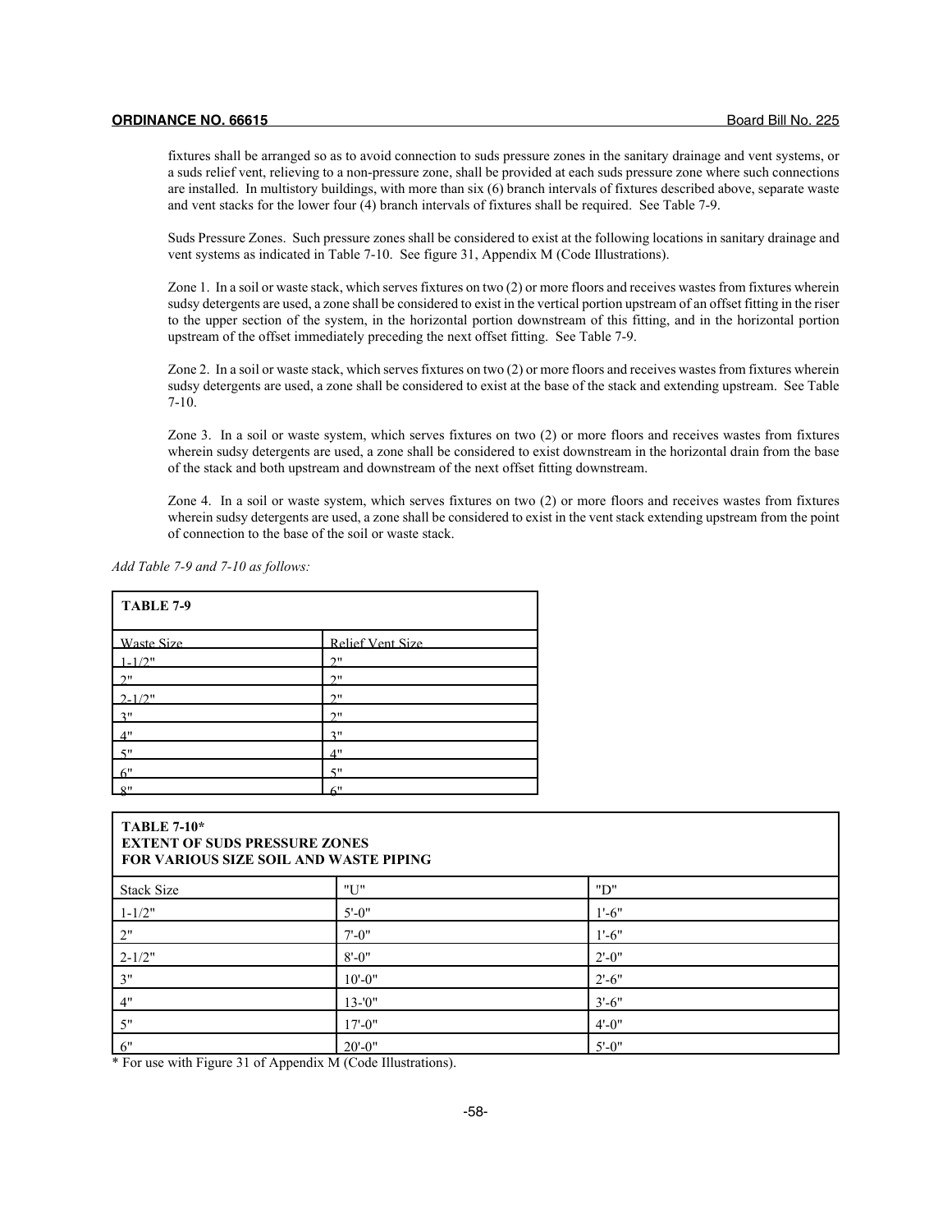fixtures shall be arranged so as to avoid connection to suds pressure zones in the sanitary drainage and vent systems, or a suds relief vent, relieving to a non-pressure zone, shall be provided at each suds pressure zone where such connections are installed. In multistory buildings, with more than six (6) branch intervals of fixtures described above, separate waste and vent stacks for the lower four (4) branch intervals of fixtures shall be required. See Table 7-9.

Suds Pressure Zones. Such pressure zones shall be considered to exist at the following locations in sanitary drainage and vent systems as indicated in Table 7-10. See figure 31, Appendix M (Code Illustrations).

Zone 1. In a soil or waste stack, which serves fixtures on two (2) or more floors and receives wastes from fixtures wherein sudsy detergents are used, a zone shall be considered to exist in the vertical portion upstream of an offset fitting in the riser to the upper section of the system, in the horizontal portion downstream of this fitting, and in the horizontal portion upstream of the offset immediately preceding the next offset fitting. See Table 7-9.

Zone 2. In a soil or waste stack, which serves fixtures on two (2) or more floors and receives wastes from fixtures wherein sudsy detergents are used, a zone shall be considered to exist at the base of the stack and extending upstream. See Table 7-10.

Zone 3. In a soil or waste system, which serves fixtures on two (2) or more floors and receives wastes from fixtures wherein sudsy detergents are used, a zone shall be considered to exist downstream in the horizontal drain from the base of the stack and both upstream and downstream of the next offset fitting downstream.

Zone 4. In a soil or waste system, which serves fixtures on two (2) or more floors and receives wastes from fixtures wherein sudsy detergents are used, a zone shall be considered to exist in the vent stack extending upstream from the point of connection to the base of the soil or waste stack.

*Add Table 7-9 and 7-10 as follows:*

**TABLE 7-9**

| Waste Size | Relief Vent Size |
|---|---|
| 1-1/2" | 2" |
| 2" | 2" |
| 2-1/2" | 2" |
| 3" | 2" |
| 4" | 3" |
| 5" | 4" |
| 6" | 5" |
| 8" | 6" |

**TABLE 7-10***
**EXTENT OF SUDS PRESSURE ZONES**
**FOR VARIOUS SIZE SOIL AND WASTE PIPING**

| Stack Size | "U" | "D" |
|---|---|---|
| 1-1/2" | 5'-0" | 1'-6" |
| 2" | 7'-0" | 1'-6" |
| 2-1/2" | 8'-0" | 2'-0" |
| 3" | 10'-0" | 2'-6" |
| 4" | 13-'0" | 3'-6" |
| 5" | 17'-0" | 4'-0" |
| 6" | 20'-0" | 5'-0" |

* For use with Figure 31 of Appendix M (Code Illustrations).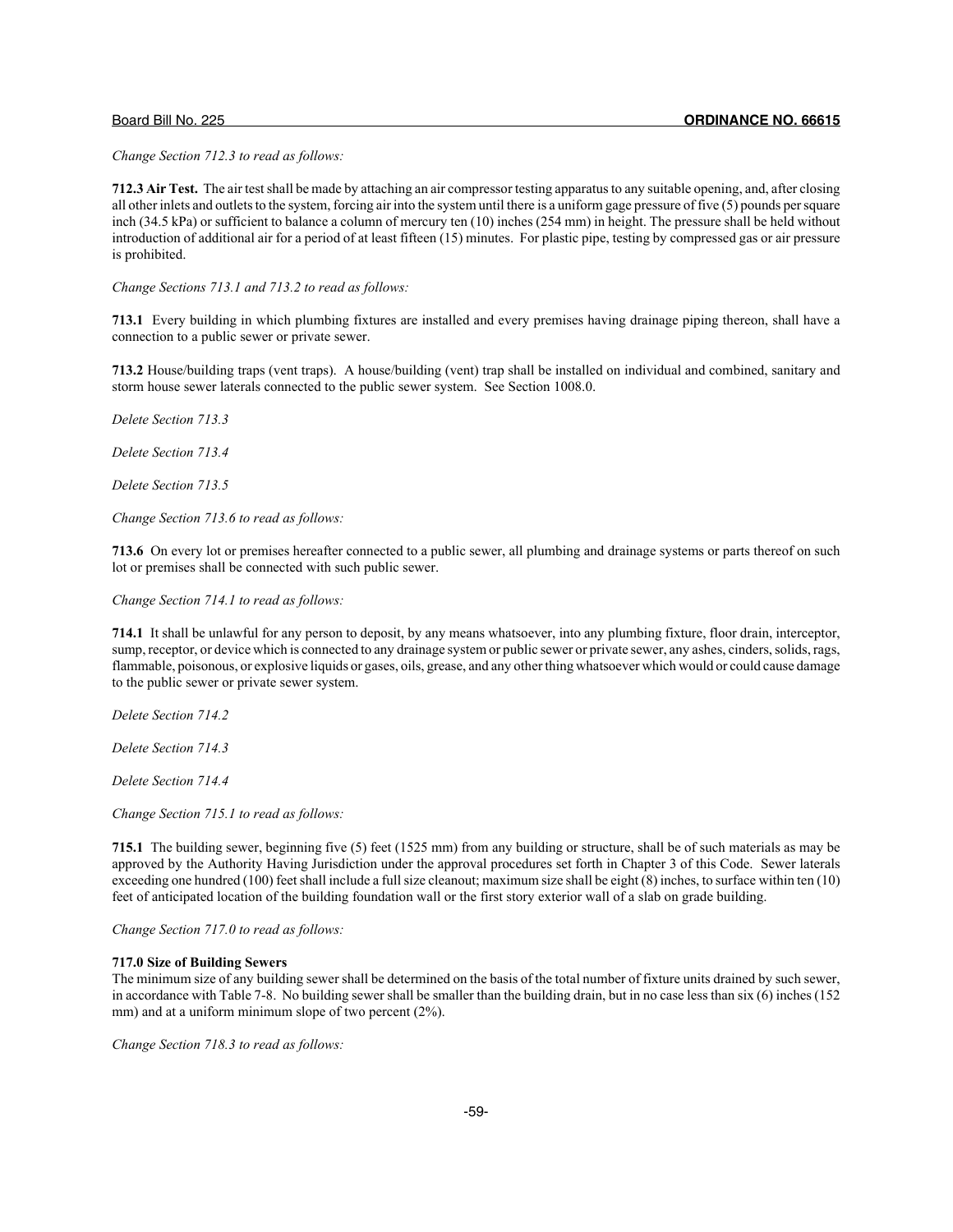*Change Section 712.3 to read as follows:*

**712.3 Air Test.** The air test shall be made by attaching an air compressor testing apparatus to any suitable opening, and, after closing all other inlets and outlets to the system, forcing air into the system until there is a uniform gage pressure of five (5) pounds per square inch (34.5 kPa) or sufficient to balance a column of mercury ten (10) inches (254 mm) in height. The pressure shall be held without introduction of additional air for a period of at least fifteen (15) minutes. For plastic pipe, testing by compressed gas or air pressure is prohibited.

*Change Sections 713.1 and 713.2 to read as follows:*

**713.1** Every building in which plumbing fixtures are installed and every premises having drainage piping thereon, shall have a connection to a public sewer or private sewer.

**713.2** House/building traps (vent traps). A house/building (vent) trap shall be installed on individual and combined, sanitary and storm house sewer laterals connected to the public sewer system. See Section 1008.0.

*Delete Section 713.3*

*Delete Section 713.4*

*Delete Section 713.5*

*Change Section 713.6 to read as follows:*

**713.6** On every lot or premises hereafter connected to a public sewer, all plumbing and drainage systems or parts thereof on such lot or premises shall be connected with such public sewer.

*Change Section 714.1 to read as follows:*

**714.1** It shall be unlawful for any person to deposit, by any means whatsoever, into any plumbing fixture, floor drain, interceptor, sump, receptor, or device which is connected to any drainage system or public sewer or private sewer, any ashes, cinders, solids, rags, flammable, poisonous, or explosive liquids or gases, oils, grease, and any other thing whatsoever which would or could cause damage to the public sewer or private sewer system.

*Delete Section 714.2*

*Delete Section 714.3*

*Delete Section 714.4*

*Change Section 715.1 to read as follows:*

**715.1** The building sewer, beginning five (5) feet (1525 mm) from any building or structure, shall be of such materials as may be approved by the Authority Having Jurisdiction under the approval procedures set forth in Chapter 3 of this Code. Sewer laterals exceeding one hundred (100) feet shall include a full size cleanout; maximum size shall be eight (8) inches, to surface within ten (10) feet of anticipated location of the building foundation wall or the first story exterior wall of a slab on grade building.

*Change Section 717.0 to read as follows:*

**717.0 Size of Building Sewers**

The minimum size of any building sewer shall be determined on the basis of the total number of fixture units drained by such sewer, in accordance with Table 7-8. No building sewer shall be smaller than the building drain, but in no case less than six (6) inches (152 mm) and at a uniform minimum slope of two percent (2%).

*Change Section 718.3 to read as follows:*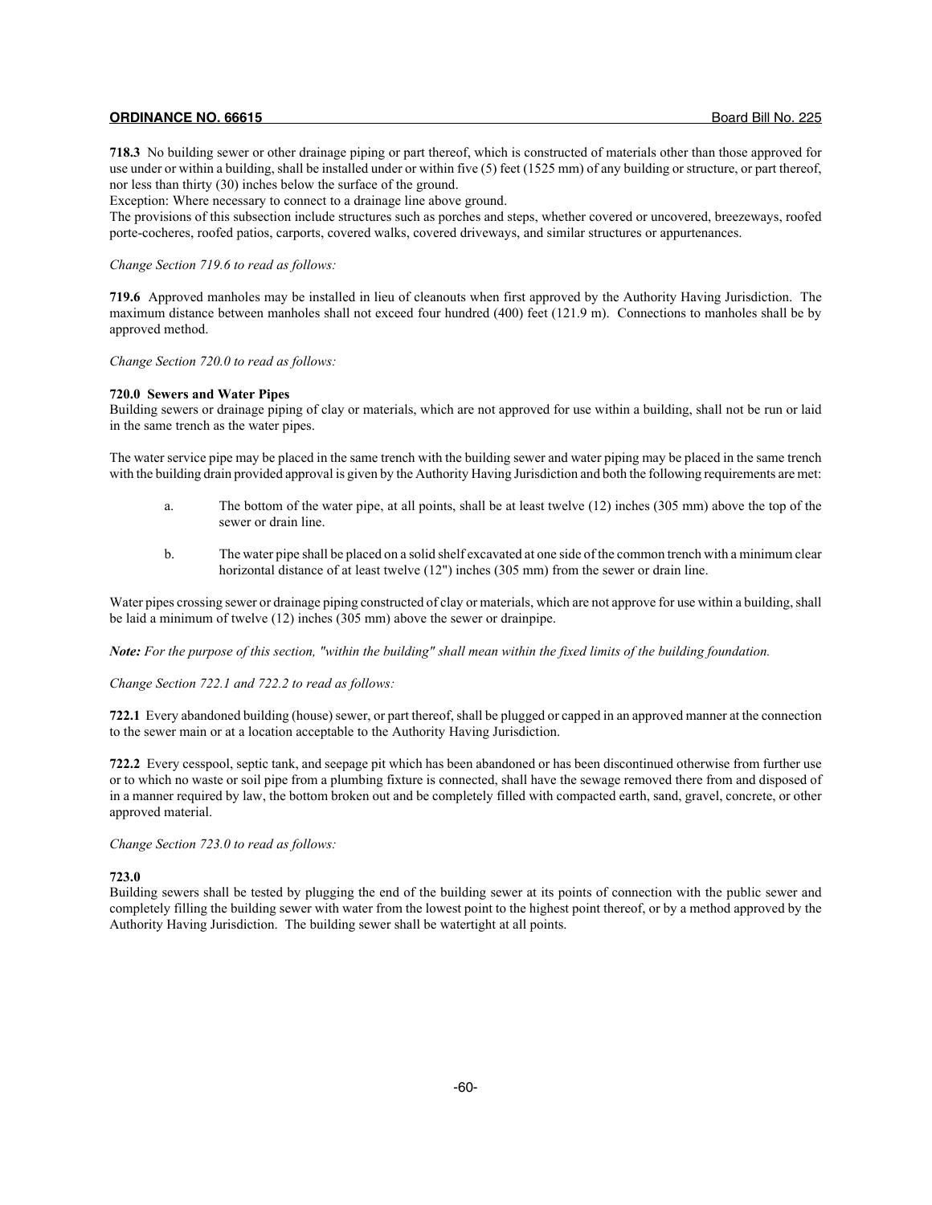**718.3** No building sewer or other drainage piping or part thereof, which is constructed of materials other than those approved for use under or within a building, shall be installed under or within five (5) feet (1525 mm) of any building or structure, or part thereof, nor less than thirty (30) inches below the surface of the ground.

Exception: Where necessary to connect to a drainage line above ground.

The provisions of this subsection include structures such as porches and steps, whether covered or uncovered, breezeways, roofed porte-cocheres, roofed patios, carports, covered walks, covered driveways, and similar structures or appurtenances.

*Change Section 719.6 to read as follows:*

**719.6** Approved manholes may be installed in lieu of cleanouts when first approved by the Authority Having Jurisdiction. The maximum distance between manholes shall not exceed four hundred (400) feet (121.9 m). Connections to manholes shall be by approved method.

*Change Section 720.0 to read as follows:*

**720.0 Sewers and Water Pipes**

Building sewers or drainage piping of clay or materials, which are not approved for use within a building, shall not be run or laid in the same trench as the water pipes.

The water service pipe may be placed in the same trench with the building sewer and water piping may be placed in the same trench with the building drain provided approval is given by the Authority Having Jurisdiction and both the following requirements are met:

a. The bottom of the water pipe, at all points, shall be at least twelve (12) inches (305 mm) above the top of the sewer or drain line.

b. The water pipe shall be placed on a solid shelf excavated at one side of the common trench with a minimum clear horizontal distance of at least twelve (12") inches (305 mm) from the sewer or drain line.

Water pipes crossing sewer or drainage piping constructed of clay or materials, which are not approve for use within a building, shall be laid a minimum of twelve (12) inches (305 mm) above the sewer or drainpipe.

***Note:*** *For the purpose of this section, "within the building" shall mean within the fixed limits of the building foundation.*

*Change Section 722.1 and 722.2 to read as follows:*

**722.1** Every abandoned building (house) sewer, or part thereof, shall be plugged or capped in an approved manner at the connection to the sewer main or at a location acceptable to the Authority Having Jurisdiction.

**722.2** Every cesspool, septic tank, and seepage pit which has been abandoned or has been discontinued otherwise from further use or to which no waste or soil pipe from a plumbing fixture is connected, shall have the sewage removed there from and disposed of in a manner required by law, the bottom broken out and be completely filled with compacted earth, sand, gravel, concrete, or other approved material.

*Change Section 723.0 to read as follows:*

**723.0**

Building sewers shall be tested by plugging the end of the building sewer at its points of connection with the public sewer and completely filling the building sewer with water from the lowest point to the highest point thereof, or by a method approved by the Authority Having Jurisdiction. The building sewer shall be watertight at all points.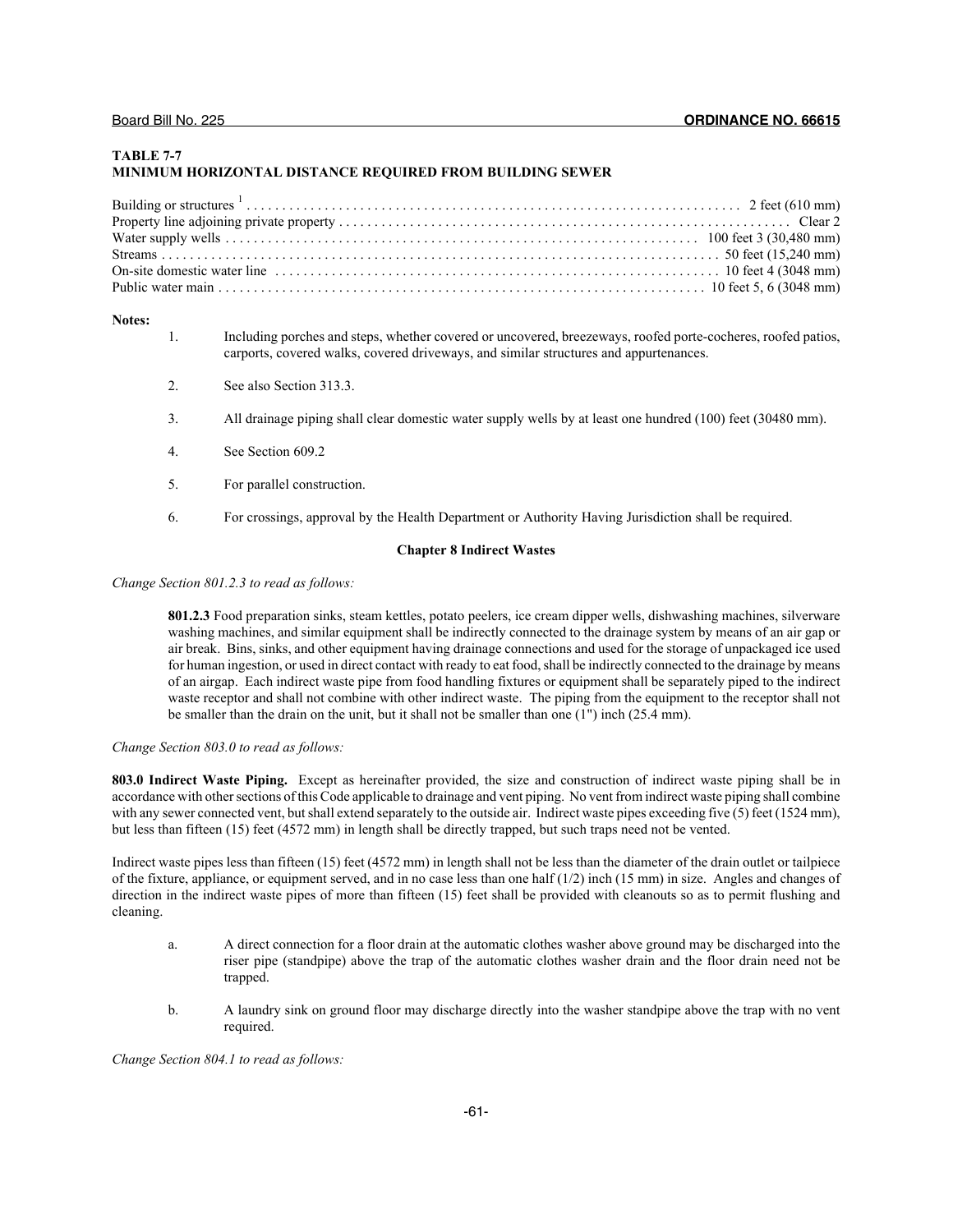**TABLE 7-7**
**MINIMUM HORIZONTAL DISTANCE REQUIRED FROM BUILDING SEWER**

| | |
|---|---|
| Building or structures [1] | 2 feet (610 mm) |
| Property line adjoining private property | Clear 2 |
| Water supply wells | 100 feet 3 (30,480 mm) |
| Streams | 50 feet (15,240 mm) |
| On-site domestic water line | 10 feet 4 (3048 mm) |
| Public water main | 10 feet 5, 6 (3048 mm) |

**Notes:**

1. Including porches and steps, whether covered or uncovered, breezeways, roofed porte-cocheres, roofed patios, carports, covered walks, covered driveways, and similar structures and appurtenances.
2. See also Section 313.3.
3. All drainage piping shall clear domestic water supply wells by at least one hundred (100) feet (30480 mm).
4. See Section 609.2
5. For parallel construction.
6. For crossings, approval by the Health Department or Authority Having Jurisdiction shall be required.

## Chapter 8 Indirect Wastes

*Change Section 801.2.3 to read as follows:*

**801.2.3** Food preparation sinks, steam kettles, potato peelers, ice cream dipper wells, dishwashing machines, silverware washing machines, and similar equipment shall be indirectly connected to the drainage system by means of an air gap or air break. Bins, sinks, and other equipment having drainage connections and used for the storage of unpackaged ice used for human ingestion, or used in direct contact with ready to eat food, shall be indirectly connected to the drainage by means of an airgap. Each indirect waste pipe from food handling fixtures or equipment shall be separately piped to the indirect waste receptor and shall not combine with other indirect waste. The piping from the equipment to the receptor shall not be smaller than the drain on the unit, but it shall not be smaller than one (1") inch (25.4 mm).

*Change Section 803.0 to read as follows:*

**803.0 Indirect Waste Piping.** Except as hereinafter provided, the size and construction of indirect waste piping shall be in accordance with other sections of this Code applicable to drainage and vent piping. No vent from indirect waste piping shall combine with any sewer connected vent, but shall extend separately to the outside air. Indirect waste pipes exceeding five (5) feet (1524 mm), but less than fifteen (15) feet (4572 mm) in length shall be directly trapped, but such traps need not be vented.

Indirect waste pipes less than fifteen (15) feet (4572 mm) in length shall not be less than the diameter of the drain outlet or tailpiece of the fixture, appliance, or equipment served, and in no case less than one half (1/2) inch (15 mm) in size. Angles and changes of direction in the indirect waste pipes of more than fifteen (15) feet shall be provided with cleanouts so as to permit flushing and cleaning.

a. A direct connection for a floor drain at the automatic clothes washer above ground may be discharged into the riser pipe (standpipe) above the trap of the automatic clothes washer drain and the floor drain need not be trapped.

b. A laundry sink on ground floor may discharge directly into the washer standpipe above the trap with no vent required.

*Change Section 804.1 to read as follows:*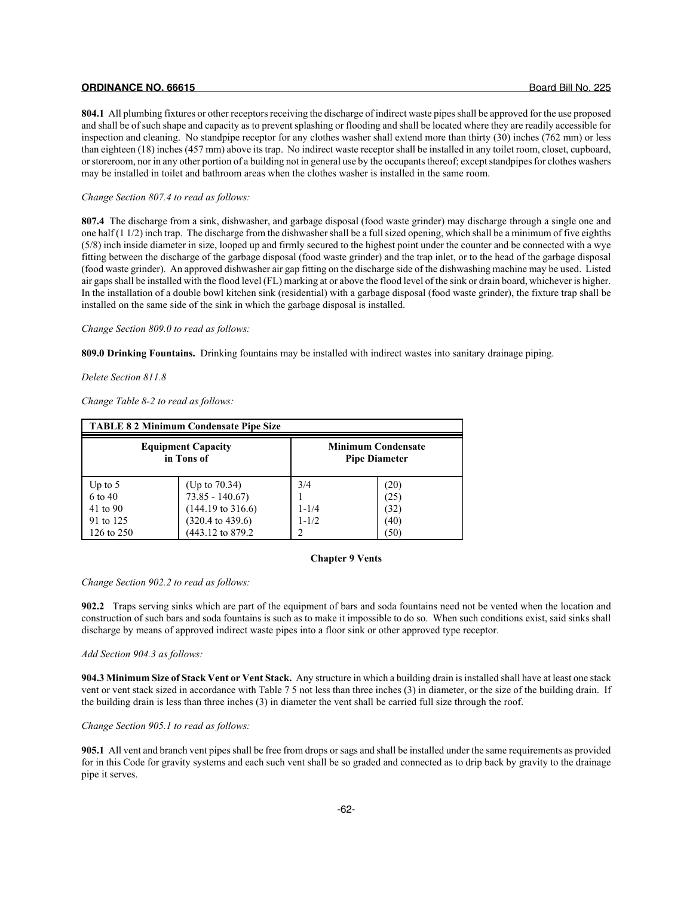**804.1** All plumbing fixtures or other receptors receiving the discharge of indirect waste pipes shall be approved for the use proposed and shall be of such shape and capacity as to prevent splashing or flooding and shall be located where they are readily accessible for inspection and cleaning. No standpipe receptor for any clothes washer shall extend more than thirty (30) inches (762 mm) or less than eighteen (18) inches (457 mm) above its trap. No indirect waste receptor shall be installed in any toilet room, closet, cupboard, or storeroom, nor in any other portion of a building not in general use by the occupants thereof; except standpipes for clothes washers may be installed in toilet and bathroom areas when the clothes washer is installed in the same room.

*Change Section 807.4 to read as follows:*

**807.4** The discharge from a sink, dishwasher, and garbage disposal (food waste grinder) may discharge through a single one and one half (1 1/2) inch trap. The discharge from the dishwasher shall be a full sized opening, which shall be a minimum of five eighths (5/8) inch inside diameter in size, looped up and firmly secured to the highest point under the counter and be connected with a wye fitting between the discharge of the garbage disposal (food waste grinder) and the trap inlet, or to the head of the garbage disposal (food waste grinder). An approved dishwasher air gap fitting on the discharge side of the dishwashing machine may be used. Listed air gaps shall be installed with the flood level (FL) marking at or above the flood level of the sink or drain board, whichever is higher. In the installation of a double bowl kitchen sink (residential) with a garbage disposal (food waste grinder), the fixture trap shall be installed on the same side of the sink in which the garbage disposal is installed.

*Change Section 809.0 to read as follows:*

**809.0 Drinking Fountains.** Drinking fountains may be installed with indirect wastes into sanitary drainage piping.

*Delete Section 811.8*

*Change Table 8-2 to read as follows:*

| TABLE 8 2 Minimum Condensate Pipe Size | | | |
|---|---|---|---|
| **Equipment Capacity in Tons of** | | **Minimum Condensate Pipe Diameter** | |
| Up to 5 | (Up to 70.34) | 3/4 | (20) |
| 6 to 40 | 73.85 - 140.67) | 1 | (25) |
| 41 to 90 | (144.19 to 316.6) | 1-1/4 | (32) |
| 91 to 125 | (320.4 to 439.6) | 1-1/2 | (40) |
| 126 to 250 | (443.12 to 879.2 | 2 | (50) |

**Chapter 9 Vents**

*Change Section 902.2 to read as follows:*

**902.2** Traps serving sinks which are part of the equipment of bars and soda fountains need not be vented when the location and construction of such bars and soda fountains is such as to make it impossible to do so. When such conditions exist, said sinks shall discharge by means of approved indirect waste pipes into a floor sink or other approved type receptor.

*Add Section 904.3 as follows:*

**904.3 Minimum Size of Stack Vent or Vent Stack.** Any structure in which a building drain is installed shall have at least one stack vent or vent stack sized in accordance with Table 7 5 not less than three inches (3) in diameter, or the size of the building drain. If the building drain is less than three inches (3) in diameter the vent shall be carried full size through the roof.

*Change Section 905.1 to read as follows:*

**905.1** All vent and branch vent pipes shall be free from drops or sags and shall be installed under the same requirements as provided for in this Code for gravity systems and each such vent shall be so graded and connected as to drip back by gravity to the drainage pipe it serves.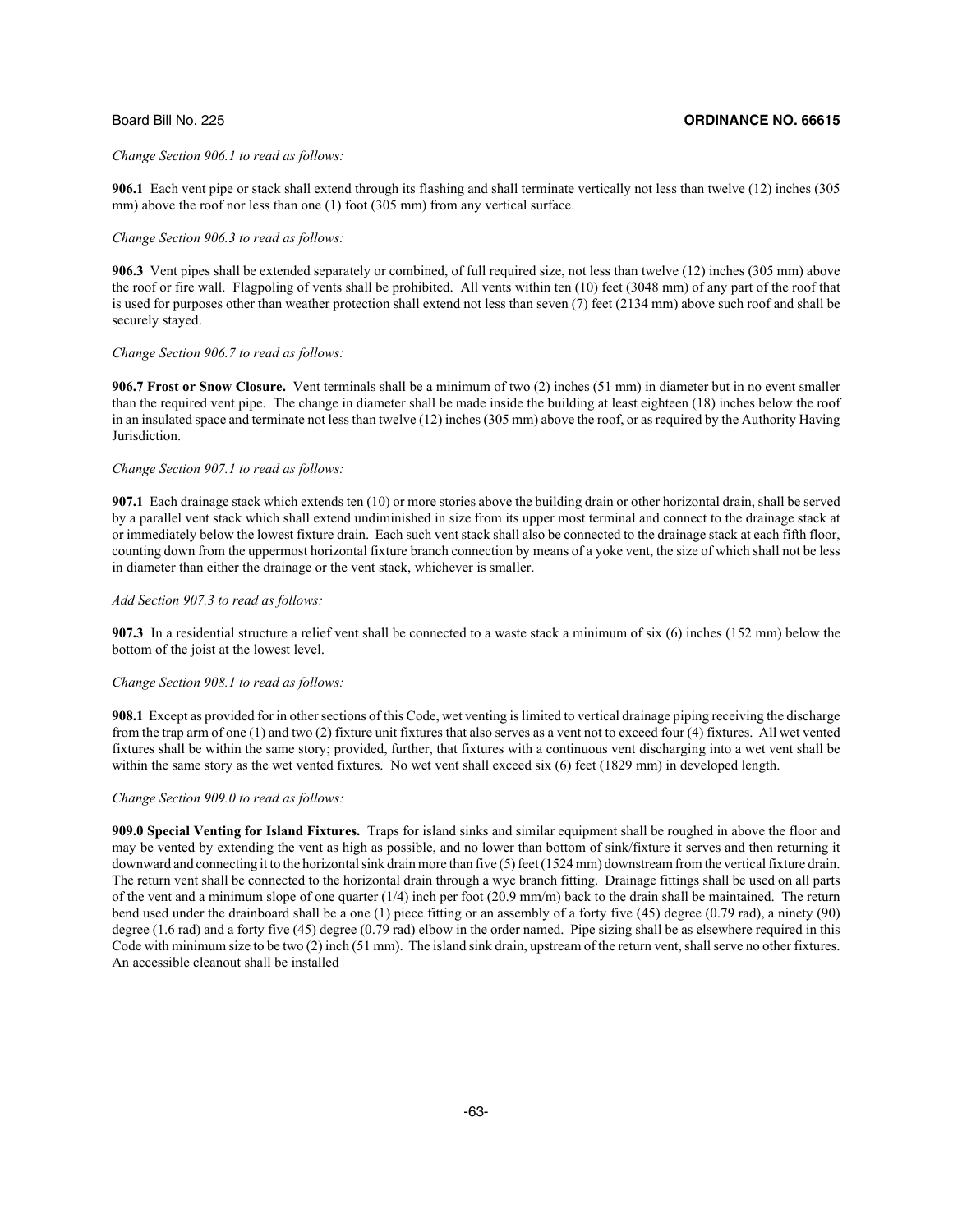*Change Section 906.1 to read as follows:*

**906.1** Each vent pipe or stack shall extend through its flashing and shall terminate vertically not less than twelve (12) inches (305 mm) above the roof nor less than one (1) foot (305 mm) from any vertical surface.

*Change Section 906.3 to read as follows:*

**906.3** Vent pipes shall be extended separately or combined, of full required size, not less than twelve (12) inches (305 mm) above the roof or fire wall. Flagpoling of vents shall be prohibited. All vents within ten (10) feet (3048 mm) of any part of the roof that is used for purposes other than weather protection shall extend not less than seven (7) feet (2134 mm) above such roof and shall be securely stayed.

*Change Section 906.7 to read as follows:*

**906.7 Frost or Snow Closure.** Vent terminals shall be a minimum of two (2) inches (51 mm) in diameter but in no event smaller than the required vent pipe. The change in diameter shall be made inside the building at least eighteen (18) inches below the roof in an insulated space and terminate not less than twelve (12) inches (305 mm) above the roof, or as required by the Authority Having Jurisdiction.

*Change Section 907.1 to read as follows:*

**907.1** Each drainage stack which extends ten (10) or more stories above the building drain or other horizontal drain, shall be served by a parallel vent stack which shall extend undiminished in size from its upper most terminal and connect to the drainage stack at or immediately below the lowest fixture drain. Each such vent stack shall also be connected to the drainage stack at each fifth floor, counting down from the uppermost horizontal fixture branch connection by means of a yoke vent, the size of which shall not be less in diameter than either the drainage or the vent stack, whichever is smaller.

*Add Section 907.3 to read as follows:*

**907.3** In a residential structure a relief vent shall be connected to a waste stack a minimum of six (6) inches (152 mm) below the bottom of the joist at the lowest level.

*Change Section 908.1 to read as follows:*

**908.1** Except as provided for in other sections of this Code, wet venting is limited to vertical drainage piping receiving the discharge from the trap arm of one (1) and two (2) fixture unit fixtures that also serves as a vent not to exceed four (4) fixtures. All wet vented fixtures shall be within the same story; provided, further, that fixtures with a continuous vent discharging into a wet vent shall be within the same story as the wet vented fixtures. No wet vent shall exceed six (6) feet (1829 mm) in developed length.

*Change Section 909.0 to read as follows:*

**909.0 Special Venting for Island Fixtures.** Traps for island sinks and similar equipment shall be roughed in above the floor and may be vented by extending the vent as high as possible, and no lower than bottom of sink/fixture it serves and then returning it downward and connecting it to the horizontal sink drain more than five (5) feet (1524 mm) downstream from the vertical fixture drain. The return vent shall be connected to the horizontal drain through a wye branch fitting. Drainage fittings shall be used on all parts of the vent and a minimum slope of one quarter (1/4) inch per foot (20.9 mm/m) back to the drain shall be maintained. The return bend used under the drainboard shall be a one (1) piece fitting or an assembly of a forty five (45) degree (0.79 rad), a ninety (90) degree (1.6 rad) and a forty five (45) degree (0.79 rad) elbow in the order named. Pipe sizing shall be as elsewhere required in this Code with minimum size to be two (2) inch (51 mm). The island sink drain, upstream of the return vent, shall serve no other fixtures. An accessible cleanout shall be installed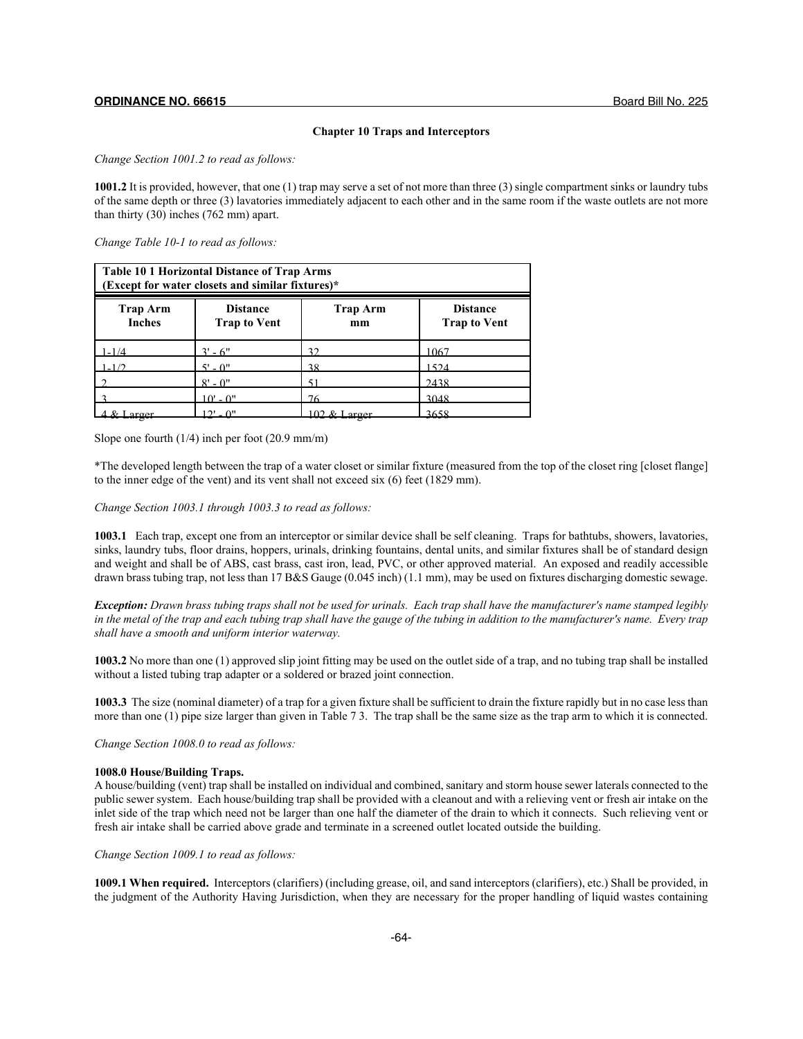**ORDINANCE NO. 66615** Board Bill No. 225

### Chapter 10 Traps and Interceptors

*Change Section 1001.2 to read as follows:*

**1001.2** It is provided, however, that one (1) trap may serve a set of not more than three (3) single compartment sinks or laundry tubs of the same depth or three (3) lavatories immediately adjacent to each other and in the same room if the waste outlets are not more than thirty (30) inches (762 mm) apart.

*Change Table 10-1 to read as follows:*

**Table 10 1 Horizontal Distance of Trap Arms (Except for water closets and similar fixtures)***

| Trap Arm Inches | Distance Trap to Vent | Trap Arm mm | Distance Trap to Vent |
|---|---|---|---|
| 1-1/4 | 3' - 6" | 32 | 1067 |
| 1-1/2 | 5' - 0" | 38 | 1524 |
| 2 | 8' - 0" | 51 | 2438 |
| 3 | 10' - 0" | 76 | 3048 |
| 4 & Larger | 12' - 0" | 102 & Larger | 3658 |

Slope one fourth (1/4) inch per foot (20.9 mm/m)

*The developed length between the trap of a water closet or similar fixture (measured from the top of the closet ring [closet flange] to the inner edge of the vent) and its vent shall not exceed six (6) feet (1829 mm).

*Change Section 1003.1 through 1003.3 to read as follows:*

**1003.1** Each trap, except one from an interceptor or similar device shall be self cleaning. Traps for bathtubs, showers, lavatories, sinks, laundry tubs, floor drains, hoppers, urinals, drinking fountains, dental units, and similar fixtures shall be of standard design and weight and shall be of ABS, cast brass, cast iron, lead, PVC, or other approved material. An exposed and readily accessible drawn brass tubing trap, not less than 17 B&S Gauge (0.045 inch) (1.1 mm), may be used on fixtures discharging domestic sewage.

***Exception:*** *Drawn brass tubing traps shall not be used for urinals. Each trap shall have the manufacturer's name stamped legibly in the metal of the trap and each tubing trap shall have the gauge of the tubing in addition to the manufacturer's name. Every trap shall have a smooth and uniform interior waterway.*

**1003.2** No more than one (1) approved slip joint fitting may be used on the outlet side of a trap, and no tubing trap shall be installed without a listed tubing trap adapter or a soldered or brazed joint connection.

**1003.3** The size (nominal diameter) of a trap for a given fixture shall be sufficient to drain the fixture rapidly but in no case less than more than one (1) pipe size larger than given in Table 7 3. The trap shall be the same size as the trap arm to which it is connected.

*Change Section 1008.0 to read as follows:*

**1008.0 House/Building Traps.**
A house/building (vent) trap shall be installed on individual and combined, sanitary and storm house sewer laterals connected to the public sewer system. Each house/building trap shall be provided with a cleanout and with a relieving vent or fresh air intake on the inlet side of the trap which need not be larger than one half the diameter of the drain to which it connects. Such relieving vent or fresh air intake shall be carried above grade and terminate in a screened outlet located outside the building.

*Change Section 1009.1 to read as follows:*

**1009.1 When required.** Interceptors (clarifiers) (including grease, oil, and sand interceptors (clarifiers), etc.) Shall be provided, in the judgment of the Authority Having Jurisdiction, when they are necessary for the proper handling of liquid wastes containing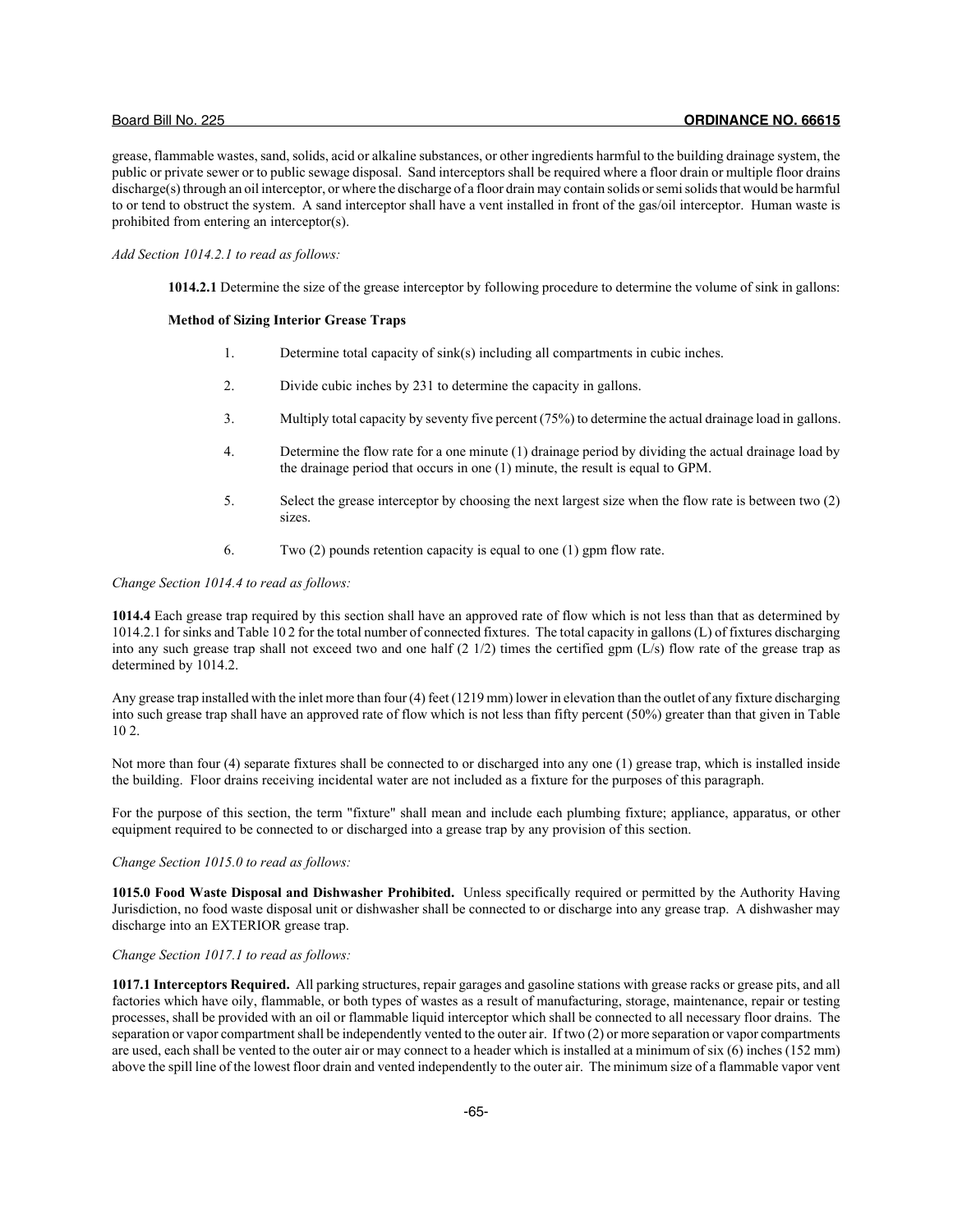grease, flammable wastes, sand, solids, acid or alkaline substances, or other ingredients harmful to the building drainage system, the public or private sewer or to public sewage disposal. Sand interceptors shall be required where a floor drain or multiple floor drains discharge(s) through an oil interceptor, or where the discharge of a floor drain may contain solids or semi solids that would be harmful to or tend to obstruct the system. A sand interceptor shall have a vent installed in front of the gas/oil interceptor. Human waste is prohibited from entering an interceptor(s).

*Add Section 1014.2.1 to read as follows:*

**1014.2.1** Determine the size of the grease interceptor by following procedure to determine the volume of sink in gallons:

**Method of Sizing Interior Grease Traps**

1. Determine total capacity of sink(s) including all compartments in cubic inches.

2. Divide cubic inches by 231 to determine the capacity in gallons.

3. Multiply total capacity by seventy five percent (75%) to determine the actual drainage load in gallons.

4. Determine the flow rate for a one minute (1) drainage period by dividing the actual drainage load by the drainage period that occurs in one (1) minute, the result is equal to GPM.

5. Select the grease interceptor by choosing the next largest size when the flow rate is between two (2) sizes.

6. Two (2) pounds retention capacity is equal to one (1) gpm flow rate.

*Change Section 1014.4 to read as follows:*

**1014.4** Each grease trap required by this section shall have an approved rate of flow which is not less than that as determined by 1014.2.1 for sinks and Table 10 2 for the total number of connected fixtures. The total capacity in gallons (L) of fixtures discharging into any such grease trap shall not exceed two and one half (2 1/2) times the certified gpm (L/s) flow rate of the grease trap as determined by 1014.2.

Any grease trap installed with the inlet more than four (4) feet (1219 mm) lower in elevation than the outlet of any fixture discharging into such grease trap shall have an approved rate of flow which is not less than fifty percent (50%) greater than that given in Table 10 2.

Not more than four (4) separate fixtures shall be connected to or discharged into any one (1) grease trap, which is installed inside the building. Floor drains receiving incidental water are not included as a fixture for the purposes of this paragraph.

For the purpose of this section, the term "fixture" shall mean and include each plumbing fixture; appliance, apparatus, or other equipment required to be connected to or discharged into a grease trap by any provision of this section.

*Change Section 1015.0 to read as follows:*

**1015.0 Food Waste Disposal and Dishwasher Prohibited.** Unless specifically required or permitted by the Authority Having Jurisdiction, no food waste disposal unit or dishwasher shall be connected to or discharge into any grease trap. A dishwasher may discharge into an EXTERIOR grease trap.

*Change Section 1017.1 to read as follows:*

**1017.1 Interceptors Required.** All parking structures, repair garages and gasoline stations with grease racks or grease pits, and all factories which have oily, flammable, or both types of wastes as a result of manufacturing, storage, maintenance, repair or testing processes, shall be provided with an oil or flammable liquid interceptor which shall be connected to all necessary floor drains. The separation or vapor compartment shall be independently vented to the outer air. If two (2) or more separation or vapor compartments are used, each shall be vented to the outer air or may connect to a header which is installed at a minimum of six (6) inches (152 mm) above the spill line of the lowest floor drain and vented independently to the outer air. The minimum size of a flammable vapor vent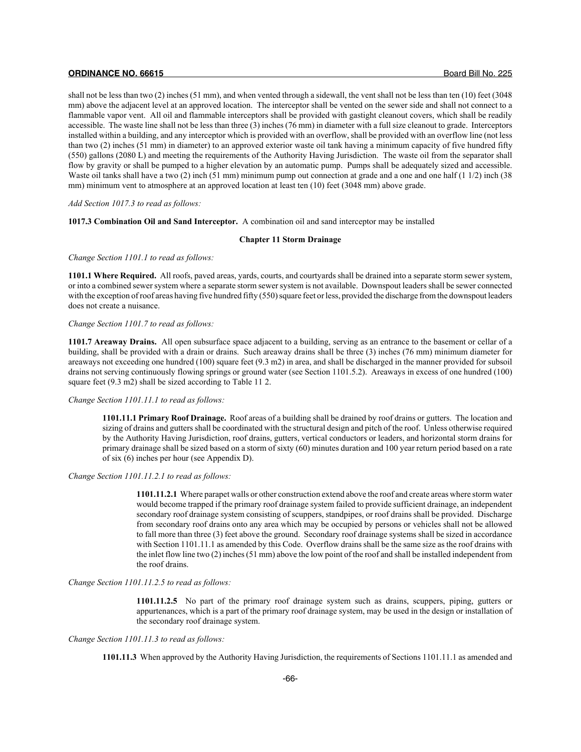shall not be less than two (2) inches (51 mm), and when vented through a sidewall, the vent shall not be less than ten (10) feet (3048 mm) above the adjacent level at an approved location. The interceptor shall be vented on the sewer side and shall not connect to a flammable vapor vent. All oil and flammable interceptors shall be provided with gastight cleanout covers, which shall be readily accessible. The waste line shall not be less than three (3) inches (76 mm) in diameter with a full size cleanout to grade. Interceptors installed within a building, and any interceptor which is provided with an overflow, shall be provided with an overflow line (not less than two (2) inches (51 mm) in diameter) to an approved exterior waste oil tank having a minimum capacity of five hundred fifty (550) gallons (2080 L) and meeting the requirements of the Authority Having Jurisdiction. The waste oil from the separator shall flow by gravity or shall be pumped to a higher elevation by an automatic pump. Pumps shall be adequately sized and accessible. Waste oil tanks shall have a two (2) inch (51 mm) minimum pump out connection at grade and a one and one half (1 1/2) inch (38 mm) minimum vent to atmosphere at an approved location at least ten (10) feet (3048 mm) above grade.

*Add Section 1017.3 to read as follows:*

**1017.3 Combination Oil and Sand Interceptor.** A combination oil and sand interceptor may be installed

## Chapter 11 Storm Drainage

*Change Section 1101.1 to read as follows:*

**1101.1 Where Required.** All roofs, paved areas, yards, courts, and courtyards shall be drained into a separate storm sewer system, or into a combined sewer system where a separate storm sewer system is not available. Downspout leaders shall be sewer connected with the exception of roof areas having five hundred fifty (550) square feet or less, provided the discharge from the downspout leaders does not create a nuisance.

*Change Section 1101.7 to read as follows:*

**1101.7 Areaway Drains.** All open subsurface space adjacent to a building, serving as an entrance to the basement or cellar of a building, shall be provided with a drain or drains. Such areaway drains shall be three (3) inches (76 mm) minimum diameter for areaways not exceeding one hundred (100) square feet (9.3 m2) in area, and shall be discharged in the manner provided for subsoil drains not serving continuously flowing springs or ground water (see Section 1101.5.2). Areaways in excess of one hundred (100) square feet (9.3 m2) shall be sized according to Table 11 2.

*Change Section 1101.11.1 to read as follows:*

**1101.11.1 Primary Roof Drainage.** Roof areas of a building shall be drained by roof drains or gutters. The location and sizing of drains and gutters shall be coordinated with the structural design and pitch of the roof. Unless otherwise required by the Authority Having Jurisdiction, roof drains, gutters, vertical conductors or leaders, and horizontal storm drains for primary drainage shall be sized based on a storm of sixty (60) minutes duration and 100 year return period based on a rate of six (6) inches per hour (see Appendix D).

*Change Section 1101.11.2.1 to read as follows:*

**1101.11.2.1** Where parapet walls or other construction extend above the roof and create areas where storm water would become trapped if the primary roof drainage system failed to provide sufficient drainage, an independent secondary roof drainage system consisting of scuppers, standpipes, or roof drains shall be provided. Discharge from secondary roof drains onto any area which may be occupied by persons or vehicles shall not be allowed to fall more than three (3) feet above the ground. Secondary roof drainage systems shall be sized in accordance with Section 1101.11.1 as amended by this Code. Overflow drains shall be the same size as the roof drains with the inlet flow line two (2) inches (51 mm) above the low point of the roof and shall be installed independent from the roof drains.

*Change Section 1101.11.2.5 to read as follows:*

**1101.11.2.5** No part of the primary roof drainage system such as drains, scuppers, piping, gutters or appurtenances, which is a part of the primary roof drainage system, may be used in the design or installation of the secondary roof drainage system.

*Change Section 1101.11.3 to read as follows:*

**1101.11.3** When approved by the Authority Having Jurisdiction, the requirements of Sections 1101.11.1 as amended and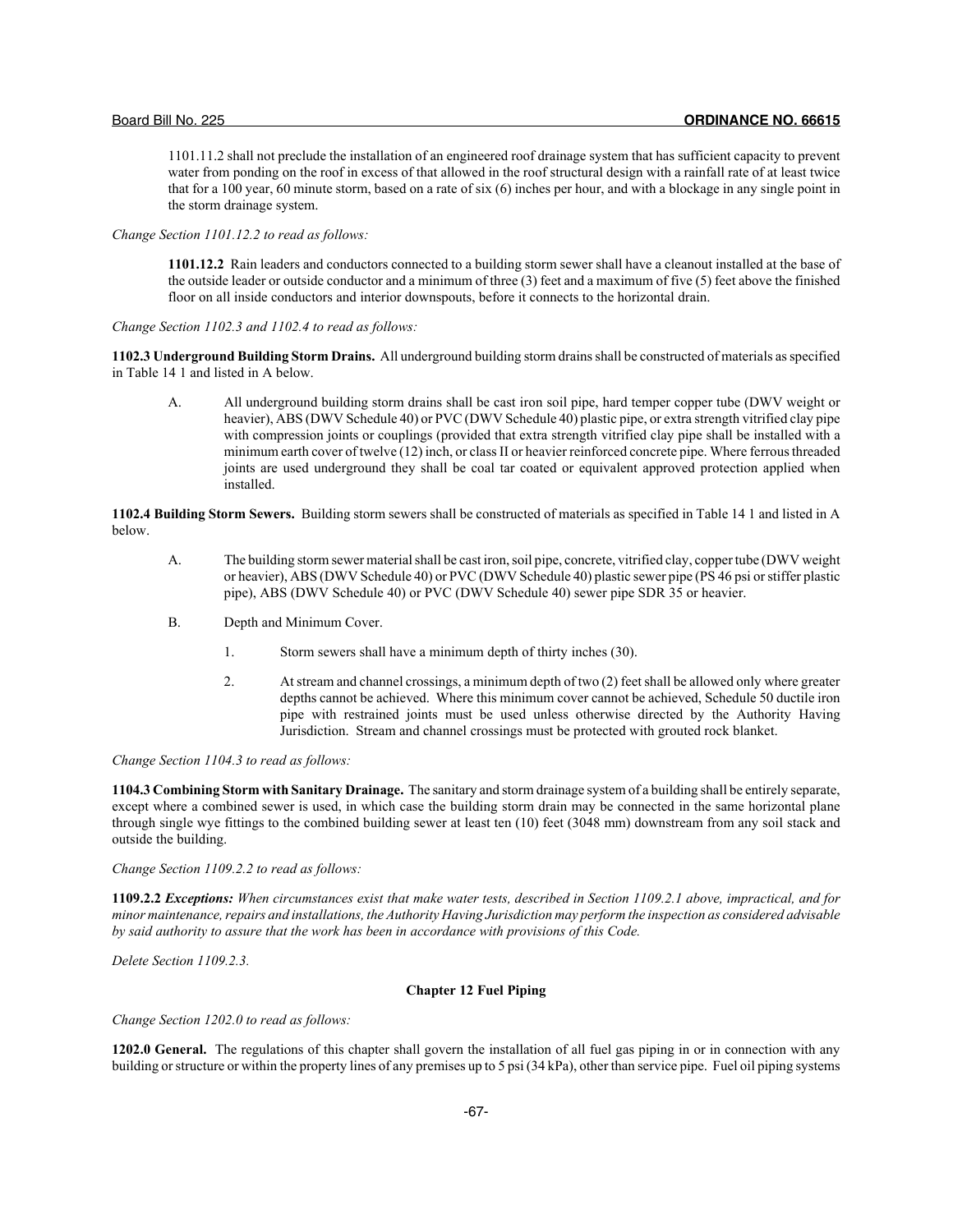1101.11.2 shall not preclude the installation of an engineered roof drainage system that has sufficient capacity to prevent water from ponding on the roof in excess of that allowed in the roof structural design with a rainfall rate of at least twice that for a 100 year, 60 minute storm, based on a rate of six (6) inches per hour, and with a blockage in any single point in the storm drainage system.

*Change Section 1101.12.2 to read as follows:*

**1101.12.2** Rain leaders and conductors connected to a building storm sewer shall have a cleanout installed at the base of the outside leader or outside conductor and a minimum of three (3) feet and a maximum of five (5) feet above the finished floor on all inside conductors and interior downspouts, before it connects to the horizontal drain.

*Change Section 1102.3 and 1102.4 to read as follows:*

**1102.3 Underground Building Storm Drains.** All underground building storm drains shall be constructed of materials as specified in Table 14 1 and listed in A below.

A. All underground building storm drains shall be cast iron soil pipe, hard temper copper tube (DWV weight or heavier), ABS (DWV Schedule 40) or PVC (DWV Schedule 40) plastic pipe, or extra strength vitrified clay pipe with compression joints or couplings (provided that extra strength vitrified clay pipe shall be installed with a minimum earth cover of twelve (12) inch, or class II or heavier reinforced concrete pipe. Where ferrous threaded joints are used underground they shall be coal tar coated or equivalent approved protection applied when installed.

**1102.4 Building Storm Sewers.** Building storm sewers shall be constructed of materials as specified in Table 14 1 and listed in A below.

A. The building storm sewer material shall be cast iron, soil pipe, concrete, vitrified clay, copper tube (DWV weight or heavier), ABS (DWV Schedule 40) or PVC (DWV Schedule 40) plastic sewer pipe (PS 46 psi or stiffer plastic pipe), ABS (DWV Schedule 40) or PVC (DWV Schedule 40) sewer pipe SDR 35 or heavier.

B. Depth and Minimum Cover.

1. Storm sewers shall have a minimum depth of thirty inches (30).

2. At stream and channel crossings, a minimum depth of two (2) feet shall be allowed only where greater depths cannot be achieved. Where this minimum cover cannot be achieved, Schedule 50 ductile iron pipe with restrained joints must be used unless otherwise directed by the Authority Having Jurisdiction. Stream and channel crossings must be protected with grouted rock blanket.

*Change Section 1104.3 to read as follows:*

**1104.3 Combining Storm with Sanitary Drainage.** The sanitary and storm drainage system of a building shall be entirely separate, except where a combined sewer is used, in which case the building storm drain may be connected in the same horizontal plane through single wye fittings to the combined building sewer at least ten (10) feet (3048 mm) downstream from any soil stack and outside the building.

*Change Section 1109.2.2 to read as follows:*

**1109.2.2** ***Exceptions:*** *When circumstances exist that make water tests, described in Section 1109.2.1 above, impractical, and for minor maintenance, repairs and installations, the Authority Having Jurisdiction may perform the inspection as considered advisable by said authority to assure that the work has been in accordance with provisions of this Code.*

*Delete Section 1109.2.3.*

## Chapter 12 Fuel Piping

*Change Section 1202.0 to read as follows:*

**1202.0 General.** The regulations of this chapter shall govern the installation of all fuel gas piping in or in connection with any building or structure or within the property lines of any premises up to 5 psi (34 kPa), other than service pipe. Fuel oil piping systems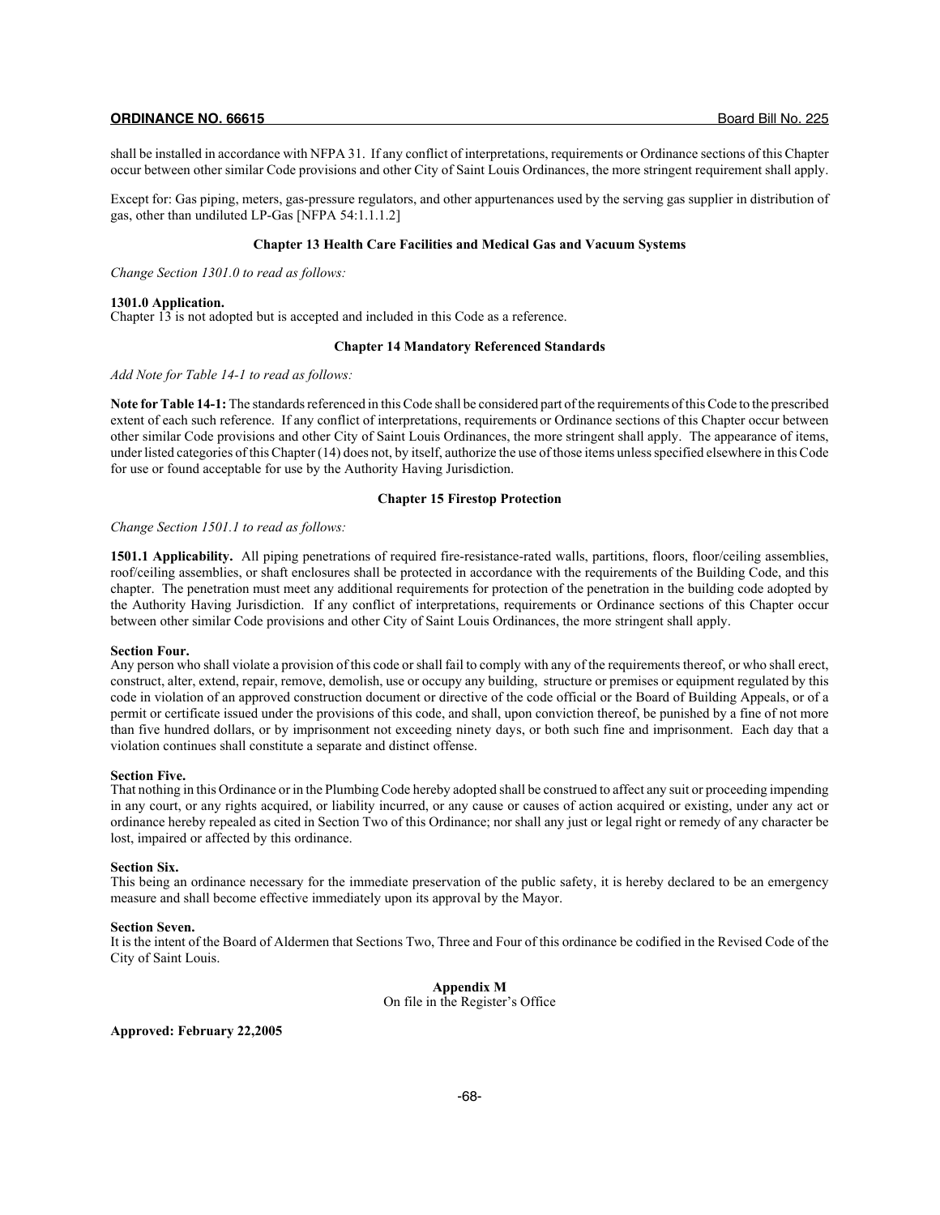shall be installed in accordance with NFPA 31. If any conflict of interpretations, requirements or Ordinance sections of this Chapter occur between other similar Code provisions and other City of Saint Louis Ordinances, the more stringent requirement shall apply.

Except for: Gas piping, meters, gas-pressure regulators, and other appurtenances used by the serving gas supplier in distribution of gas, other than undiluted LP-Gas [NFPA 54:1.1.1.2]

### Chapter 13 Health Care Facilities and Medical Gas and Vacuum Systems

*Change Section 1301.0 to read as follows:*

**1301.0 Application.**
Chapter 13 is not adopted but is accepted and included in this Code as a reference.

### Chapter 14 Mandatory Referenced Standards

*Add Note for Table 14-1 to read as follows:*

**Note for Table 14-1:** The standards referenced in this Code shall be considered part of the requirements of this Code to the prescribed extent of each such reference. If any conflict of interpretations, requirements or Ordinance sections of this Chapter occur between other similar Code provisions and other City of Saint Louis Ordinances, the more stringent shall apply. The appearance of items, under listed categories of this Chapter (14) does not, by itself, authorize the use of those items unless specified elsewhere in this Code for use or found acceptable for use by the Authority Having Jurisdiction.

### Chapter 15 Firestop Protection

*Change Section 1501.1 to read as follows:*

**1501.1 Applicability.** All piping penetrations of required fire-resistance-rated walls, partitions, floors, floor/ceiling assemblies, roof/ceiling assemblies, or shaft enclosures shall be protected in accordance with the requirements of the Building Code, and this chapter. The penetration must meet any additional requirements for protection of the penetration in the building code adopted by the Authority Having Jurisdiction. If any conflict of interpretations, requirements or Ordinance sections of this Chapter occur between other similar Code provisions and other City of Saint Louis Ordinances, the more stringent shall apply.

**Section Four.**
Any person who shall violate a provision of this code or shall fail to comply with any of the requirements thereof, or who shall erect, construct, alter, extend, repair, remove, demolish, use or occupy any building, structure or premises or equipment regulated by this code in violation of an approved construction document or directive of the code official or the Board of Building Appeals, or of a permit or certificate issued under the provisions of this code, and shall, upon conviction thereof, be punished by a fine of not more than five hundred dollars, or by imprisonment not exceeding ninety days, or both such fine and imprisonment. Each day that a violation continues shall constitute a separate and distinct offense.

**Section Five.**
That nothing in this Ordinance or in the Plumbing Code hereby adopted shall be construed to affect any suit or proceeding impending in any court, or any rights acquired, or liability incurred, or any cause or causes of action acquired or existing, under any act or ordinance hereby repealed as cited in Section Two of this Ordinance; nor shall any just or legal right or remedy of any character be lost, impaired or affected by this ordinance.

**Section Six.**
This being an ordinance necessary for the immediate preservation of the public safety, it is hereby declared to be an emergency measure and shall become effective immediately upon its approval by the Mayor.

**Section Seven.**
It is the intent of the Board of Aldermen that Sections Two, Three and Four of this ordinance be codified in the Revised Code of the City of Saint Louis.

**Appendix M**
On file in the Register's Office

**Approved: February 22,2005**